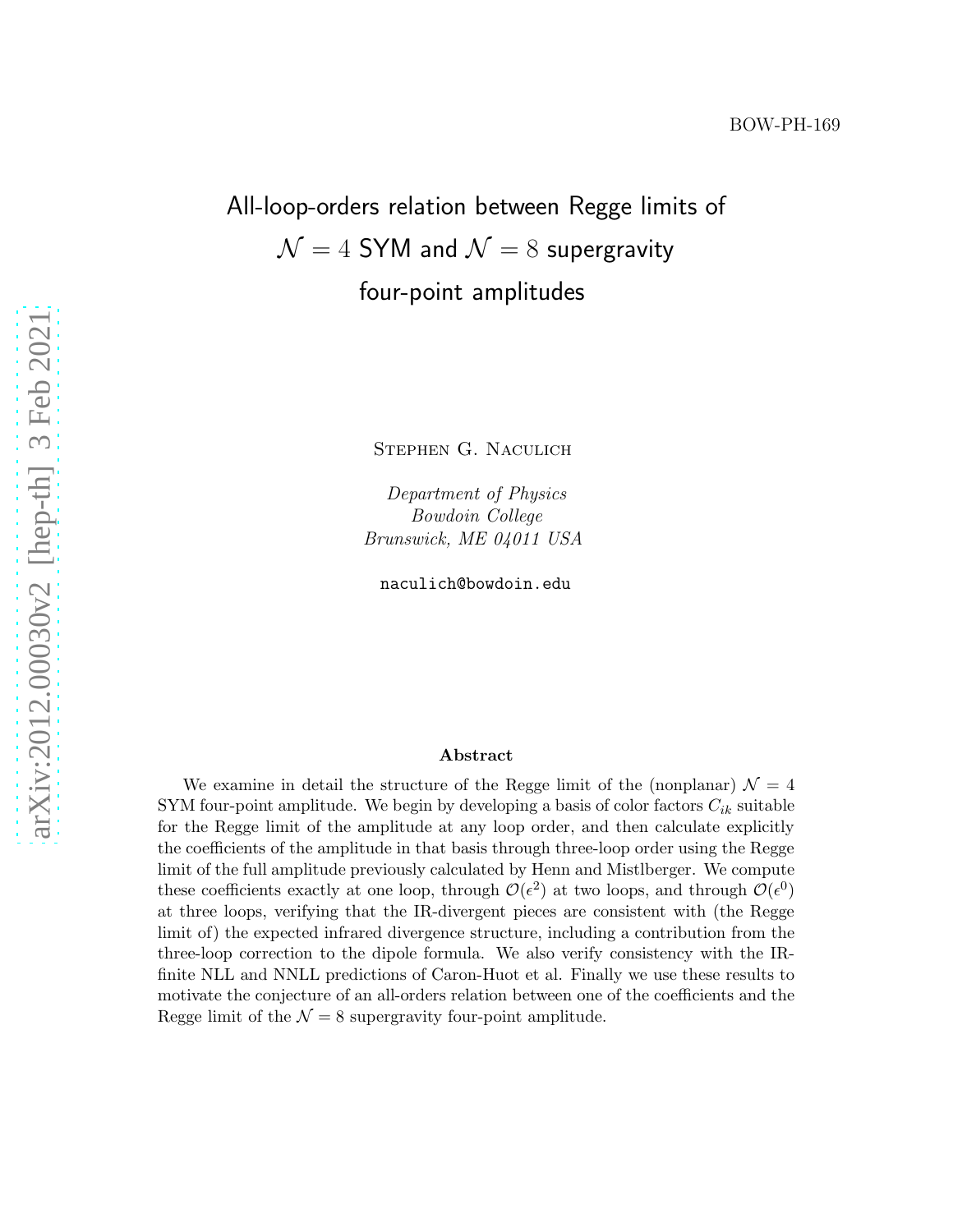BOW-PH-169

# All-loop-orders relation between Regge limits of $\mathcal{N}=4$ SYM and $\mathcal{N}=8$ supergravity four-point amplitudes

Stephen G. Naculich

*Department of Physics*
*Bowdoin College*
*Brunswick, ME 04011 USA*

naculich@bowdoin.edu

**Abstract**

We examine in detail the structure of the Regge limit of the (nonplanar) $\mathcal{N}=4$ SYM four-point amplitude. We begin by developing a basis of color factors $C_{ik}$ suitable for the Regge limit of the amplitude at any loop order, and then calculate explicitly the coefficients of the amplitude in that basis through three-loop order using the Regge limit of the full amplitude previously calculated by Henn and Mistlberger. We compute these coefficients exactly at one loop, through $\mathcal{O}(\epsilon^2)$ at two loops, and through $\mathcal{O}(\epsilon^0)$ at three loops, verifying that the IR-divergent pieces are consistent with (the Regge limit of) the expected infrared divergence structure, including a contribution from the three-loop correction to the dipole formula. We also verify consistency with the IR-finite NLL and NNLL predictions of Caron-Huot et al. Finally we use these results to motivate the conjecture of an all-orders relation between one of the coefficients and the Regge limit of the $\mathcal{N}=8$ supergravity four-point amplitude.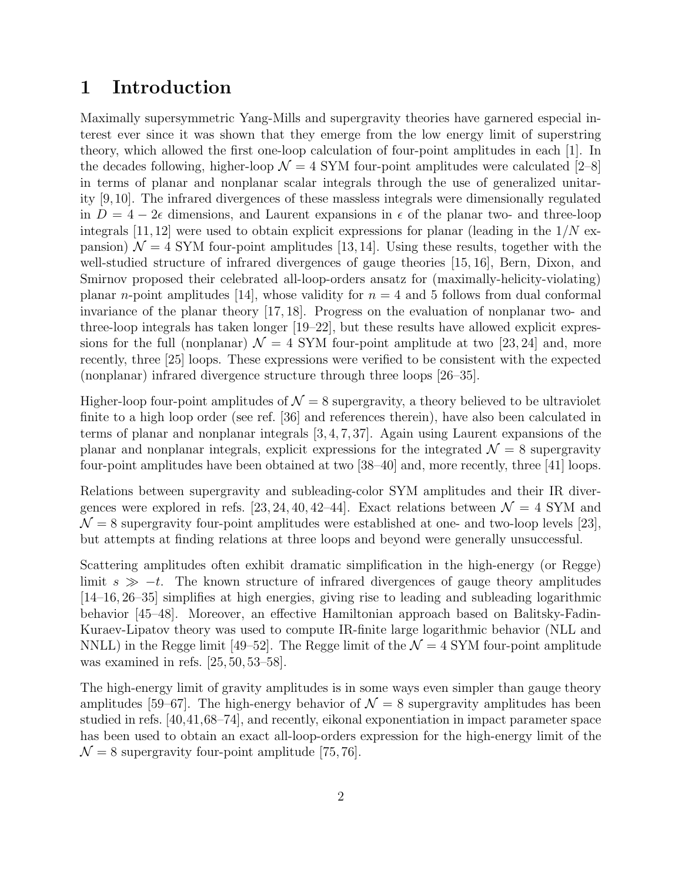# 1 Introduction

Maximally supersymmetric Yang-Mills and supergravity theories have garnered especial interest ever since it was shown that they emerge from the low energy limit of superstring theory, which allowed the first one-loop calculation of four-point amplitudes in each [1]. In the decades following, higher-loop $\mathcal{N}=4$ SYM four-point amplitudes were calculated [2–8] in terms of planar and nonplanar scalar integrals through the use of generalized unitarity [9,10]. The infrared divergences of these massless integrals were dimensionally regulated in $D=4-2\epsilon$ dimensions, and Laurent expansions in $\epsilon$ of the planar two- and three-loop integrals [11,12] were used to obtain explicit expressions for planar (leading in the $1/N$ expansion) $\mathcal{N}=4$ SYM four-point amplitudes [13,14]. Using these results, together with the well-studied structure of infrared divergences of gauge theories [15,16], Bern, Dixon, and Smirnov proposed their celebrated all-loop-orders ansatz for (maximally-helicity-violating) planar $n$-point amplitudes [14], whose validity for $n=4$ and 5 follows from dual conformal invariance of the planar theory [17,18]. Progress on the evaluation of nonplanar two- and three-loop integrals has taken longer [19–22], but these results have allowed explicit expressions for the full (nonplanar) $\mathcal{N}=4$ SYM four-point amplitude at two [23,24] and, more recently, three [25] loops. These expressions were verified to be consistent with the expected (nonplanar) infrared divergence structure through three loops [26–35].

Higher-loop four-point amplitudes of $\mathcal{N}=8$ supergravity, a theory believed to be ultraviolet finite to a high loop order (see ref. [36] and references therein), have also been calculated in terms of planar and nonplanar integrals [3,4,7,37]. Again using Laurent expansions of the planar and nonplanar integrals, explicit expressions for the integrated $\mathcal{N}=8$ supergravity four-point amplitudes have been obtained at two [38–40] and, more recently, three [41] loops.

Relations between supergravity and subleading-color SYM amplitudes and their IR divergences were explored in refs. [23,24,40,42–44]. Exact relations between $\mathcal{N}=4$ SYM and $\mathcal{N}=8$ supergravity four-point amplitudes were established at one- and two-loop levels [23], but attempts at finding relations at three loops and beyond were generally unsuccessful.

Scattering amplitudes often exhibit dramatic simplification in the high-energy (or Regge) limit $s \gg -t$. The known structure of infrared divergences of gauge theory amplitudes [14–16,26–35] simplifies at high energies, giving rise to leading and subleading logarithmic behavior [45–48]. Moreover, an effective Hamiltonian approach based on Balitsky-Fadin-Kuraev-Lipatov theory was used to compute IR-finite large logarithmic behavior (NLL and NNLL) in the Regge limit [49–52]. The Regge limit of the $\mathcal{N}=4$ SYM four-point amplitude was examined in refs. [25,50,53–58].

The high-energy limit of gravity amplitudes is in some ways even simpler than gauge theory amplitudes [59–67]. The high-energy behavior of $\mathcal{N}=8$ supergravity amplitudes has been studied in refs. [40,41,68–74], and recently, eikonal exponentiation in impact parameter space has been used to obtain an exact all-loop-orders expression for the high-energy limit of the $\mathcal{N}=8$ supergravity four-point amplitude [75,76].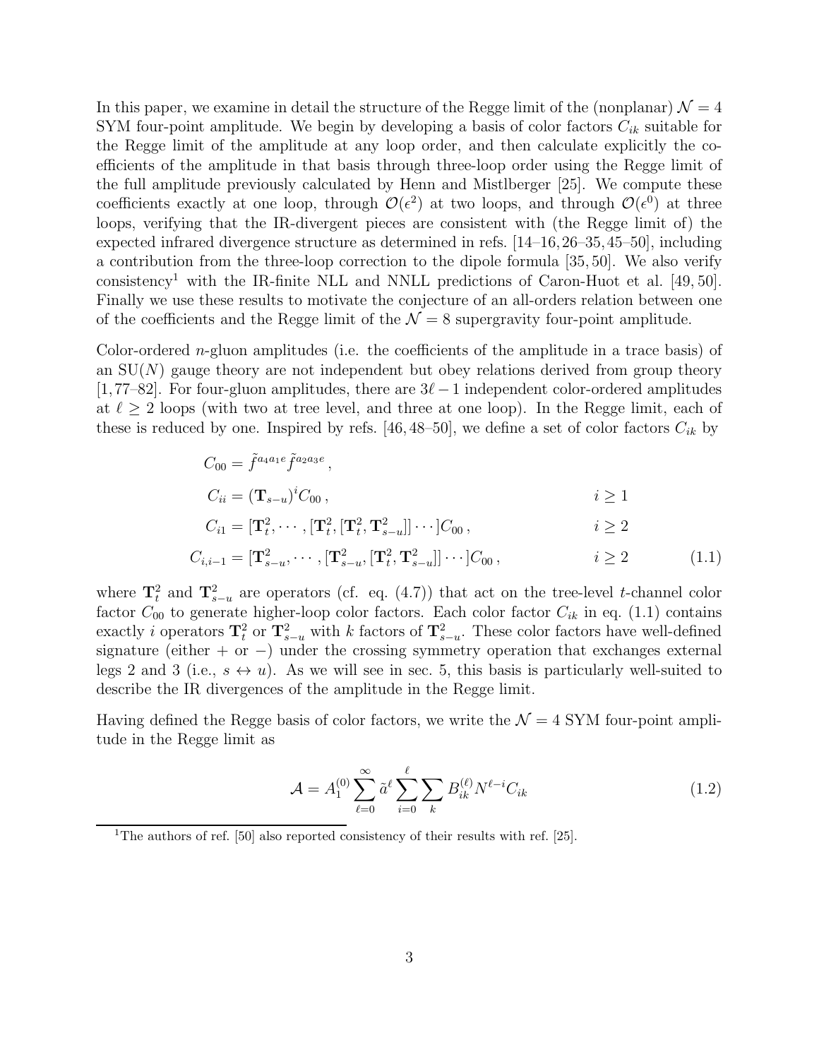In this paper, we examine in detail the structure of the Regge limit of the (nonplanar) $\mathcal{N}=4$ SYM four-point amplitude. We begin by developing a basis of color factors $C_{ik}$ suitable for the Regge limit of the amplitude at any loop order, and then calculate explicitly the coefficients of the amplitude in that basis through three-loop order using the Regge limit of the full amplitude previously calculated by Henn and Mistlberger [25]. We compute these coefficients exactly at one loop, through $\mathcal{O}(\epsilon^2)$ at two loops, and through $\mathcal{O}(\epsilon^0)$ at three loops, verifying that the IR-divergent pieces are consistent with (the Regge limit of) the expected infrared divergence structure as determined in refs. [14–16, 26–35, 45–50], including a contribution from the three-loop correction to the dipole formula [35, 50]. We also verify consistency[1] with the IR-finite NLL and NNLL predictions of Caron-Huot et al. [49, 50]. Finally we use these results to motivate the conjecture of an all-orders relation between one of the coefficients and the Regge limit of the $\mathcal{N}=8$ supergravity four-point amplitude.

Color-ordered $n$-gluon amplitudes (i.e. the coefficients of the amplitude in a trace basis) of an $\mathrm{SU}(N)$ gauge theory are not independent but obey relations derived from group theory [1, 77–82]. For four-gluon amplitudes, there are $3\ell-1$ independent color-ordered amplitudes at $\ell \geq 2$ loops (with two at tree level, and three at one loop). In the Regge limit, each of these is reduced by one. Inspired by refs. [46, 48–50], we define a set of color factors $C_{ik}$ by

$$
\begin{aligned}
C_{00} &= \tilde{f}^{a_4 a_1 e} \tilde{f}^{a_2 a_3 e} \,, \\
C_{ii} &= (\mathbf{T}_{s-u})^i C_{00} \,, & i &\geq 1 \\
C_{i1} &= [\mathbf{T}_t^2, \cdots, [\mathbf{T}_t^2, [\mathbf{T}_t^2, \mathbf{T}_{s-u}^2]] \cdots] C_{00} \,, & i &\geq 2 \\
C_{i,i-1} &= [\mathbf{T}_{s-u}^2, \cdots, [\mathbf{T}_{s-u}^2, [\mathbf{T}_t^2, \mathbf{T}_{s-u}^2]] \cdots] C_{00} \,, & i &\geq 2
\end{aligned}
\tag{1.1}
$$

where $\mathbf{T}_t^2$ and $\mathbf{T}_{s-u}^2$ are operators (cf. eq. (4.7)) that act on the tree-level $t$-channel color factor $C_{00}$ to generate higher-loop color factors. Each color factor $C_{ik}$ in eq. (1.1) contains exactly $i$ operators $\mathbf{T}_t^2$ or $\mathbf{T}_{s-u}^2$ with $k$ factors of $\mathbf{T}_{s-u}^2$. These color factors have well-defined signature (either $+$ or $-$) under the crossing symmetry operation that exchanges external legs 2 and 3 (i.e., $s \leftrightarrow u$). As we will see in sec. 5, this basis is particularly well-suited to describe the IR divergences of the amplitude in the Regge limit.

Having defined the Regge basis of color factors, we write the $\mathcal{N}=4$ SYM four-point amplitude in the Regge limit as

$$
\mathcal{A} = A_1^{(0)} \sum_{\ell=0}^{\infty} \tilde{a}^{\ell} \sum_{i=0}^{\ell} \sum_{k} B_{ik}^{(\ell)} N^{\ell-i} C_{ik}
\tag{1.2}
$$

[1] The authors of ref. [50] also reported consistency of their results with ref. [25].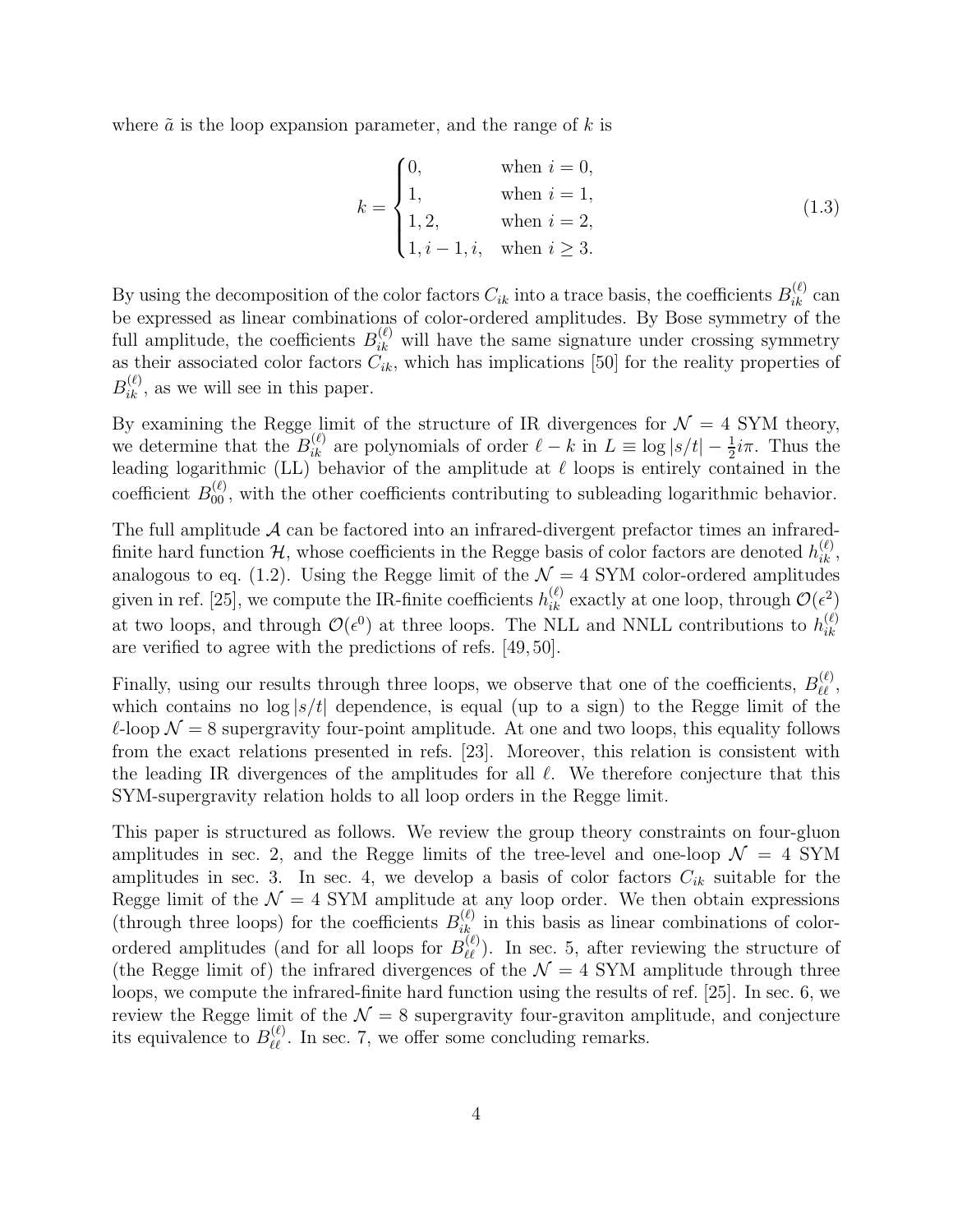where $\tilde{a}$ is the loop expansion parameter, and the range of $k$ is

$$
k = \begin{cases} 0, & \text{when } i = 0, \\ 1, & \text{when } i = 1, \\ 1, 2, & \text{when } i = 2, \\ 1, i-1, i, & \text{when } i \geq 3. \end{cases} \tag{1.3}
$$

By using the decomposition of the color factors $C_{ik}$ into a trace basis, the coefficients $B_{ik}^{(\ell)}$ can be expressed as linear combinations of color-ordered amplitudes. By Bose symmetry of the full amplitude, the coefficients $B_{ik}^{(\ell)}$ will have the same signature under crossing symmetry as their associated color factors $C_{ik}$, which has implications [50] for the reality properties of $B_{ik}^{(\ell)}$, as we will see in this paper.

By examining the Regge limit of the structure of IR divergences for $\mathcal{N} = 4$ SYM theory, we determine that the $B_{ik}^{(\ell)}$ are polynomials of order $\ell - k$ in $L \equiv \log |s/t| - \frac{1}{2} i\pi$. Thus the leading logarithmic (LL) behavior of the amplitude at $\ell$ loops is entirely contained in the coefficient $B_{00}^{(\ell)}$, with the other coefficients contributing to subleading logarithmic behavior.

The full amplitude $\mathcal{A}$ can be factored into an infrared-divergent prefactor times an infrared-finite hard function $\mathcal{H}$, whose coefficients in the Regge basis of color factors are denoted $h_{ik}^{(\ell)}$, analogous to eq. (1.2). Using the Regge limit of the $\mathcal{N} = 4$ SYM color-ordered amplitudes given in ref. [25], we compute the IR-finite coefficients $h_{ik}^{(\ell)}$ exactly at one loop, through $\mathcal{O}(\epsilon^2)$ at two loops, and through $\mathcal{O}(\epsilon^0)$ at three loops. The NLL and NNLL contributions to $h_{ik}^{(\ell)}$ are verified to agree with the predictions of refs. [49, 50].

Finally, using our results through three loops, we observe that one of the coefficients, $B_{\ell\ell}^{(\ell)}$, which contains no $\log |s/t|$ dependence, is equal (up to a sign) to the Regge limit of the $\ell$-loop $\mathcal{N} = 8$ supergravity four-point amplitude. At one and two loops, this equality follows from the exact relations presented in refs. [23]. Moreover, this relation is consistent with the leading IR divergences of the amplitudes for all $\ell$. We therefore conjecture that this SYM-supergravity relation holds to all loop orders in the Regge limit.

This paper is structured as follows. We review the group theory constraints on four-gluon amplitudes in sec. 2, and the Regge limits of the tree-level and one-loop $\mathcal{N} = 4$ SYM amplitudes in sec. 3. In sec. 4, we develop a basis of color factors $C_{ik}$ suitable for the Regge limit of the $\mathcal{N} = 4$ SYM amplitude at any loop order. We then obtain expressions (through three loops) for the coefficients $B_{ik}^{(\ell)}$ in this basis as linear combinations of color-ordered amplitudes (and for all loops for $B_{\ell\ell}^{(\ell)}$). In sec. 5, after reviewing the structure of (the Regge limit of) the infrared divergences of the $\mathcal{N} = 4$ SYM amplitude through three loops, we compute the infrared-finite hard function using the results of ref. [25]. In sec. 6, we review the Regge limit of the $\mathcal{N} = 8$ supergravity four-graviton amplitude, and conjecture its equivalence to $B_{\ell\ell}^{(\ell)}$. In sec. 7, we offer some concluding remarks.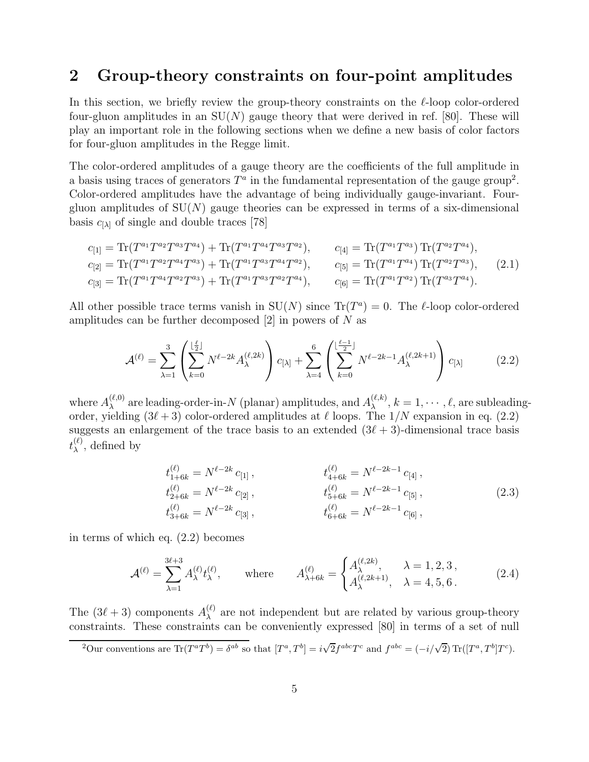## 2 Group-theory constraints on four-point amplitudes

In this section, we briefly review the group-theory constraints on the $\ell$-loop color-ordered four-gluon amplitudes in an SU($N$) gauge theory that were derived in ref. [80]. These will play an important role in the following sections when we define a new basis of color factors for four-gluon amplitudes in the Regge limit.

The color-ordered amplitudes of a gauge theory are the coefficients of the full amplitude in a basis using traces of generators $T^a$ in the fundamental representation of the gauge group[2]. Color-ordered amplitudes have the advantage of being individually gauge-invariant. Four-gluon amplitudes of SU($N$) gauge theories can be expressed in terms of a six-dimensional basis $c_{[\lambda]}$ of single and double traces [78]

$$
\begin{aligned}
c_{[1]} &= \mathrm{Tr}(T^{a_1}T^{a_2}T^{a_3}T^{a_4}) + \mathrm{Tr}(T^{a_1}T^{a_4}T^{a_3}T^{a_2}), \qquad & c_{[4]} &= \mathrm{Tr}(T^{a_1}T^{a_3})\,\mathrm{Tr}(T^{a_2}T^{a_4}), \\
c_{[2]} &= \mathrm{Tr}(T^{a_1}T^{a_2}T^{a_4}T^{a_3}) + \mathrm{Tr}(T^{a_1}T^{a_3}T^{a_4}T^{a_2}), \qquad & c_{[5]} &= \mathrm{Tr}(T^{a_1}T^{a_4})\,\mathrm{Tr}(T^{a_2}T^{a_3}), \\
c_{[3]} &= \mathrm{Tr}(T^{a_1}T^{a_4}T^{a_2}T^{a_3}) + \mathrm{Tr}(T^{a_1}T^{a_3}T^{a_2}T^{a_4}), \qquad & c_{[6]} &= \mathrm{Tr}(T^{a_1}T^{a_2})\,\mathrm{Tr}(T^{a_3}T^{a_4}).
\end{aligned}
\tag{2.1}
$$

All other possible trace terms vanish in SU($N$) since $\mathrm{Tr}(T^a) = 0$. The $\ell$-loop color-ordered amplitudes can be further decomposed [2] in powers of $N$ as

$$
\mathcal{A}^{(\ell)} = \sum_{\lambda=1}^{3} \left( \sum_{k=0}^{\lfloor \frac{\ell}{2} \rfloor} N^{\ell-2k} A_\lambda^{(\ell,2k)} \right) c_{[\lambda]} + \sum_{\lambda=4}^{6} \left( \sum_{k=0}^{\lfloor \frac{\ell-1}{2} \rfloor} N^{\ell-2k-1} A_\lambda^{(\ell,2k+1)} \right) c_{[\lambda]}
\tag{2.2}
$$

where $A_\lambda^{(\ell,0)}$ are leading-order-in-$N$ (planar) amplitudes, and $A_\lambda^{(\ell,k)}$, $k = 1, \cdots, \ell$, are subleading-order, yielding $(3\ell+3)$ color-ordered amplitudes at $\ell$ loops. The $1/N$ expansion in eq. (2.2) suggests an enlargement of the trace basis to an extended $(3\ell+3)$-dimensional trace basis $t_\lambda^{(\ell)}$, defined by

$$
\begin{aligned}
t_{1+6k}^{(\ell)} &= N^{\ell-2k}\, c_{[1]} \,, \qquad & t_{4+6k}^{(\ell)} &= N^{\ell-2k-1}\, c_{[4]} \,, \\
t_{2+6k}^{(\ell)} &= N^{\ell-2k}\, c_{[2]} \,, \qquad & t_{5+6k}^{(\ell)} &= N^{\ell-2k-1}\, c_{[5]} \,, \\
t_{3+6k}^{(\ell)} &= N^{\ell-2k}\, c_{[3]} \,, \qquad & t_{6+6k}^{(\ell)} &= N^{\ell-2k-1}\, c_{[6]} \,,
\end{aligned}
\tag{2.3}
$$

in terms of which eq. (2.2) becomes

$$
\mathcal{A}^{(\ell)} = \sum_{\lambda=1}^{3\ell+3} A_\lambda^{(\ell)} t_\lambda^{(\ell)}, \qquad \text{where} \qquad A_{\lambda+6k}^{(\ell)} = \begin{cases} A_\lambda^{(\ell,2k)}, & \lambda = 1,2,3\,, \\ A_\lambda^{(\ell,2k+1)}, & \lambda = 4,5,6\,. \end{cases}
\tag{2.4}
$$

The $(3\ell+3)$ components $A_\lambda^{(\ell)}$ are not independent but are related by various group-theory constraints. These constraints can be conveniently expressed [80] in terms of a set of null

[2] Our conventions are $\mathrm{Tr}(T^aT^b) = \delta^{ab}$ so that $[T^a, T^b] = i\sqrt{2} f^{abc} T^c$ and $f^{abc} = (-i/\sqrt{2})\,\mathrm{Tr}([T^a, T^b]T^c)$.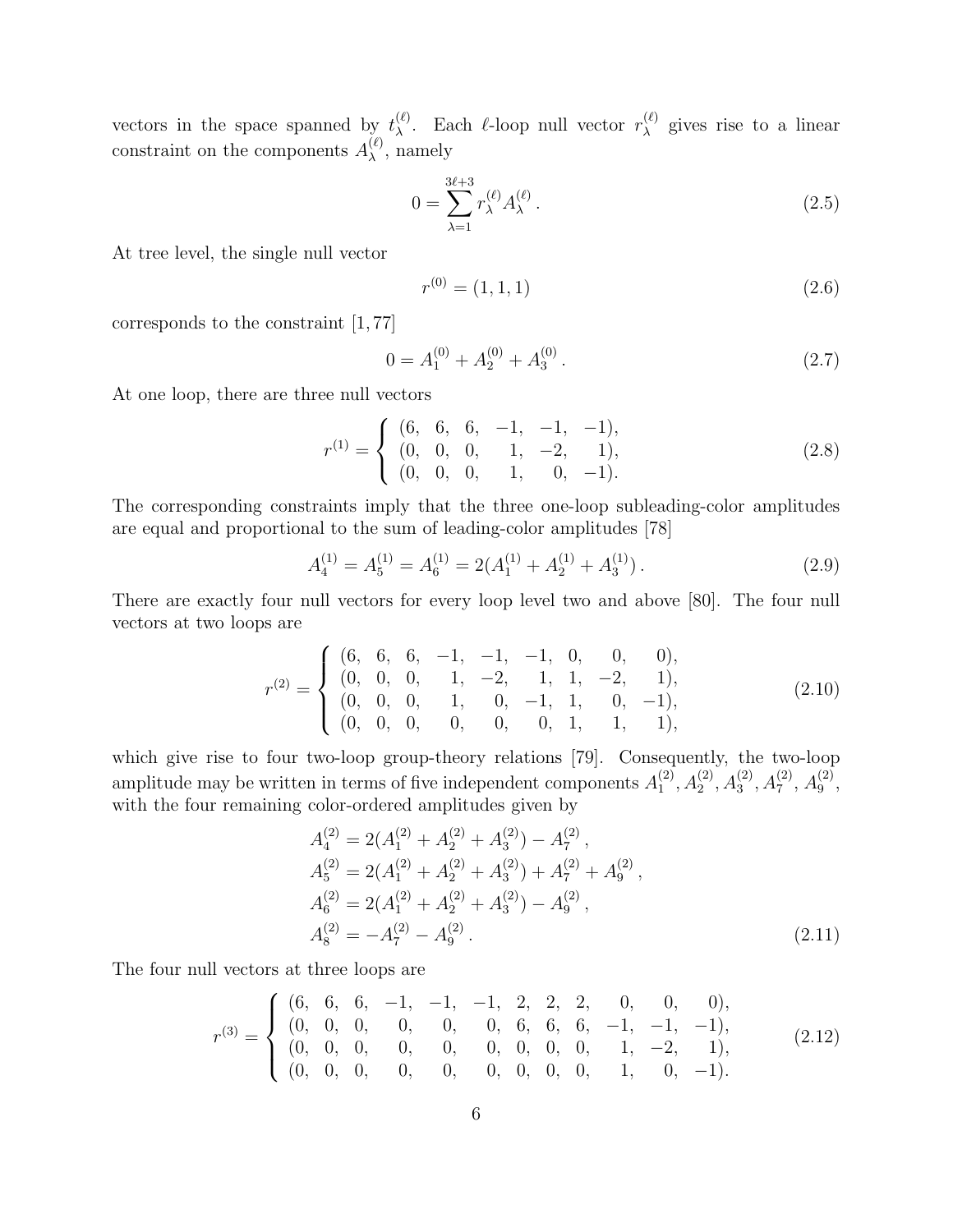vectors in the space spanned by $t_\lambda^{(\ell)}$. Each $\ell$-loop null vector $r_\lambda^{(\ell)}$ gives rise to a linear constraint on the components $A_\lambda^{(\ell)}$, namely

$$0 = \sum_{\lambda=1}^{3\ell+3} r_\lambda^{(\ell)} A_\lambda^{(\ell)} \,. \tag{2.5}$$

At tree level, the single null vector

$$r^{(0)} = (1, 1, 1) \tag{2.6}$$

corresponds to the constraint [1, 77]

$$0 = A_1^{(0)} + A_2^{(0)} + A_3^{(0)} \,. \tag{2.7}$$

At one loop, there are three null vectors

$$r^{(1)} = \left\{ \begin{array}{llllll} (6, & 6, & 6, & -1, & -1, & -1), \\ (0, & 0, & 0, & 1, & -2, & 1), \\ (0, & 0, & 0, & 1, & 0, & -1). \end{array} \right. \tag{2.8}$$

The corresponding constraints imply that the three one-loop subleading-color amplitudes are equal and proportional to the sum of leading-color amplitudes [78]

$$A_4^{(1)} = A_5^{(1)} = A_6^{(1)} = 2(A_1^{(1)} + A_2^{(1)} + A_3^{(1)}) \,. \tag{2.9}$$

There are exactly four null vectors for every loop level two and above [80]. The four null vectors at two loops are

$$r^{(2)} = \left\{ \begin{array}{lllllllll} (6, & 6, & 6, & -1, & -1, & -1, & 0, & 0, & 0), \\ (0, & 0, & 0, & 1, & -2, & 1, & 1, & -2, & 1), \\ (0, & 0, & 0, & 1, & 0, & -1, & 1, & 0, & -1), \\ (0, & 0, & 0, & 0, & 0, & 0, & 1, & 1, & 1), \end{array} \right. \tag{2.10}$$

which give rise to four two-loop group-theory relations [79]. Consequently, the two-loop amplitude may be written in terms of five independent components $A_1^{(2)}, A_2^{(2)}, A_3^{(2)}, A_7^{(2)}, A_9^{(2)}$, with the four remaining color-ordered amplitudes given by

$$\begin{aligned} A_4^{(2)} &= 2(A_1^{(2)} + A_2^{(2)} + A_3^{(2)}) - A_7^{(2)} \,, \\ A_5^{(2)} &= 2(A_1^{(2)} + A_2^{(2)} + A_3^{(2)}) + A_7^{(2)} + A_9^{(2)} \,, \\ A_6^{(2)} &= 2(A_1^{(2)} + A_2^{(2)} + A_3^{(2)}) - A_9^{(2)} \,, \\ A_8^{(2)} &= -A_7^{(2)} - A_9^{(2)} \,. \end{aligned} \tag{2.11}$$

The four null vectors at three loops are

$$r^{(3)} = \left\{ \begin{array}{llllllllllll} (6, & 6, & 6, & -1, & -1, & -1, & 2, & 2, & 2, & 0, & 0, & 0), \\ (0, & 0, & 0, & 0, & 0, & 0, & 6, & 6, & 6, & -1, & -1, & -1), \\ (0, & 0, & 0, & 0, & 0, & 0, & 0, & 0, & 0, & 1, & -2, & 1), \\ (0, & 0, & 0, & 0, & 0, & 0, & 0, & 0, & 0, & 1, & 0, & -1). \end{array} \right. \tag{2.12}$$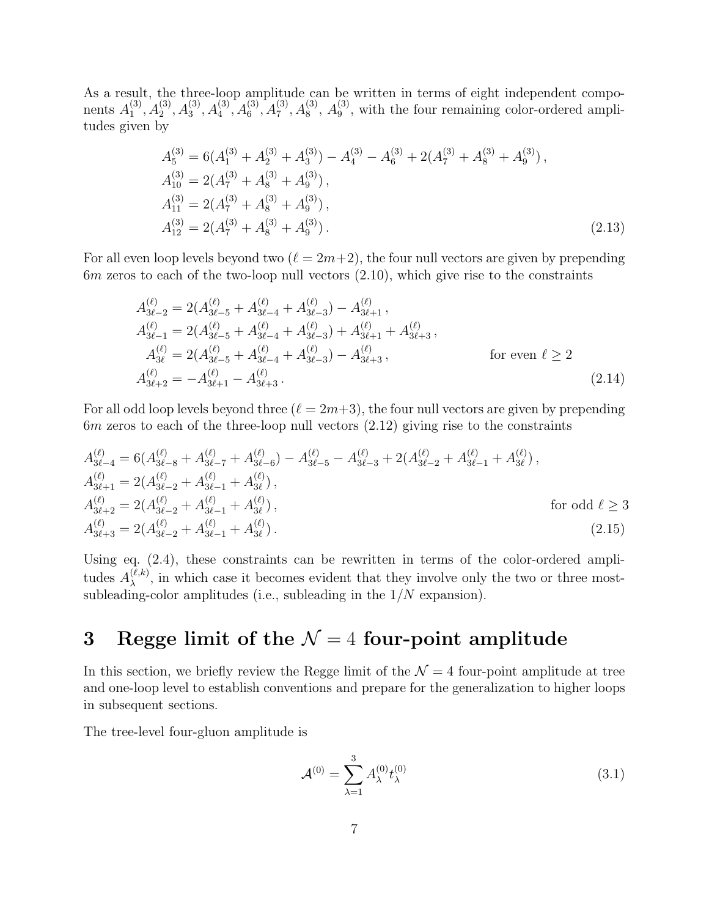As a result, the three-loop amplitude can be written in terms of eight independent components $A_1^{(3)}, A_2^{(3)}, A_3^{(3)}, A_4^{(3)}, A_6^{(3)}, A_7^{(3)}, A_8^{(3)}, A_9^{(3)}$, with the four remaining color-ordered amplitudes given by

$$
\begin{aligned}
A_5^{(3)} &= 6(A_1^{(3)} + A_2^{(3)} + A_3^{(3)}) - A_4^{(3)} - A_6^{(3)} + 2(A_7^{(3)} + A_8^{(3)} + A_9^{(3)}) \,, \\
A_{10}^{(3)} &= 2(A_7^{(3)} + A_8^{(3)} + A_9^{(3)}) \,, \\
A_{11}^{(3)} &= 2(A_7^{(3)} + A_8^{(3)} + A_9^{(3)}) \,, \\
A_{12}^{(3)} &= 2(A_7^{(3)} + A_8^{(3)} + A_9^{(3)}) \,.
\end{aligned}
\tag{2.13}
$$

For all even loop levels beyond two ($\ell = 2m+2$), the four null vectors are given by prepending $6m$ zeros to each of the two-loop null vectors (2.10), which give rise to the constraints

$$
\begin{aligned}
A_{3\ell-2}^{(\ell)} &= 2(A_{3\ell-5}^{(\ell)} + A_{3\ell-4}^{(\ell)} + A_{3\ell-3}^{(\ell)}) - A_{3\ell+1}^{(\ell)} \,, \\
A_{3\ell-1}^{(\ell)} &= 2(A_{3\ell-5}^{(\ell)} + A_{3\ell-4}^{(\ell)} + A_{3\ell-3}^{(\ell)}) + A_{3\ell+1}^{(\ell)} + A_{3\ell+3}^{(\ell)} \,, \\
A_{3\ell}^{(\ell)} &= 2(A_{3\ell-5}^{(\ell)} + A_{3\ell-4}^{(\ell)} + A_{3\ell-3}^{(\ell)}) - A_{3\ell+3}^{(\ell)} \,, \qquad \text{for even } \ell \geq 2 \\
A_{3\ell+2}^{(\ell)} &= -A_{3\ell+1}^{(\ell)} - A_{3\ell+3}^{(\ell)} \,.
\end{aligned}
\tag{2.14}
$$

For all odd loop levels beyond three ($\ell = 2m+3$), the four null vectors are given by prepending $6m$ zeros to each of the three-loop null vectors (2.12) giving rise to the constraints

$$
\begin{aligned}
A_{3\ell-4}^{(\ell)} &= 6(A_{3\ell-8}^{(\ell)} + A_{3\ell-7}^{(\ell)} + A_{3\ell-6}^{(\ell)}) - A_{3\ell-5}^{(\ell)} - A_{3\ell-3}^{(\ell)} + 2(A_{3\ell-2}^{(\ell)} + A_{3\ell-1}^{(\ell)} + A_{3\ell}^{(\ell)}) \,, \\
A_{3\ell+1}^{(\ell)} &= 2(A_{3\ell-2}^{(\ell)} + A_{3\ell-1}^{(\ell)} + A_{3\ell}^{(\ell)}) \,, \\
A_{3\ell+2}^{(\ell)} &= 2(A_{3\ell-2}^{(\ell)} + A_{3\ell-1}^{(\ell)} + A_{3\ell}^{(\ell)}) \,, \qquad \text{for odd } \ell \geq 3 \\
A_{3\ell+3}^{(\ell)} &= 2(A_{3\ell-2}^{(\ell)} + A_{3\ell-1}^{(\ell)} + A_{3\ell}^{(\ell)}) \,.
\end{aligned}
\tag{2.15}
$$

Using eq. (2.4), these constraints can be rewritten in terms of the color-ordered amplitudes $A_\lambda^{(\ell,k)}$, in which case it becomes evident that they involve only the two or three most-subleading-color amplitudes (i.e., subleading in the $1/N$ expansion).

# 3 Regge limit of the $\mathcal{N} = 4$ four-point amplitude

In this section, we briefly review the Regge limit of the $\mathcal{N} = 4$ four-point amplitude at tree and one-loop level to establish conventions and prepare for the generalization to higher loops in subsequent sections.

The tree-level four-gluon amplitude is

$$
\mathcal{A}^{(0)} = \sum_{\lambda=1}^{3} A_\lambda^{(0)} t_\lambda^{(0)}
\tag{3.1}
$$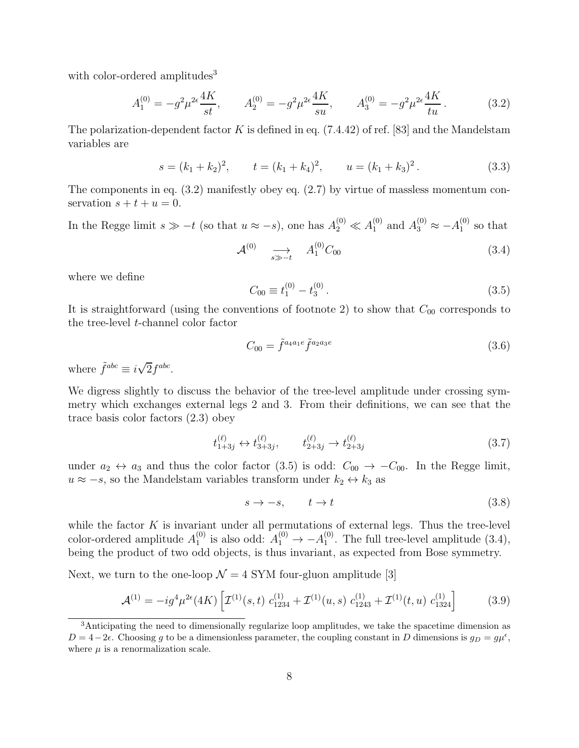with color-ordered amplitudes[3]

$$A_1^{(0)} = -g^2 \mu^{2\epsilon} \frac{4K}{st}, \qquad A_2^{(0)} = -g^2 \mu^{2\epsilon} \frac{4K}{su}, \qquad A_3^{(0)} = -g^2 \mu^{2\epsilon} \frac{4K}{tu}. \tag{3.2}$$

The polarization-dependent factor $K$ is defined in eq. (7.4.42) of ref. [83] and the Mandelstam variables are

$$s = (k_1 + k_2)^2, \qquad t = (k_1 + k_4)^2, \qquad u = (k_1 + k_3)^2. \tag{3.3}$$

The components in eq. (3.2) manifestly obey eq. (2.7) by virtue of massless momentum conservation $s + t + u = 0$.

In the Regge limit $s \gg -t$ (so that $u \approx -s$), one has $A_2^{(0)} \ll A_1^{(0)}$ and $A_3^{(0)} \approx -A_1^{(0)}$ so that

$$\mathcal{A}^{(0)} \quad \underset{s \gg -t}{\longrightarrow} \quad A_1^{(0)} C_{00} \tag{3.4}$$

where we define

$$C_{00} \equiv t_1^{(0)} - t_3^{(0)}. \tag{3.5}$$

It is straightforward (using the conventions of footnote 2) to show that $C_{00}$ corresponds to the tree-level $t$-channel color factor

$$C_{00} = \tilde{f}^{a_4 a_1 e} \tilde{f}^{a_2 a_3 e} \tag{3.6}$$

where $\tilde{f}^{abc} \equiv i\sqrt{2} f^{abc}$.

We digress slightly to discuss the behavior of the tree-level amplitude under crossing symmetry which exchanges external legs 2 and 3. From their definitions, we can see that the trace basis color factors (2.3) obey

$$t_{1+3j}^{(\ell)} \leftrightarrow t_{3+3j}^{(\ell)}, \qquad t_{2+3j}^{(\ell)} \rightarrow t_{2+3j}^{(\ell)} \tag{3.7}$$

under $a_2 \leftrightarrow a_3$ and thus the color factor (3.5) is odd: $C_{00} \rightarrow -C_{00}$. In the Regge limit, $u \approx -s$, so the Mandelstam variables transform under $k_2 \leftrightarrow k_3$ as

$$s \rightarrow -s, \qquad t \rightarrow t \tag{3.8}$$

while the factor $K$ is invariant under all permutations of external legs. Thus the tree-level color-ordered amplitude $A_1^{(0)}$ is also odd: $A_1^{(0)} \rightarrow -A_1^{(0)}$. The full tree-level amplitude (3.4), being the product of two odd objects, is thus invariant, as expected from Bose symmetry.

Next, we turn to the one-loop $\mathcal{N} = 4$ SYM four-gluon amplitude [3]

$$\mathcal{A}^{(1)} = -ig^4 \mu^{2\epsilon} (4K) \left[ \mathcal{I}^{(1)}(s,t)\; c_{1234}^{(1)} + \mathcal{I}^{(1)}(u,s)\; c_{1243}^{(1)} + \mathcal{I}^{(1)}(t,u)\; c_{1324}^{(1)} \right] \tag{3.9}$$

---

[3] Anticipating the need to dimensionally regularize loop amplitudes, we take the spacetime dimension as $D = 4 - 2\epsilon$. Choosing $g$ to be a dimensionless parameter, the coupling constant in $D$ dimensions is $g_D = g\mu^{\epsilon}$, where $\mu$ is a renormalization scale.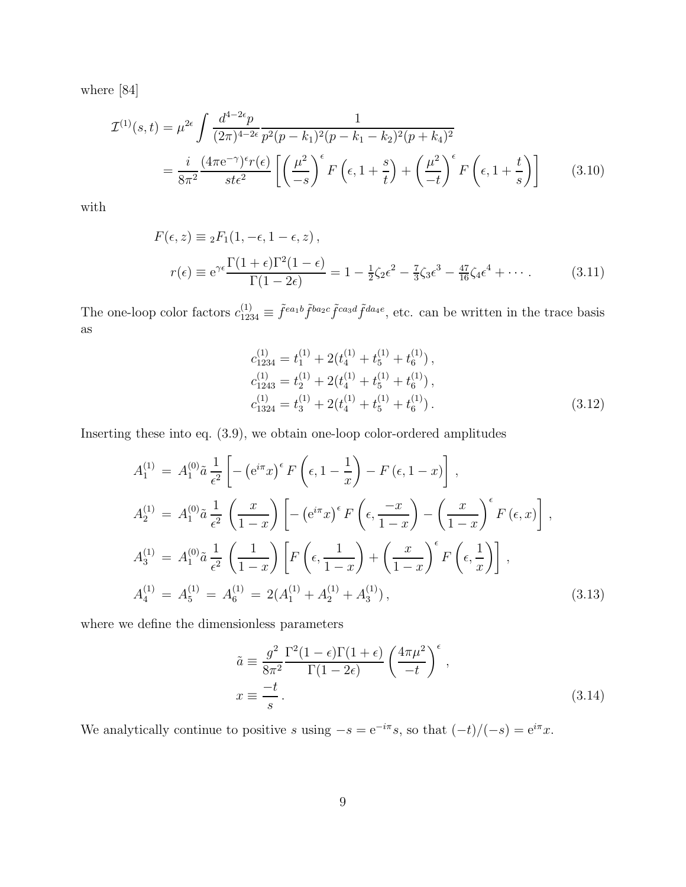where [84]

$$
\begin{aligned}
\mathcal{I}^{(1)}(s,t) &= \mu^{2\epsilon} \int \frac{d^{4-2\epsilon}p}{(2\pi)^{4-2\epsilon}} \frac{1}{p^2(p-k_1)^2(p-k_1-k_2)^2(p+k_4)^2} \\
&= \frac{i}{8\pi^2} \frac{(4\pi \mathrm{e}^{-\gamma})^\epsilon r(\epsilon)}{st\epsilon^2} \left[ \left(\frac{\mu^2}{-s}\right)^\epsilon F\left(\epsilon, 1+\frac{s}{t}\right) + \left(\frac{\mu^2}{-t}\right)^\epsilon F\left(\epsilon, 1+\frac{t}{s}\right) \right] \qquad (3.10)
\end{aligned}
$$

with

$$
\begin{aligned}
F(\epsilon, z) &\equiv {}_2F_1(1, -\epsilon, 1-\epsilon, z)\,, \\
r(\epsilon) &\equiv \mathrm{e}^{\gamma\epsilon} \frac{\Gamma(1+\epsilon)\Gamma^2(1-\epsilon)}{\Gamma(1-2\epsilon)} = 1 - \tfrac{1}{2}\zeta_2\epsilon^2 - \tfrac{7}{3}\zeta_3\epsilon^3 - \tfrac{47}{16}\zeta_4\epsilon^4 + \cdots\,. \qquad (3.11)
\end{aligned}
$$

The one-loop color factors $c^{(1)}_{1234} \equiv \tilde{f}^{ea_1b}\tilde{f}^{ba_2c}\tilde{f}^{ca_3d}\tilde{f}^{da_4e}$, etc. can be written in the trace basis as

$$
\begin{aligned}
c^{(1)}_{1234} &= t^{(1)}_1 + 2(t^{(1)}_4 + t^{(1)}_5 + t^{(1)}_6)\,, \\
c^{(1)}_{1243} &= t^{(1)}_2 + 2(t^{(1)}_4 + t^{(1)}_5 + t^{(1)}_6)\,, \\
c^{(1)}_{1324} &= t^{(1)}_3 + 2(t^{(1)}_4 + t^{(1)}_5 + t^{(1)}_6)\,. \qquad (3.12)
\end{aligned}
$$

Inserting these into eq. (3.9), we obtain one-loop color-ordered amplitudes

$$
\begin{aligned}
A^{(1)}_1 &= A^{(0)}_1 \tilde{a} \frac{1}{\epsilon^2} \left[ -\left(\mathrm{e}^{i\pi}x\right)^\epsilon F\left(\epsilon, 1-\frac{1}{x}\right) - F\left(\epsilon, 1-x\right) \right], \\
A^{(1)}_2 &= A^{(0)}_1 \tilde{a} \frac{1}{\epsilon^2} \left(\frac{x}{1-x}\right) \left[ -\left(\mathrm{e}^{i\pi}x\right)^\epsilon F\left(\epsilon, \frac{-x}{1-x}\right) - \left(\frac{x}{1-x}\right)^\epsilon F\left(\epsilon, x\right) \right], \\
A^{(1)}_3 &= A^{(0)}_1 \tilde{a} \frac{1}{\epsilon^2} \left(\frac{1}{1-x}\right) \left[ F\left(\epsilon, \frac{1}{1-x}\right) + \left(\frac{x}{1-x}\right)^\epsilon F\left(\epsilon, \frac{1}{x}\right) \right], \\
A^{(1)}_4 &= A^{(1)}_5 = A^{(1)}_6 = 2(A^{(1)}_1 + A^{(1)}_2 + A^{(1)}_3)\,, \qquad (3.13)
\end{aligned}
$$

where we define the dimensionless parameters

$$
\begin{aligned}
\tilde{a} &\equiv \frac{g^2}{8\pi^2} \frac{\Gamma^2(1-\epsilon)\Gamma(1+\epsilon)}{\Gamma(1-2\epsilon)} \left(\frac{4\pi\mu^2}{-t}\right)^\epsilon, \\
x &\equiv \frac{-t}{s}\,. \qquad (3.14)
\end{aligned}
$$

We analytically continue to positive $s$ using $-s = \mathrm{e}^{-i\pi}s$, so that $(-t)/(-s) = \mathrm{e}^{i\pi}x$.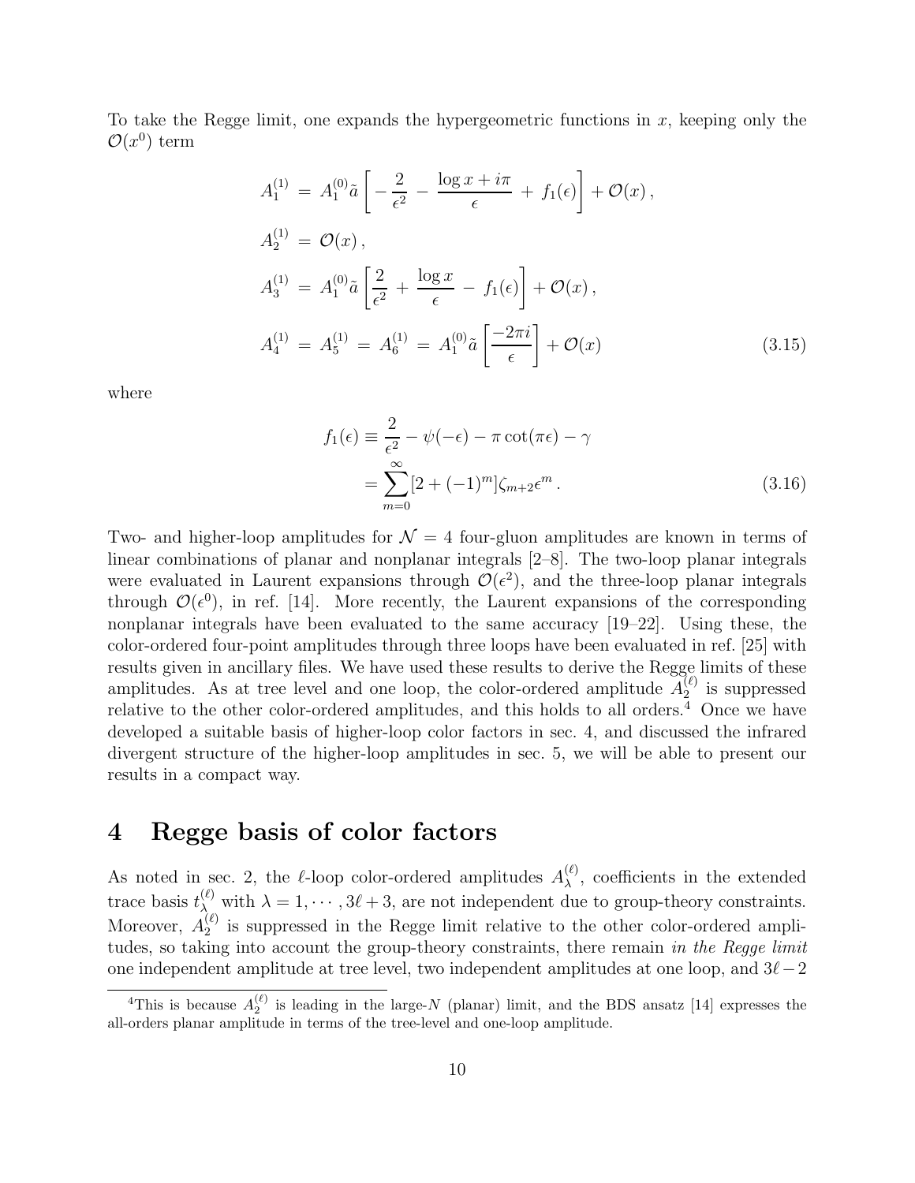To take the Regge limit, one expands the hypergeometric functions in $x$, keeping only the $\mathcal{O}(x^0)$ term

$$
\begin{aligned}
A_1^{(1)} &= A_1^{(0)} \tilde{a} \left[ -\frac{2}{\epsilon^2} - \frac{\log x + i\pi}{\epsilon} + f_1(\epsilon) \right] + \mathcal{O}(x) \,, \\
A_2^{(1)} &= \mathcal{O}(x) \,, \\
A_3^{(1)} &= A_1^{(0)} \tilde{a} \left[ \frac{2}{\epsilon^2} + \frac{\log x}{\epsilon} - f_1(\epsilon) \right] + \mathcal{O}(x) \,, \\
A_4^{(1)} &= A_5^{(1)} = A_6^{(1)} = A_1^{(0)} \tilde{a} \left[ \frac{-2\pi i}{\epsilon} \right] + \mathcal{O}(x)
\end{aligned}
\tag{3.15}
$$

where

$$
\begin{aligned}
f_1(\epsilon) &\equiv \frac{2}{\epsilon^2} - \psi(-\epsilon) - \pi \cot(\pi\epsilon) - \gamma \\
&= \sum_{m=0}^{\infty} [2 + (-1)^m] \zeta_{m+2} \epsilon^m \,.
\end{aligned}
\tag{3.16}
$$

Two- and higher-loop amplitudes for $\mathcal{N} = 4$ four-gluon amplitudes are known in terms of linear combinations of planar and nonplanar integrals [2–8]. The two-loop planar integrals were evaluated in Laurent expansions through $\mathcal{O}(\epsilon^2)$, and the three-loop planar integrals through $\mathcal{O}(\epsilon^0)$, in ref. [14]. More recently, the Laurent expansions of the corresponding nonplanar integrals have been evaluated to the same accuracy [19–22]. Using these, the color-ordered four-point amplitudes through three loops have been evaluated in ref. [25] with results given in ancillary files. We have used these results to derive the Regge limits of these amplitudes. As at tree level and one loop, the color-ordered amplitude $A_2^{(\ell)}$ is suppressed relative to the other color-ordered amplitudes, and this holds to all orders.[4] Once we have developed a suitable basis of higher-loop color factors in sec. 4, and discussed the infrared divergent structure of the higher-loop amplitudes in sec. 5, we will be able to present our results in a compact way.

# 4 Regge basis of color factors

As noted in sec. 2, the $\ell$-loop color-ordered amplitudes $A_\lambda^{(\ell)}$, coefficients in the extended trace basis $t_\lambda^{(\ell)}$ with $\lambda = 1, \cdots, 3\ell + 3$, are not independent due to group-theory constraints. Moreover, $A_2^{(\ell)}$ is suppressed in the Regge limit relative to the other color-ordered amplitudes, so taking into account the group-theory constraints, there remain *in the Regge limit* one independent amplitude at tree level, two independent amplitudes at one loop, and $3\ell - 2$

[4]This is because $A_2^{(\ell)}$ is leading in the large-$N$ (planar) limit, and the BDS ansatz [14] expresses the all-orders planar amplitude in terms of the tree-level and one-loop amplitude.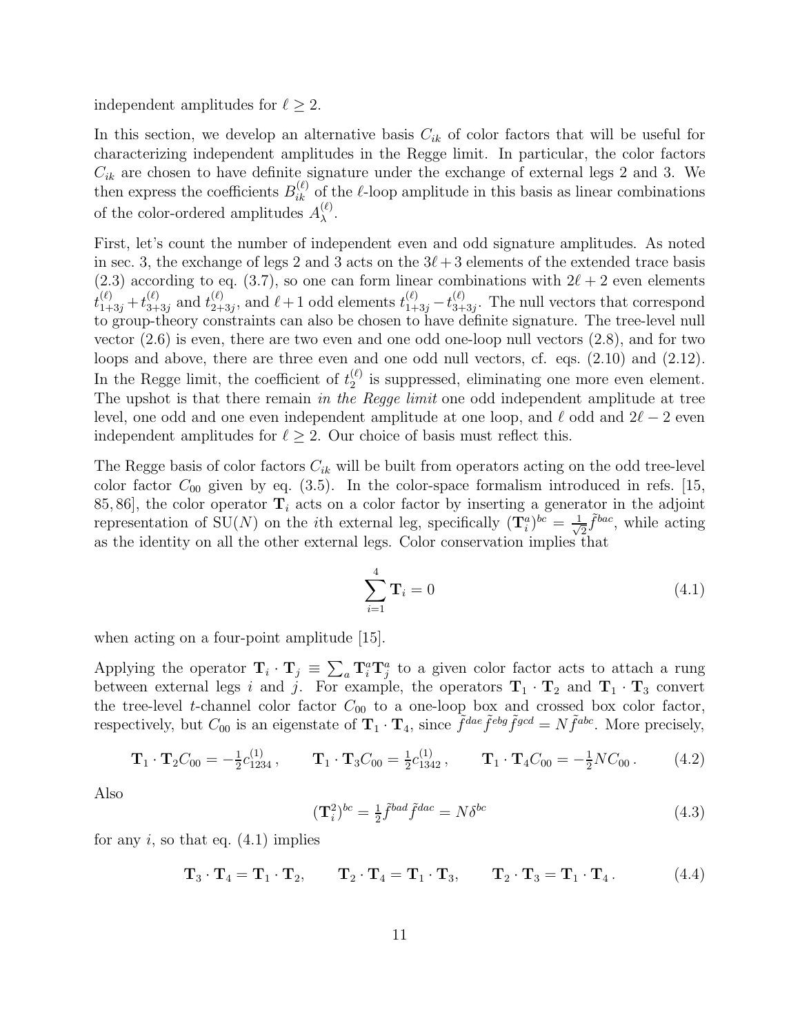independent amplitudes for $\ell \geq 2$.

In this section, we develop an alternative basis $C_{ik}$ of color factors that will be useful for characterizing independent amplitudes in the Regge limit. In particular, the color factors $C_{ik}$ are chosen to have definite signature under the exchange of external legs 2 and 3. We then express the coefficients $B_{ik}^{(\ell)}$ of the $\ell$-loop amplitude in this basis as linear combinations of the color-ordered amplitudes $A_{\lambda}^{(\ell)}$.

First, let's count the number of independent even and odd signature amplitudes. As noted in sec. 3, the exchange of legs 2 and 3 acts on the $3\ell+3$ elements of the extended trace basis (2.3) according to eq. (3.7), so one can form linear combinations with $2\ell+2$ even elements $t_{1+3j}^{(\ell)} + t_{3+3j}^{(\ell)}$ and $t_{2+3j}^{(\ell)}$, and $\ell+1$ odd elements $t_{1+3j}^{(\ell)} - t_{3+3j}^{(\ell)}$. The null vectors that correspond to group-theory constraints can also be chosen to have definite signature. The tree-level null vector (2.6) is even, there are two even and one odd one-loop null vectors (2.8), and for two loops and above, there are three even and one odd null vectors, cf. eqs. (2.10) and (2.12). In the Regge limit, the coefficient of $t_2^{(\ell)}$ is suppressed, eliminating one more even element. The upshot is that there remain *in the Regge limit* one odd independent amplitude at tree level, one odd and one even independent amplitude at one loop, and $\ell$ odd and $2\ell-2$ even independent amplitudes for $\ell \geq 2$. Our choice of basis must reflect this.

The Regge basis of color factors $C_{ik}$ will be built from operators acting on the odd tree-level color factor $C_{00}$ given by eq. (3.5). In the color-space formalism introduced in refs. [15, 85, 86], the color operator $\mathbf{T}_i$ acts on a color factor by inserting a generator in the adjoint representation of SU($N$) on the $i$th external leg, specifically $(\mathbf{T}_i^a)^{bc} = \frac{1}{\sqrt{2}}\tilde{f}^{bac}$, while acting as the identity on all the other external legs. Color conservation implies that

$$\sum_{i=1}^{4} \mathbf{T}_i = 0 \tag{4.1}$$

when acting on a four-point amplitude [15].

Applying the operator $\mathbf{T}_i \cdot \mathbf{T}_j \equiv \sum_a \mathbf{T}_i^a \mathbf{T}_j^a$ to a given color factor acts to attach a rung between external legs $i$ and $j$. For example, the operators $\mathbf{T}_1 \cdot \mathbf{T}_2$ and $\mathbf{T}_1 \cdot \mathbf{T}_3$ convert the tree-level $t$-channel color factor $C_{00}$ to a one-loop box and crossed box color factor, respectively, but $C_{00}$ is an eigenstate of $\mathbf{T}_1 \cdot \mathbf{T}_4$, since $\tilde{f}^{dae}\tilde{f}^{ebg}\tilde{f}^{gcd} = N\tilde{f}^{abc}$. More precisely,

$$\mathbf{T}_1 \cdot \mathbf{T}_2 C_{00} = -\tfrac{1}{2} c_{1234}^{(1)}\,, \qquad \mathbf{T}_1 \cdot \mathbf{T}_3 C_{00} = \tfrac{1}{2} c_{1342}^{(1)}\,, \qquad \mathbf{T}_1 \cdot \mathbf{T}_4 C_{00} = -\tfrac{1}{2} N C_{00}\,. \tag{4.2}$$

Also

$$(\mathbf{T}_i^2)^{bc} = \tfrac{1}{2}\tilde{f}^{bad}\tilde{f}^{dac} = N\delta^{bc} \tag{4.3}$$

for any $i$, so that eq. (4.1) implies

$$\mathbf{T}_3 \cdot \mathbf{T}_4 = \mathbf{T}_1 \cdot \mathbf{T}_2, \qquad \mathbf{T}_2 \cdot \mathbf{T}_4 = \mathbf{T}_1 \cdot \mathbf{T}_3, \qquad \mathbf{T}_2 \cdot \mathbf{T}_3 = \mathbf{T}_1 \cdot \mathbf{T}_4\,. \tag{4.4}$$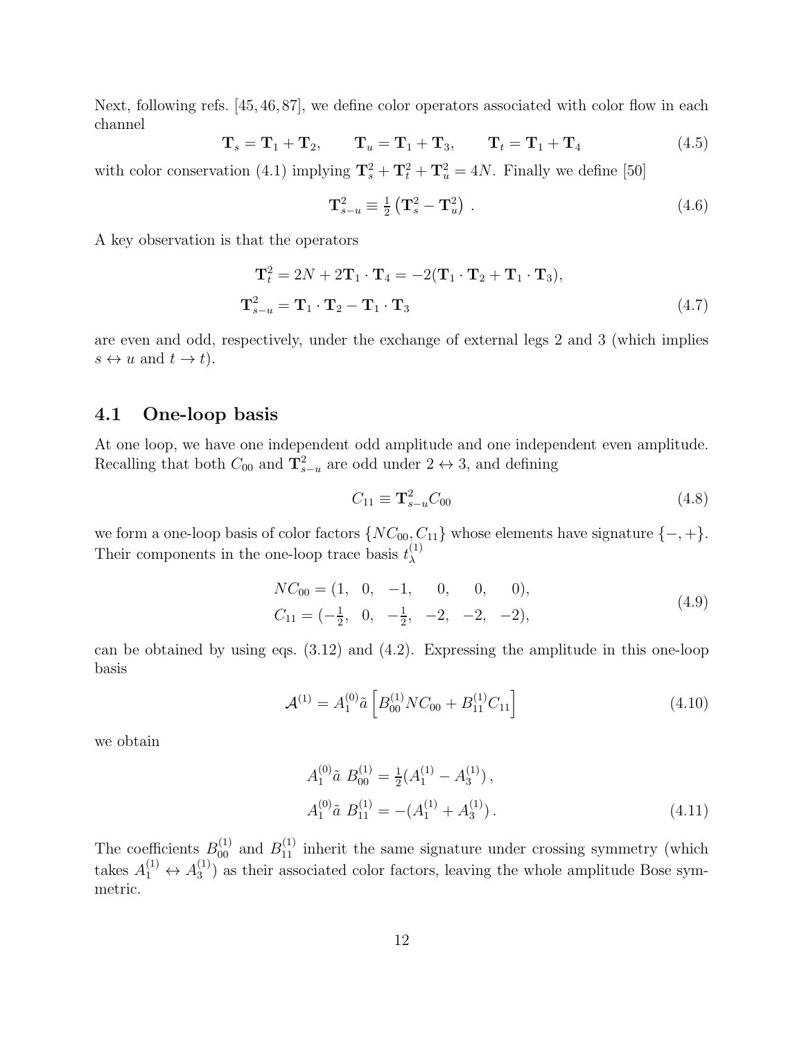Next, following refs. [45, 46, 87], we define color operators associated with color flow in each channel

$$\mathbf{T}_s = \mathbf{T}_1 + \mathbf{T}_2, \qquad \mathbf{T}_u = \mathbf{T}_1 + \mathbf{T}_3, \qquad \mathbf{T}_t = \mathbf{T}_1 + \mathbf{T}_4 \tag{4.5}$$

with color conservation (4.1) implying $\mathbf{T}_s^2 + \mathbf{T}_t^2 + \mathbf{T}_u^2 = 4N$. Finally we define [50]

$$\mathbf{T}_{s-u}^2 \equiv \tfrac{1}{2}\left(\mathbf{T}_s^2 - \mathbf{T}_u^2\right) . \tag{4.6}$$

A key observation is that the operators

$$\begin{aligned}
\mathbf{T}_t^2 &= 2N + 2\mathbf{T}_1 \cdot \mathbf{T}_4 = -2(\mathbf{T}_1 \cdot \mathbf{T}_2 + \mathbf{T}_1 \cdot \mathbf{T}_3), \\
\mathbf{T}_{s-u}^2 &= \mathbf{T}_1 \cdot \mathbf{T}_2 - \mathbf{T}_1 \cdot \mathbf{T}_3
\end{aligned} \tag{4.7}$$

are even and odd, respectively, under the exchange of external legs 2 and 3 (which implies $s \leftrightarrow u$ and $t \to t$).

## 4.1 One-loop basis

At one loop, we have one independent odd amplitude and one independent even amplitude. Recalling that both $C_{00}$ and $\mathbf{T}_{s-u}^2$ are odd under $2 \leftrightarrow 3$, and defining

$$C_{11} \equiv \mathbf{T}_{s-u}^2 C_{00} \tag{4.8}$$

we form a one-loop basis of color factors $\{NC_{00}, C_{11}\}$ whose elements have signature $\{-, +\}$. Their components in the one-loop trace basis $t_\lambda^{(1)}$

$$\begin{aligned}
NC_{00} &= (1, \quad 0, \quad -1, \quad\ \ 0, \quad\ \ 0, \quad\ \ 0), \\
C_{11} &= (-\tfrac{1}{2}, \quad 0, \quad -\tfrac{1}{2}, \quad -2, \quad -2, \quad -2),
\end{aligned} \tag{4.9}$$

can be obtained by using eqs. (3.12) and (4.2). Expressing the amplitude in this one-loop basis

$$\mathcal{A}^{(1)} = A_1^{(0)} \tilde{a} \left[ B_{00}^{(1)} NC_{00} + B_{11}^{(1)} C_{11} \right] \tag{4.10}$$

we obtain

$$\begin{aligned}
A_1^{(0)} \tilde{a}\ B_{00}^{(1)} &= \tfrac{1}{2}(A_1^{(1)} - A_3^{(1)}) \,, \\
A_1^{(0)} \tilde{a}\ B_{11}^{(1)} &= -(A_1^{(1)} + A_3^{(1)}) \,.
\end{aligned} \tag{4.11}$$

The coefficients $B_{00}^{(1)}$ and $B_{11}^{(1)}$ inherit the same signature under crossing symmetry (which takes $A_1^{(1)} \leftrightarrow A_3^{(1)}$) as their associated color factors, leaving the whole amplitude Bose symmetric.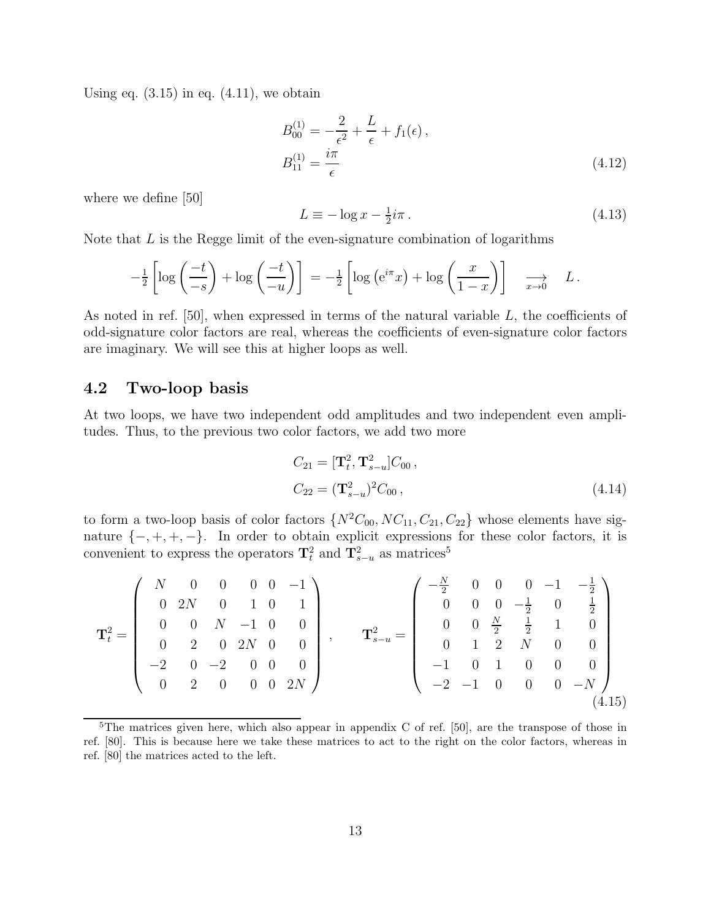Using eq. (3.15) in eq. (4.11), we obtain

$$
\begin{aligned}
B_{00}^{(1)} &= -\frac{2}{\epsilon^2} + \frac{L}{\epsilon} + f_1(\epsilon)\,, \\
B_{11}^{(1)} &= \frac{i\pi}{\epsilon}
\end{aligned}
\tag{4.12}
$$

where we define [50]

$$
L \equiv -\log x - \tfrac{1}{2} i\pi\,. \tag{4.13}
$$

Note that $L$ is the Regge limit of the even-signature combination of logarithms

$$
-\tfrac{1}{2}\left[\log\left(\frac{-t}{-s}\right) + \log\left(\frac{-t}{-u}\right)\right] = -\tfrac{1}{2}\left[\log\left(\mathrm{e}^{i\pi} x\right) + \log\left(\frac{x}{1-x}\right)\right] \quad \underset{x\to 0}{\longrightarrow} \quad L\,.
$$

As noted in ref. [50], when expressed in terms of the natural variable $L$, the coefficients of odd-signature color factors are real, whereas the coefficients of even-signature color factors are imaginary. We will see this at higher loops as well.

## 4.2 Two-loop basis

At two loops, we have two independent odd amplitudes and two independent even amplitudes. Thus, to the previous two color factors, we add two more

$$
\begin{aligned}
C_{21} &= [\mathbf{T}_t^2, \mathbf{T}_{s-u}^2] C_{00}\,, \\
C_{22} &= (\mathbf{T}_{s-u}^2)^2 C_{00}\,,
\end{aligned}
\tag{4.14}
$$

to form a two-loop basis of color factors $\{N^2 C_{00}, N C_{11}, C_{21}, C_{22}\}$ whose elements have signature $\{-,+,+,-\}$. In order to obtain explicit expressions for these color factors, it is convenient to express the operators $\mathbf{T}_t^2$ and $\mathbf{T}_{s-u}^2$ as matrices[5]

$$
\mathbf{T}_t^2 = \begin{pmatrix}
N & 0 & 0 & 0 & 0 & -1 \\
0 & 2N & 0 & 1 & 0 & 1 \\
0 & 0 & N & -1 & 0 & 0 \\
0 & 2 & 0 & 2N & 0 & 0 \\
-2 & 0 & -2 & 0 & 0 & 0 \\
0 & 2 & 0 & 0 & 0 & 2N
\end{pmatrix}, \qquad
\mathbf{T}_{s-u}^2 = \begin{pmatrix}
-\frac{N}{2} & 0 & 0 & 0 & -1 & -\frac{1}{2} \\
0 & 0 & 0 & -\frac{1}{2} & 0 & \frac{1}{2} \\
0 & 0 & \frac{N}{2} & \frac{1}{2} & 1 & 0 \\
0 & 1 & 2 & N & 0 & 0 \\
-1 & 0 & 1 & 0 & 0 & 0 \\
-2 & -1 & 0 & 0 & 0 & -N
\end{pmatrix}
\tag{4.15}
$$

[5] The matrices given here, which also appear in appendix C of ref. [50], are the transpose of those in ref. [80]. This is because here we take these matrices to act to the right on the color factors, whereas in ref. [80] the matrices acted to the left.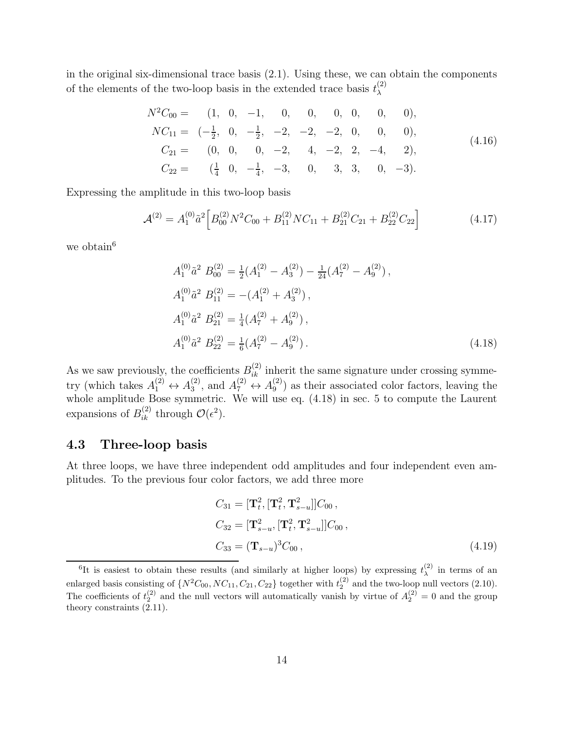in the original six-dimensional trace basis (2.1). Using these, we can obtain the components of the elements of the two-loop basis in the extended trace basis $t_\lambda^{(2)}$

$$
\begin{aligned}
N^2 C_{00} &= \quad (1, \ 0, \ -1, \quad 0, \quad 0, \quad 0, \ 0, \quad 0, \quad 0), \\
N C_{11} &= \ (-\tfrac{1}{2}, \ 0, \ -\tfrac{1}{2}, \ -2, \ -2, \ -2, \ 0, \quad 0, \quad 0), \\
C_{21} &= \quad (0, \ 0, \quad 0, \ -2, \quad 4, \ -2, \ 2, \ -4, \quad 2), \\
C_{22} &= \quad (\tfrac{1}{4} \ \ 0, \ -\tfrac{1}{4}, \ -3, \quad 0, \quad 3, \ 3, \quad 0, \ -3).
\end{aligned}
\tag{4.16}
$$

Expressing the amplitude in this two-loop basis

$$
\mathcal{A}^{(2)} = A_1^{(0)} \tilde{a}^2 \Big[ B_{00}^{(2)} N^2 C_{00} + B_{11}^{(2)} N C_{11} + B_{21}^{(2)} C_{21} + B_{22}^{(2)} C_{22} \Big] \tag{4.17}
$$

we obtain[6]

$$
\begin{aligned}
A_1^{(0)} \tilde{a}^2 \ B_{00}^{(2)} &= \tfrac{1}{2}(A_1^{(2)} - A_3^{(2)}) - \tfrac{1}{24}(A_7^{(2)} - A_9^{(2)}) \,, \\
A_1^{(0)} \tilde{a}^2 \ B_{11}^{(2)} &= -(A_1^{(2)} + A_3^{(2)}) \,, \\
A_1^{(0)} \tilde{a}^2 \ B_{21}^{(2)} &= \tfrac{1}{4}(A_7^{(2)} + A_9^{(2)}) \,, \\
A_1^{(0)} \tilde{a}^2 \ B_{22}^{(2)} &= \tfrac{1}{6}(A_7^{(2)} - A_9^{(2)}) \,.
\end{aligned}
\tag{4.18}
$$

As we saw previously, the coefficients $B_{ik}^{(2)}$ inherit the same signature under crossing symmetry (which takes $A_1^{(2)} \leftrightarrow A_3^{(2)}$, and $A_7^{(2)} \leftrightarrow A_9^{(2)}$) as their associated color factors, leaving the whole amplitude Bose symmetric. We will use eq. (4.18) in sec. 5 to compute the Laurent expansions of $B_{ik}^{(2)}$ through $\mathcal{O}(\epsilon^2)$.

## 4.3 Three-loop basis

At three loops, we have three independent odd amplitudes and four independent even amplitudes. To the previous four color factors, we add three more

$$
\begin{aligned}
C_{31} &= [\mathbf{T}_t^2, [\mathbf{T}_t^2, \mathbf{T}_{s-u}^2]] C_{00} \,, \\
C_{32} &= [\mathbf{T}_{s-u}^2, [\mathbf{T}_t^2, \mathbf{T}_{s-u}^2]] C_{00} \,, \\
C_{33} &= (\mathbf{T}_{s-u})^3 C_{00} \,,
\end{aligned}
\tag{4.19}
$$

[6] It is easiest to obtain these results (and similarly at higher loops) by expressing $t_\lambda^{(2)}$ in terms of an enlarged basis consisting of $\{N^2 C_{00}, N C_{11}, C_{21}, C_{22}\}$ together with $t_2^{(2)}$ and the two-loop null vectors (2.10). The coefficients of $t_2^{(2)}$ and the null vectors will automatically vanish by virtue of $A_2^{(2)} = 0$ and the group theory constraints (2.11).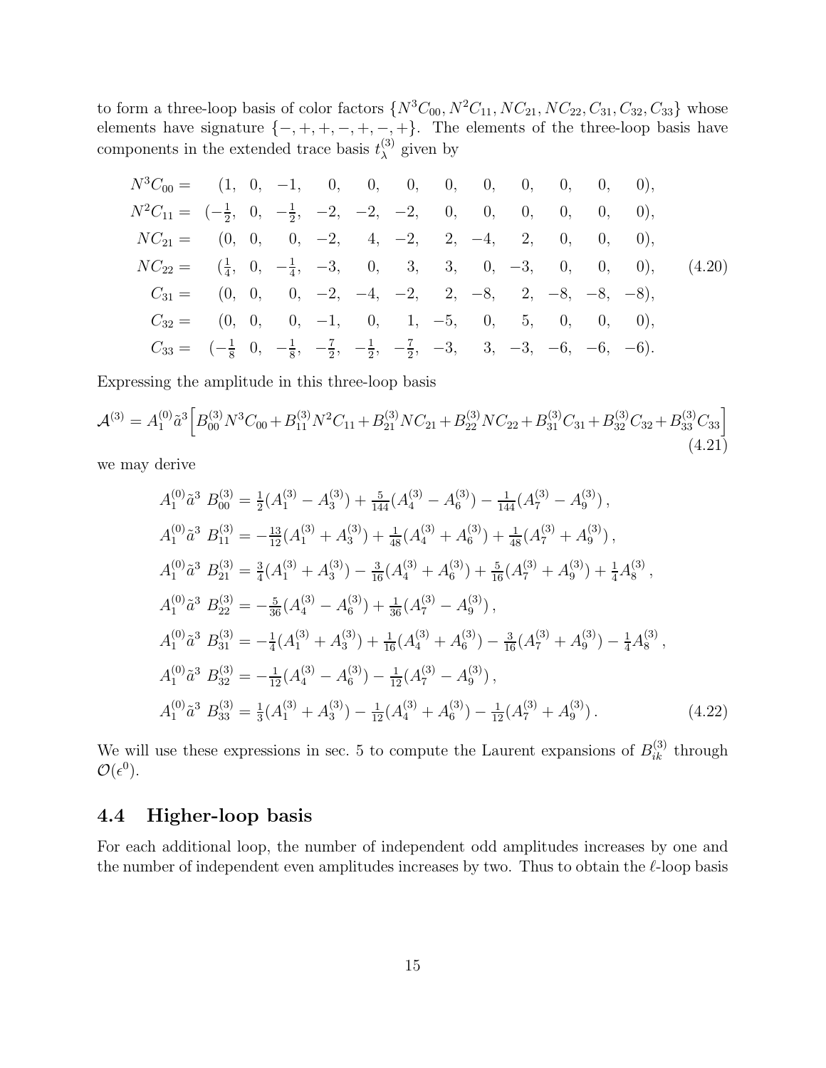to form a three-loop basis of color factors $\{N^3C_{00}, N^2C_{11}, NC_{21}, NC_{22}, C_{31}, C_{32}, C_{33}\}$ whose elements have signature $\{-,+,+,-,+,-,+\}$. The elements of the three-loop basis have components in the extended trace basis $t_\lambda^{(3)}$ given by

$$
\begin{aligned}
N^3C_{00} &= \quad (1,\ 0,\ -1,\quad 0,\quad 0,\quad 0,\quad 0,\quad 0,\quad 0,\quad 0,\quad 0,\quad 0),\\
N^2C_{11} &= \ (-\tfrac{1}{2},\ 0,\ -\tfrac{1}{2},\ -2,\ -2,\ -2,\quad 0,\quad 0,\quad 0,\quad 0,\quad 0,\quad 0),\\
NC_{21} &= \quad (0,\ 0,\quad 0,\ -2,\quad 4,\ -2,\quad 2,\ -4,\quad 2,\quad 0,\quad 0,\quad 0),\\
NC_{22} &= \quad (\tfrac{1}{4},\ 0,\ -\tfrac{1}{4},\ -3,\quad 0,\quad 3,\quad 3,\quad 0,\ -3,\quad 0,\quad 0,\quad 0),\\
C_{31} &= \quad (0,\ 0,\quad 0,\ -2,\ -4,\ -2,\quad 2,\ -8,\quad 2,\ -8,\ -8,\ -8),\\
C_{32} &= \quad (0,\ 0,\quad 0,\ -1,\quad 0,\quad 1,\ -5,\quad 0,\quad 5,\quad 0,\quad 0,\quad 0),\\
C_{33} &= \ (-\tfrac{1}{8}\ \ 0,\ -\tfrac{1}{8},\ -\tfrac{7}{2},\ -\tfrac{1}{2},\ -\tfrac{7}{2},\ -3,\quad 3,\ -3,\ -6,\ -6,\ -6).
\end{aligned}
\tag{4.20}
$$

Expressing the amplitude in this three-loop basis

$$
\mathcal{A}^{(3)} = A_1^{(0)}\tilde{a}^3\Big[B_{00}^{(3)}N^3C_{00} + B_{11}^{(3)}N^2C_{11} + B_{21}^{(3)}NC_{21} + B_{22}^{(3)}NC_{22} + B_{31}^{(3)}C_{31} + B_{32}^{(3)}C_{32} + B_{33}^{(3)}C_{33}\Big]
\tag{4.21}
$$

we may derive

$$
\begin{aligned}
A_1^{(0)}\tilde{a}^3\ B_{00}^{(3)} &= \tfrac{1}{2}(A_1^{(3)} - A_3^{(3)}) + \tfrac{5}{144}(A_4^{(3)} - A_6^{(3)}) - \tfrac{1}{144}(A_7^{(3)} - A_9^{(3)})\,,\\
A_1^{(0)}\tilde{a}^3\ B_{11}^{(3)} &= -\tfrac{13}{12}(A_1^{(3)} + A_3^{(3)}) + \tfrac{1}{48}(A_4^{(3)} + A_6^{(3)}) + \tfrac{1}{48}(A_7^{(3)} + A_9^{(3)})\,,\\
A_1^{(0)}\tilde{a}^3\ B_{21}^{(3)} &= \tfrac{3}{4}(A_1^{(3)} + A_3^{(3)}) - \tfrac{3}{16}(A_4^{(3)} + A_6^{(3)}) + \tfrac{5}{16}(A_7^{(3)} + A_9^{(3)}) + \tfrac{1}{4}A_8^{(3)}\,,\\
A_1^{(0)}\tilde{a}^3\ B_{22}^{(3)} &= -\tfrac{5}{36}(A_4^{(3)} - A_6^{(3)}) + \tfrac{1}{36}(A_7^{(3)} - A_9^{(3)})\,,\\
A_1^{(0)}\tilde{a}^3\ B_{31}^{(3)} &= -\tfrac{1}{4}(A_1^{(3)} + A_3^{(3)}) + \tfrac{1}{16}(A_4^{(3)} + A_6^{(3)}) - \tfrac{3}{16}(A_7^{(3)} + A_9^{(3)}) - \tfrac{1}{4}A_8^{(3)}\,,\\
A_1^{(0)}\tilde{a}^3\ B_{32}^{(3)} &= -\tfrac{1}{12}(A_4^{(3)} - A_6^{(3)}) - \tfrac{1}{12}(A_7^{(3)} - A_9^{(3)})\,,\\
A_1^{(0)}\tilde{a}^3\ B_{33}^{(3)} &= \tfrac{1}{3}(A_1^{(3)} + A_3^{(3)}) - \tfrac{1}{12}(A_4^{(3)} + A_6^{(3)}) - \tfrac{1}{12}(A_7^{(3)} + A_9^{(3)})\,.
\end{aligned}
\tag{4.22}
$$

We will use these expressions in sec. 5 to compute the Laurent expansions of $B_{ik}^{(3)}$ through $\mathcal{O}(\epsilon^0)$.

### 4.4 Higher-loop basis

For each additional loop, the number of independent odd amplitudes increases by one and the number of independent even amplitudes increases by two. Thus to obtain the $\ell$-loop basis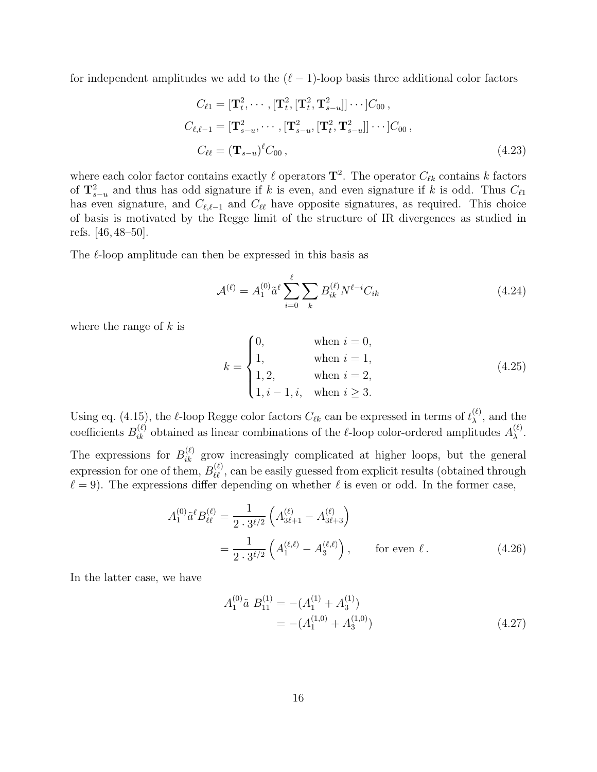for independent amplitudes we add to the $(\ell-1)$-loop basis three additional color factors

$$
\begin{aligned}
C_{\ell 1} &= [\mathbf{T}_t^2, \cdots, [\mathbf{T}_t^2, [\mathbf{T}_t^2, \mathbf{T}_{s-u}^2]] \cdots ] C_{00}\,, \\
C_{\ell,\ell-1} &= [\mathbf{T}_{s-u}^2, \cdots, [\mathbf{T}_{s-u}^2, [\mathbf{T}_t^2, \mathbf{T}_{s-u}^2]] \cdots ] C_{00}\,, \\
C_{\ell\ell} &= (\mathbf{T}_{s-u})^\ell C_{00}\,,
\end{aligned}
\tag{4.23}
$$

where each color factor contains exactly $\ell$ operators $\mathbf{T}^2$. The operator $C_{\ell k}$ contains $k$ factors of $\mathbf{T}_{s-u}^2$ and thus has odd signature if $k$ is even, and even signature if $k$ is odd. Thus $C_{\ell 1}$ has even signature, and $C_{\ell,\ell-1}$ and $C_{\ell\ell}$ have opposite signatures, as required. This choice of basis is motivated by the Regge limit of the structure of IR divergences as studied in refs. [46, 48–50].

The $\ell$-loop amplitude can then be expressed in this basis as

$$
\mathcal{A}^{(\ell)} = A_1^{(0)} \tilde{a}^\ell \sum_{i=0}^{\ell} \sum_k B_{ik}^{(\ell)} N^{\ell-i} C_{ik}
\tag{4.24}
$$

where the range of $k$ is

$$
k = \begin{cases} 0, & \text{when } i=0, \\ 1, & \text{when } i=1, \\ 1,2, & \text{when } i=2, \\ 1, i-1, i, & \text{when } i \geq 3. \end{cases}
\tag{4.25}
$$

Using eq. (4.15), the $\ell$-loop Regge color factors $C_{\ell k}$ can be expressed in terms of $t_\lambda^{(\ell)}$, and the coefficients $B_{ik}^{(\ell)}$ obtained as linear combinations of the $\ell$-loop color-ordered amplitudes $A_\lambda^{(\ell)}$.

The expressions for $B_{ik}^{(\ell)}$ grow increasingly complicated at higher loops, but the general expression for one of them, $B_{\ell\ell}^{(\ell)}$, can be easily guessed from explicit results (obtained through $\ell = 9$). The expressions differ depending on whether $\ell$ is even or odd. In the former case,

$$
\begin{aligned}
A_1^{(0)} \tilde{a}^\ell B_{\ell\ell}^{(\ell)} &= \frac{1}{2 \cdot 3^{\ell/2}} \left( A_{3\ell+1}^{(\ell)} - A_{3\ell+3}^{(\ell)} \right) \\
&= \frac{1}{2 \cdot 3^{\ell/2}} \left( A_1^{(\ell,\ell)} - A_3^{(\ell,\ell)} \right), \qquad \text{for even } \ell\,.
\end{aligned}
\tag{4.26}
$$

In the latter case, we have

$$
\begin{aligned}
A_1^{(0)} \tilde{a}\; B_{11}^{(1)} &= -(A_1^{(1)} + A_3^{(1)}) \\
&= -(A_1^{(1,0)} + A_3^{(1,0)})
\end{aligned}
\tag{4.27}
$$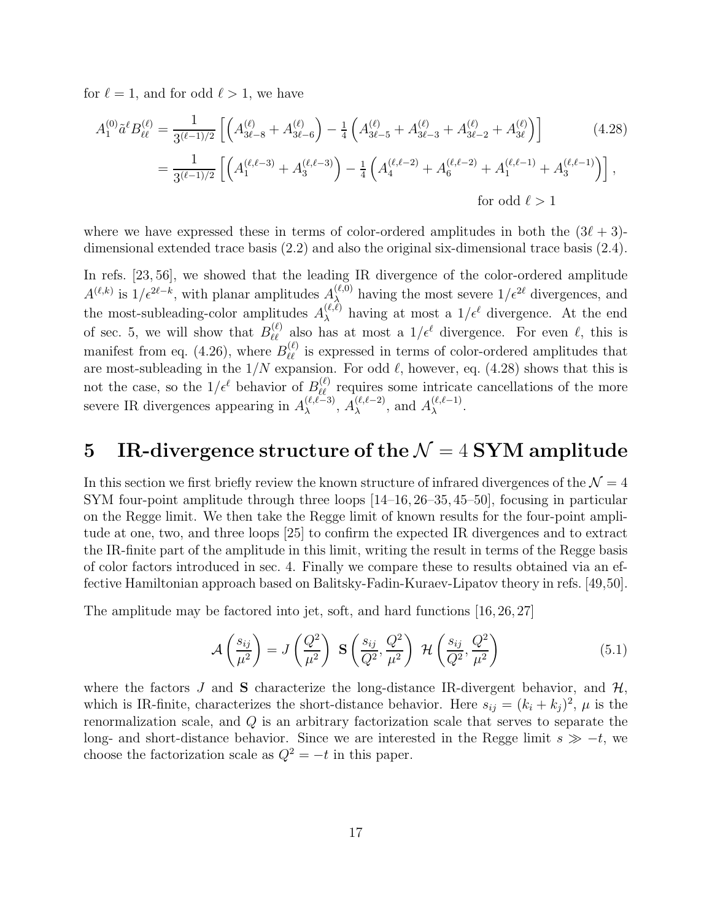for $\ell = 1$, and for odd $\ell > 1$, we have

$$
\begin{aligned}
A_1^{(0)} \tilde{a}^\ell B_{\ell\ell}^{(\ell)} &= \frac{1}{3^{(\ell-1)/2}} \left[ \left( A_{3\ell-8}^{(\ell)} + A_{3\ell-6}^{(\ell)} \right) - \tfrac{1}{4} \left( A_{3\ell-5}^{(\ell)} + A_{3\ell-3}^{(\ell)} + A_{3\ell-2}^{(\ell)} + A_{3\ell}^{(\ell)} \right) \right] \\
&= \frac{1}{3^{(\ell-1)/2}} \left[ \left( A_1^{(\ell,\ell-3)} + A_3^{(\ell,\ell-3)} \right) - \tfrac{1}{4} \left( A_4^{(\ell,\ell-2)} + A_6^{(\ell,\ell-2)} + A_1^{(\ell,\ell-1)} + A_3^{(\ell,\ell-1)} \right) \right], \\
& \hspace{8cm} \text{for odd } \ell > 1
\end{aligned}
\tag{4.28}
$$

where we have expressed these in terms of color-ordered amplitudes in both the $(3\ell+3)$-dimensional extended trace basis (2.2) and also the original six-dimensional trace basis (2.4).

In refs. [23, 56], we showed that the leading IR divergence of the color-ordered amplitude $A^{(\ell,k)}$ is $1/\epsilon^{2\ell-k}$, with planar amplitudes $A_\lambda^{(\ell,0)}$ having the most severe $1/\epsilon^{2\ell}$ divergences, and the most-subleading-color amplitudes $A_\lambda^{(\ell,\ell)}$ having at most a $1/\epsilon^\ell$ divergence. At the end of sec. 5, we will show that $B_{\ell\ell}^{(\ell)}$ also has at most a $1/\epsilon^\ell$ divergence. For even $\ell$, this is manifest from eq. (4.26), where $B_{\ell\ell}^{(\ell)}$ is expressed in terms of color-ordered amplitudes that are most-subleading in the $1/N$ expansion. For odd $\ell$, however, eq. (4.28) shows that this is not the case, so the $1/\epsilon^\ell$ behavior of $B_{\ell\ell}^{(\ell)}$ requires some intricate cancellations of the more severe IR divergences appearing in $A_\lambda^{(\ell,\ell-3)}$, $A_\lambda^{(\ell,\ell-2)}$, and $A_\lambda^{(\ell,\ell-1)}$.

# 5 IR-divergence structure of the $\mathcal{N} = 4$ SYM amplitude

In this section we first briefly review the known structure of infrared divergences of the $\mathcal{N} = 4$ SYM four-point amplitude through three loops [14–16, 26–35, 45–50], focusing in particular on the Regge limit. We then take the Regge limit of known results for the four-point amplitude at one, two, and three loops [25] to confirm the expected IR divergences and to extract the IR-finite part of the amplitude in this limit, writing the result in terms of the Regge basis of color factors introduced in sec. 4. Finally we compare these to results obtained via an effective Hamiltonian approach based on Balitsky-Fadin-Kuraev-Lipatov theory in refs. [49,50].

The amplitude may be factored into jet, soft, and hard functions [16, 26, 27]

$$
\mathcal{A}\left(\frac{s_{ij}}{\mu^2}\right) = J\left(\frac{Q^2}{\mu^2}\right) \; \mathbf{S}\left(\frac{s_{ij}}{Q^2}, \frac{Q^2}{\mu^2}\right) \; \mathcal{H}\left(\frac{s_{ij}}{Q^2}, \frac{Q^2}{\mu^2}\right) \tag{5.1}
$$

where the factors $J$ and $\mathbf{S}$ characterize the long-distance IR-divergent behavior, and $\mathcal{H}$, which is IR-finite, characterizes the short-distance behavior. Here $s_{ij} = (k_i + k_j)^2$, $\mu$ is the renormalization scale, and $Q$ is an arbitrary factorization scale that serves to separate the long- and short-distance behavior. Since we are interested in the Regge limit $s \gg -t$, we choose the factorization scale as $Q^2 = -t$ in this paper.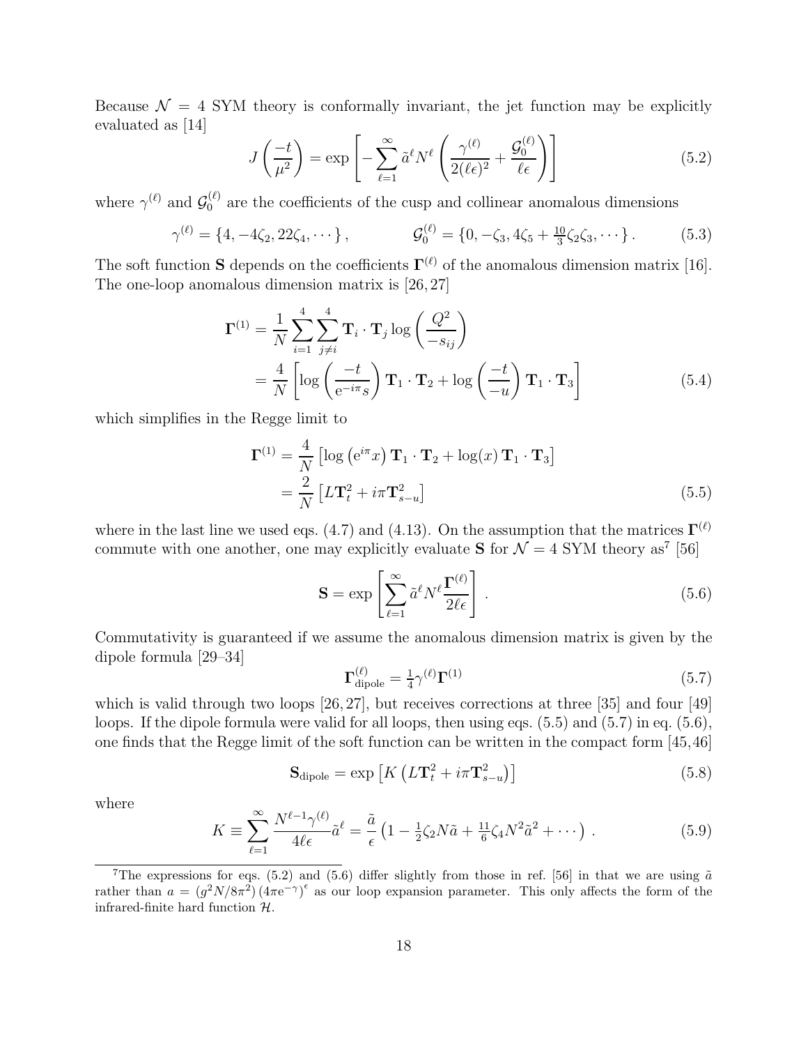Because $\mathcal{N} = 4$ SYM theory is conformally invariant, the jet function may be explicitly evaluated as [14]

$$J\left(\frac{-t}{\mu^2}\right) = \exp\left[-\sum_{\ell=1}^{\infty} \tilde{a}^\ell N^\ell \left(\frac{\gamma^{(\ell)}}{2(\ell\epsilon)^2} + \frac{\mathcal{G}_0^{(\ell)}}{\ell\epsilon}\right)\right] \tag{5.2}$$

where $\gamma^{(\ell)}$ and $\mathcal{G}_0^{(\ell)}$ are the coefficients of the cusp and collinear anomalous dimensions

$$\gamma^{(\ell)} = \{4, -4\zeta_2, 22\zeta_4, \cdots\}, \qquad \mathcal{G}_0^{(\ell)} = \{0, -\zeta_3, 4\zeta_5 + \tfrac{10}{3}\zeta_2\zeta_3, \cdots\}. \tag{5.3}$$

The soft function $\mathbf{S}$ depends on the coefficients $\mathbf{\Gamma}^{(\ell)}$ of the anomalous dimension matrix [16]. The one-loop anomalous dimension matrix is [26, 27]

$$\begin{aligned}
\mathbf{\Gamma}^{(1)} &= \frac{1}{N} \sum_{i=1}^{4} \sum_{j \neq i}^{4} \mathbf{T}_i \cdot \mathbf{T}_j \log\left(\frac{Q^2}{-s_{ij}}\right) \\
&= \frac{4}{N}\left[\log\left(\frac{-t}{\mathrm{e}^{-i\pi} s}\right) \mathbf{T}_1 \cdot \mathbf{T}_2 + \log\left(\frac{-t}{-u}\right) \mathbf{T}_1 \cdot \mathbf{T}_3\right]
\end{aligned} \tag{5.4}$$

which simplifies in the Regge limit to

$$\begin{aligned}
\mathbf{\Gamma}^{(1)} &= \frac{4}{N}\left[\log\left(\mathrm{e}^{i\pi} x\right) \mathbf{T}_1 \cdot \mathbf{T}_2 + \log(x)\, \mathbf{T}_1 \cdot \mathbf{T}_3\right] \\
&= \frac{2}{N}\left[L \mathbf{T}_t^2 + i\pi \mathbf{T}_{s-u}^2\right]
\end{aligned} \tag{5.5}$$

where in the last line we used eqs. (4.7) and (4.13). On the assumption that the matrices $\mathbf{\Gamma}^{(\ell)}$ commute with one another, one may explicitly evaluate $\mathbf{S}$ for $\mathcal{N} = 4$ SYM theory as[7] [56]

$$\mathbf{S} = \exp\left[\sum_{\ell=1}^{\infty} \tilde{a}^\ell N^\ell \frac{\mathbf{\Gamma}^{(\ell)}}{2\ell\epsilon}\right]. \tag{5.6}$$

Commutativity is guaranteed if we assume the anomalous dimension matrix is given by the dipole formula [29–34]

$$\mathbf{\Gamma}^{(\ell)}_{\mathrm{dipole}} = \tfrac{1}{4}\gamma^{(\ell)} \mathbf{\Gamma}^{(1)} \tag{5.7}$$

which is valid through two loops [26, 27], but receives corrections at three [35] and four [49] loops. If the dipole formula were valid for all loops, then using eqs. (5.5) and (5.7) in eq. (5.6), one finds that the Regge limit of the soft function can be written in the compact form [45, 46]

$$\mathbf{S}_{\mathrm{dipole}} = \exp\left[K\left(L \mathbf{T}_t^2 + i\pi \mathbf{T}_{s-u}^2\right)\right] \tag{5.8}$$

where

$$K \equiv \sum_{\ell=1}^{\infty} \frac{N^{\ell-1}\gamma^{(\ell)}}{4\ell\epsilon} \tilde{a}^\ell = \frac{\tilde{a}}{\epsilon}\left(1 - \tfrac{1}{2}\zeta_2 N\tilde{a} + \tfrac{11}{6}\zeta_4 N^2 \tilde{a}^2 + \cdots\right). \tag{5.9}$$

---

[7] The expressions for eqs. (5.2) and (5.6) differ slightly from those in ref. [56] in that we are using $\tilde{a}$ rather than $a = (g^2N/8\pi^2)(4\pi\mathrm{e}^{-\gamma})^\epsilon$ as our loop expansion parameter. This only affects the form of the infrared-finite hard function $\mathcal{H}$.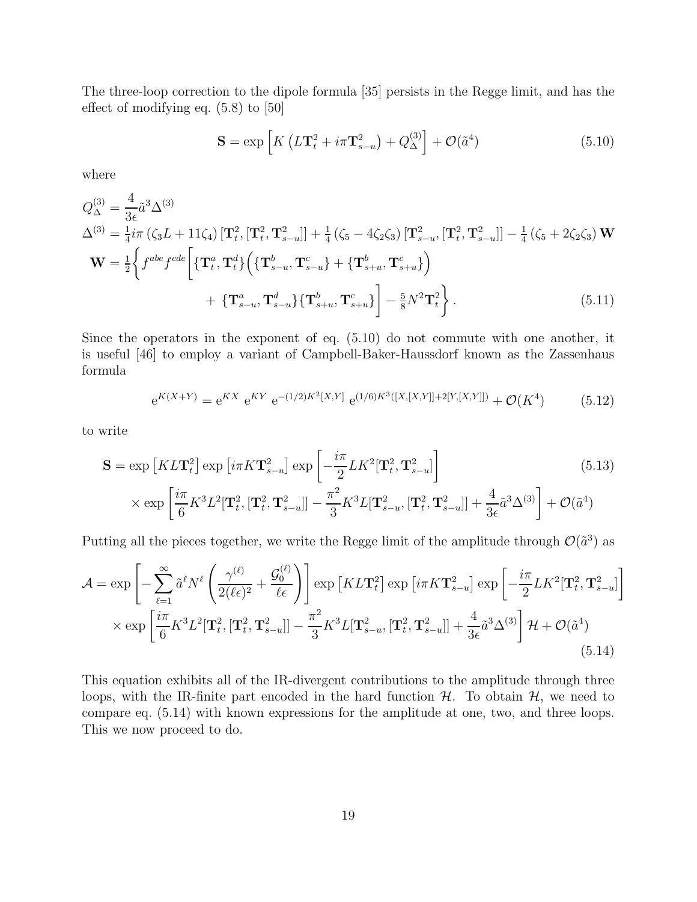The three-loop correction to the dipole formula [35] persists in the Regge limit, and has the effect of modifying eq. (5.8) to [50]

$$\mathbf{S} = \exp\left[K\left(L\mathbf{T}_t^2 + i\pi\mathbf{T}_{s-u}^2\right) + Q_\Delta^{(3)}\right] + \mathcal{O}(\tilde{a}^4) \tag{5.10}$$

where

$$\begin{aligned}
Q_\Delta^{(3)} &= \frac{4}{3\epsilon}\tilde{a}^3\Delta^{(3)} \\
\Delta^{(3)} &= \tfrac{1}{4}i\pi\left(\zeta_3 L + 11\zeta_4\right)[\mathbf{T}_t^2,[\mathbf{T}_t^2,\mathbf{T}_{s-u}^2]] + \tfrac{1}{4}\left(\zeta_5 - 4\zeta_2\zeta_3\right)[\mathbf{T}_{s-u}^2,[\mathbf{T}_t^2,\mathbf{T}_{s-u}^2]] - \tfrac{1}{4}\left(\zeta_5 + 2\zeta_2\zeta_3\right)\mathbf{W} \\
\mathbf{W} &= \tfrac{1}{2}\Bigg\{ f^{abe}f^{cde}\bigg[\{\mathbf{T}_t^a,\mathbf{T}_t^d\}\Big(\{\mathbf{T}_{s-u}^b,\mathbf{T}_{s-u}^c\} + \{\mathbf{T}_{s+u}^b,\mathbf{T}_{s+u}^c\}\Big) \\
&\qquad + \{\mathbf{T}_{s-u}^a,\mathbf{T}_{s-u}^d\}\{\mathbf{T}_{s+u}^b,\mathbf{T}_{s+u}^c\}\bigg] - \tfrac{5}{8}N^2\mathbf{T}_t^2\Bigg\}.
\end{aligned} \tag{5.11}$$

Since the operators in the exponent of eq. (5.10) do not commute with one another, it is useful [46] to employ a variant of Campbell-Baker-Haussdorf known as the Zassenhaus formula

$$\mathrm{e}^{K(X+Y)} = \mathrm{e}^{KX}\ \mathrm{e}^{KY}\ \mathrm{e}^{-(1/2)K^2[X,Y]}\ \mathrm{e}^{(1/6)K^3([X,[X,Y]]+2[Y,[X,Y]])} + \mathcal{O}(K^4) \tag{5.12}$$

to write

$$\begin{aligned}
\mathbf{S} &= \exp\left[KL\mathbf{T}_t^2\right]\exp\left[i\pi K\mathbf{T}_{s-u}^2\right]\exp\left[-\frac{i\pi}{2}LK^2[\mathbf{T}_t^2,\mathbf{T}_{s-u}^2]\right] \\
&\quad\times\exp\left[\frac{i\pi}{6}K^3L^2[\mathbf{T}_t^2,[\mathbf{T}_t^2,\mathbf{T}_{s-u}^2]] - \frac{\pi^2}{3}K^3L[\mathbf{T}_{s-u}^2,[\mathbf{T}_t^2,\mathbf{T}_{s-u}^2]] + \frac{4}{3\epsilon}\tilde{a}^3\Delta^{(3)}\right] + \mathcal{O}(\tilde{a}^4)
\end{aligned} \tag{5.13}$$

Putting all the pieces together, we write the Regge limit of the amplitude through $\mathcal{O}(\tilde{a}^3)$ as

$$\begin{aligned}
\mathcal{A} &= \exp\left[-\sum_{\ell=1}^{\infty}\tilde{a}^\ell N^\ell\left(\frac{\gamma^{(\ell)}}{2(\ell\epsilon)^2} + \frac{\mathcal{G}_0^{(\ell)}}{\ell\epsilon}\right)\right]\exp\left[KL\mathbf{T}_t^2\right]\exp\left[i\pi K\mathbf{T}_{s-u}^2\right]\exp\left[-\frac{i\pi}{2}LK^2[\mathbf{T}_t^2,\mathbf{T}_{s-u}^2]\right] \\
&\quad\times\exp\left[\frac{i\pi}{6}K^3L^2[\mathbf{T}_t^2,[\mathbf{T}_t^2,\mathbf{T}_{s-u}^2]] - \frac{\pi^2}{3}K^3L[\mathbf{T}_{s-u}^2,[\mathbf{T}_t^2,\mathbf{T}_{s-u}^2]] + \frac{4}{3\epsilon}\tilde{a}^3\Delta^{(3)}\right]\mathcal{H} + \mathcal{O}(\tilde{a}^4)
\end{aligned} \tag{5.14}$$

This equation exhibits all of the IR-divergent contributions to the amplitude through three loops, with the IR-finite part encoded in the hard function $\mathcal{H}$. To obtain $\mathcal{H}$, we need to compare eq. (5.14) with known expressions for the amplitude at one, two, and three loops. This we now proceed to do.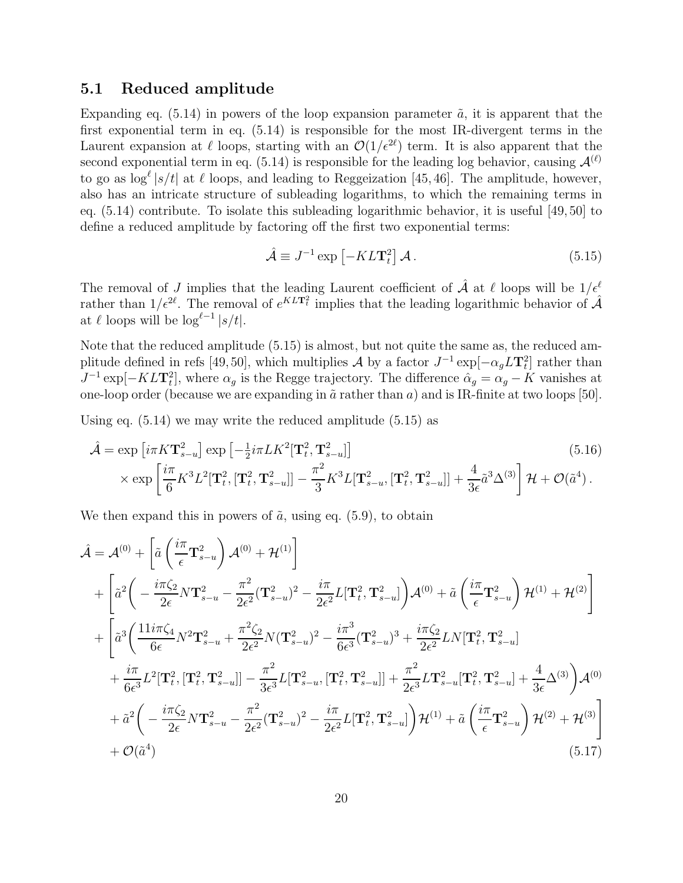### 5.1 Reduced amplitude

Expanding eq. (5.14) in powers of the loop expansion parameter $\tilde{a}$, it is apparent that the first exponential term in eq. (5.14) is responsible for the most IR-divergent terms in the Laurent expansion at $\ell$ loops, starting with an $\mathcal{O}(1/\epsilon^{2\ell})$ term. It is also apparent that the second exponential term in eq. (5.14) is responsible for the leading log behavior, causing $\mathcal{A}^{(\ell)}$ to go as $\log^{\ell}|s/t|$ at $\ell$ loops, and leading to Reggeization [45, 46]. The amplitude, however, also has an intricate structure of subleading logarithms, to which the remaining terms in eq. (5.14) contribute. To isolate this subleading logarithmic behavior, it is useful [49, 50] to define a reduced amplitude by factoring off the first two exponential terms:

$$\hat{\mathcal{A}} \equiv J^{-1} \exp\left[-KL\mathbf{T}_t^2\right] \mathcal{A}\,. \tag{5.15}$$

The removal of $J$ implies that the leading Laurent coefficient of $\hat{\mathcal{A}}$ at $\ell$ loops will be $1/\epsilon^{\ell}$ rather than $1/\epsilon^{2\ell}$. The removal of $e^{KL\mathbf{T}_t^2}$ implies that the leading logarithmic behavior of $\hat{\mathcal{A}}$ at $\ell$ loops will be $\log^{\ell-1}|s/t|$.

Note that the reduced amplitude (5.15) is almost, but not quite the same as, the reduced amplitude defined in refs [49, 50], which multiplies $\mathcal{A}$ by a factor $J^{-1}\exp[-\alpha_g L\mathbf{T}_t^2]$ rather than $J^{-1}\exp[-KL\mathbf{T}_t^2]$, where $\alpha_g$ is the Regge trajectory. The difference $\hat{\alpha}_g = \alpha_g - K$ vanishes at one-loop order (because we are expanding in $\tilde{a}$ rather than $a$) and is IR-finite at two loops [50].

Using eq. (5.14) we may write the reduced amplitude (5.15) as

$$\begin{aligned}
\hat{\mathcal{A}} &= \exp\left[i\pi K\mathbf{T}_{s-u}^2\right] \exp\left[-\tfrac{1}{2}i\pi LK^2[\mathbf{T}_t^2, \mathbf{T}_{s-u}^2]\right] \\
&\quad\times \exp\left[\frac{i\pi}{6}K^3L^2[\mathbf{T}_t^2,[\mathbf{T}_t^2,\mathbf{T}_{s-u}^2]] - \frac{\pi^2}{3}K^3L[\mathbf{T}_{s-u}^2,[\mathbf{T}_t^2,\mathbf{T}_{s-u}^2]] + \frac{4}{3\epsilon}\tilde{a}^3\Delta^{(3)}\right]\mathcal{H} + \mathcal{O}(\tilde{a}^4)\,.
\end{aligned} \tag{5.16}$$

We then expand this in powers of $\tilde{a}$, using eq. (5.9), to obtain

$$\begin{aligned}
\hat{\mathcal{A}} &= \mathcal{A}^{(0)} + \left[\tilde{a}\left(\frac{i\pi}{\epsilon}\mathbf{T}_{s-u}^2\right)\mathcal{A}^{(0)} + \mathcal{H}^{(1)}\right] \\
&\quad + \Bigg[\tilde{a}^2\bigg(-\frac{i\pi\zeta_2}{2\epsilon}N\mathbf{T}_{s-u}^2 - \frac{\pi^2}{2\epsilon^2}(\mathbf{T}_{s-u}^2)^2 - \frac{i\pi}{2\epsilon^2}L[\mathbf{T}_t^2,\mathbf{T}_{s-u}^2]\bigg)\mathcal{A}^{(0)} + \tilde{a}\left(\frac{i\pi}{\epsilon}\mathbf{T}_{s-u}^2\right)\mathcal{H}^{(1)} + \mathcal{H}^{(2)}\Bigg] \\
&\quad + \Bigg[\tilde{a}^3\bigg(\frac{11i\pi\zeta_4}{6\epsilon}N^2\mathbf{T}_{s-u}^2 + \frac{\pi^2\zeta_2}{2\epsilon^2}N(\mathbf{T}_{s-u}^2)^2 - \frac{i\pi^3}{6\epsilon^3}(\mathbf{T}_{s-u}^2)^3 + \frac{i\pi\zeta_2}{2\epsilon^2}LN[\mathbf{T}_t^2,\mathbf{T}_{s-u}^2] \\
&\qquad + \frac{i\pi}{6\epsilon^3}L^2[\mathbf{T}_t^2,[\mathbf{T}_t^2,\mathbf{T}_{s-u}^2]] - \frac{\pi^2}{3\epsilon^3}L[\mathbf{T}_{s-u}^2,[\mathbf{T}_t^2,\mathbf{T}_{s-u}^2]] + \frac{\pi^2}{2\epsilon^3}L\mathbf{T}_{s-u}^2[\mathbf{T}_t^2,\mathbf{T}_{s-u}^2] + \frac{4}{3\epsilon}\Delta^{(3)}\bigg)\mathcal{A}^{(0)} \\
&\qquad + \tilde{a}^2\bigg(-\frac{i\pi\zeta_2}{2\epsilon}N\mathbf{T}_{s-u}^2 - \frac{\pi^2}{2\epsilon^2}(\mathbf{T}_{s-u}^2)^2 - \frac{i\pi}{2\epsilon^2}L[\mathbf{T}_t^2,\mathbf{T}_{s-u}^2]\bigg)\mathcal{H}^{(1)} + \tilde{a}\left(\frac{i\pi}{\epsilon}\mathbf{T}_{s-u}^2\right)\mathcal{H}^{(2)} + \mathcal{H}^{(3)}\Bigg] \\
&\quad + \mathcal{O}(\tilde{a}^4)
\end{aligned} \tag{5.17}$$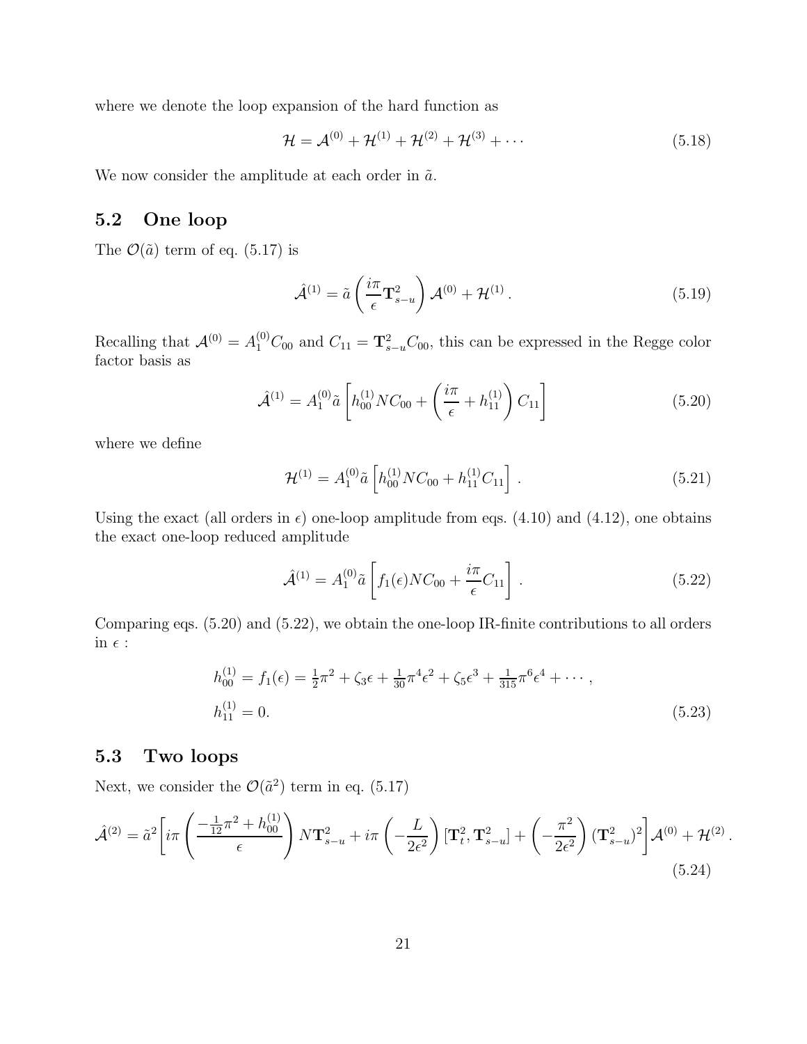where we denote the loop expansion of the hard function as

$$
\mathcal{H} = \mathcal{A}^{(0)} + \mathcal{H}^{(1)} + \mathcal{H}^{(2)} + \mathcal{H}^{(3)} + \cdots \tag{5.18}
$$

We now consider the amplitude at each order in $\tilde{a}$.

## 5.2 One loop

The $\mathcal{O}(\tilde{a})$ term of eq. (5.17) is

$$
\hat{\mathcal{A}}^{(1)} = \tilde{a} \left( \frac{i\pi}{\epsilon} \mathbf{T}_{s-u}^2 \right) \mathcal{A}^{(0)} + \mathcal{H}^{(1)} . \tag{5.19}
$$

Recalling that $\mathcal{A}^{(0)} = A_1^{(0)} C_{00}$ and $C_{11} = \mathbf{T}_{s-u}^2 C_{00}$, this can be expressed in the Regge color factor basis as

$$
\hat{\mathcal{A}}^{(1)} = A_1^{(0)} \tilde{a} \left[ h_{00}^{(1)} N C_{00} + \left( \frac{i\pi}{\epsilon} + h_{11}^{(1)} \right) C_{11} \right] \tag{5.20}
$$

where we define

$$
\mathcal{H}^{(1)} = A_1^{(0)} \tilde{a} \left[ h_{00}^{(1)} N C_{00} + h_{11}^{(1)} C_{11} \right] . \tag{5.21}
$$

Using the exact (all orders in $\epsilon$) one-loop amplitude from eqs. (4.10) and (4.12), one obtains the exact one-loop reduced amplitude

$$
\hat{\mathcal{A}}^{(1)} = A_1^{(0)} \tilde{a} \left[ f_1(\epsilon) N C_{00} + \frac{i\pi}{\epsilon} C_{11} \right] . \tag{5.22}
$$

Comparing eqs. (5.20) and (5.22), we obtain the one-loop IR-finite contributions to all orders in $\epsilon$ :

$$
\begin{aligned}
h_{00}^{(1)} &= f_1(\epsilon) = \tfrac{1}{2}\pi^2 + \zeta_3 \epsilon + \tfrac{1}{30}\pi^4 \epsilon^2 + \zeta_5 \epsilon^3 + \tfrac{1}{315}\pi^6 \epsilon^4 + \cdots , \\
h_{11}^{(1)} &= 0.
\end{aligned} \tag{5.23}
$$

## 5.3 Two loops

Next, we consider the $\mathcal{O}(\tilde{a}^2)$ term in eq. (5.17)

$$
\hat{\mathcal{A}}^{(2)} = \tilde{a}^2 \Bigg[ i\pi \left( \frac{-\frac{1}{12}\pi^2 + h_{00}^{(1)}}{\epsilon} \right) N \mathbf{T}_{s-u}^2 + i\pi \left( -\frac{L}{2\epsilon^2} \right) [\mathbf{T}_t^2, \mathbf{T}_{s-u}^2] + \left( -\frac{\pi^2}{2\epsilon^2} \right) (\mathbf{T}_{s-u}^2)^2 \Bigg] \mathcal{A}^{(0)} + \mathcal{H}^{(2)} . \tag{5.24}
$$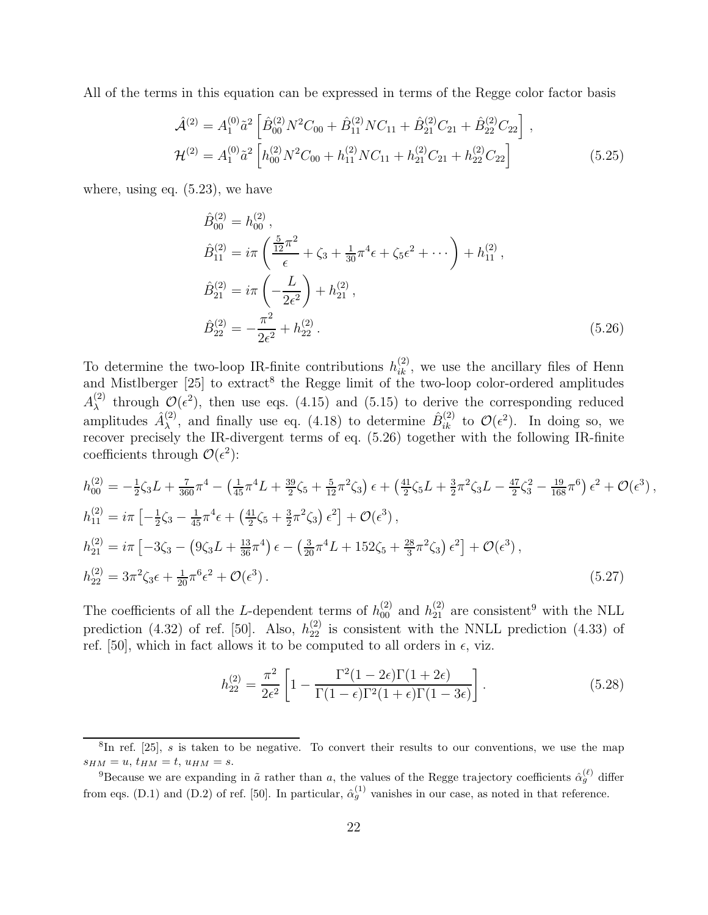All of the terms in this equation can be expressed in terms of the Regge color factor basis

$$
\begin{aligned}
\hat{\mathcal{A}}^{(2)} &= A_1^{(0)} \tilde{a}^2 \left[ \hat{B}_{00}^{(2)} N^2 C_{00} + \hat{B}_{11}^{(2)} N C_{11} + \hat{B}_{21}^{(2)} C_{21} + \hat{B}_{22}^{(2)} C_{22} \right], \\
\mathcal{H}^{(2)} &= A_1^{(0)} \tilde{a}^2 \left[ h_{00}^{(2)} N^2 C_{00} + h_{11}^{(2)} N C_{11} + h_{21}^{(2)} C_{21} + h_{22}^{(2)} C_{22} \right]
\end{aligned}
\tag{5.25}
$$

where, using eq. (5.23), we have

$$
\begin{aligned}
\hat{B}_{00}^{(2)} &= h_{00}^{(2)}, \\
\hat{B}_{11}^{(2)} &= i\pi \left( \frac{\frac{5}{12}\pi^2}{\epsilon} + \zeta_3 + \tfrac{1}{30}\pi^4 \epsilon + \zeta_5 \epsilon^2 + \cdots \right) + h_{11}^{(2)}, \\
\hat{B}_{21}^{(2)} &= i\pi \left( -\frac{L}{2\epsilon^2} \right) + h_{21}^{(2)}, \\
\hat{B}_{22}^{(2)} &= -\frac{\pi^2}{2\epsilon^2} + h_{22}^{(2)}.
\end{aligned}
\tag{5.26}
$$

To determine the two-loop IR-finite contributions $h_{ik}^{(2)}$, we use the ancillary files of Henn and Mistlberger [25] to extract[8] the Regge limit of the two-loop color-ordered amplitudes $A_\lambda^{(2)}$ through $\mathcal{O}(\epsilon^2)$, then use eqs. (4.15) and (5.15) to derive the corresponding reduced amplitudes $\hat{A}_\lambda^{(2)}$, and finally use eq. (4.18) to determine $\hat{B}_{ik}^{(2)}$ to $\mathcal{O}(\epsilon^2)$. In doing so, we recover precisely the IR-divergent terms of eq. (5.26) together with the following IR-finite coefficients through $\mathcal{O}(\epsilon^2)$:

$$
\begin{aligned}
h_{00}^{(2)} &= -\tfrac{1}{2}\zeta_3 L + \tfrac{7}{360}\pi^4 - \left( \tfrac{1}{45}\pi^4 L + \tfrac{39}{2}\zeta_5 + \tfrac{5}{12}\pi^2\zeta_3 \right)\epsilon + \left( \tfrac{41}{2}\zeta_5 L + \tfrac{3}{2}\pi^2\zeta_3 L - \tfrac{47}{2}\zeta_3^2 - \tfrac{19}{168}\pi^6 \right)\epsilon^2 + \mathcal{O}(\epsilon^3), \\
h_{11}^{(2)} &= i\pi \left[ -\tfrac{1}{2}\zeta_3 - \tfrac{1}{45}\pi^4 \epsilon + \left( \tfrac{41}{2}\zeta_5 + \tfrac{3}{2}\pi^2\zeta_3 \right)\epsilon^2 \right] + \mathcal{O}(\epsilon^3), \\
h_{21}^{(2)} &= i\pi \left[ -3\zeta_3 - \left( 9\zeta_3 L + \tfrac{13}{36}\pi^4 \right)\epsilon - \left( \tfrac{3}{20}\pi^4 L + 152\zeta_5 + \tfrac{28}{3}\pi^2\zeta_3 \right)\epsilon^2 \right] + \mathcal{O}(\epsilon^3), \\
h_{22}^{(2)} &= 3\pi^2\zeta_3\epsilon + \tfrac{1}{20}\pi^6\epsilon^2 + \mathcal{O}(\epsilon^3).
\end{aligned}
\tag{5.27}
$$

The coefficients of all the $L$-dependent terms of $h_{00}^{(2)}$ and $h_{21}^{(2)}$ are consistent[9] with the NLL prediction (4.32) of ref. [50]. Also, $h_{22}^{(2)}$ is consistent with the NNLL prediction (4.33) of ref. [50], which in fact allows it to be computed to all orders in $\epsilon$, viz.

$$
h_{22}^{(2)} = \frac{\pi^2}{2\epsilon^2} \left[ 1 - \frac{\Gamma^2(1-2\epsilon)\Gamma(1+2\epsilon)}{\Gamma(1-\epsilon)\Gamma^2(1+\epsilon)\Gamma(1-3\epsilon)} \right].
\tag{5.28}
$$

---

[8] In ref. [25], $s$ is taken to be negative. To convert their results to our conventions, we use the map $s_{HM} = u$, $t_{HM} = t$, $u_{HM} = s$.

[9] Because we are expanding in $\tilde{a}$ rather than $a$, the values of the Regge trajectory coefficients $\hat{\alpha}_g^{(\ell)}$ differ from eqs. (D.1) and (D.2) of ref. [50]. In particular, $\hat{\alpha}_g^{(1)}$ vanishes in our case, as noted in that reference.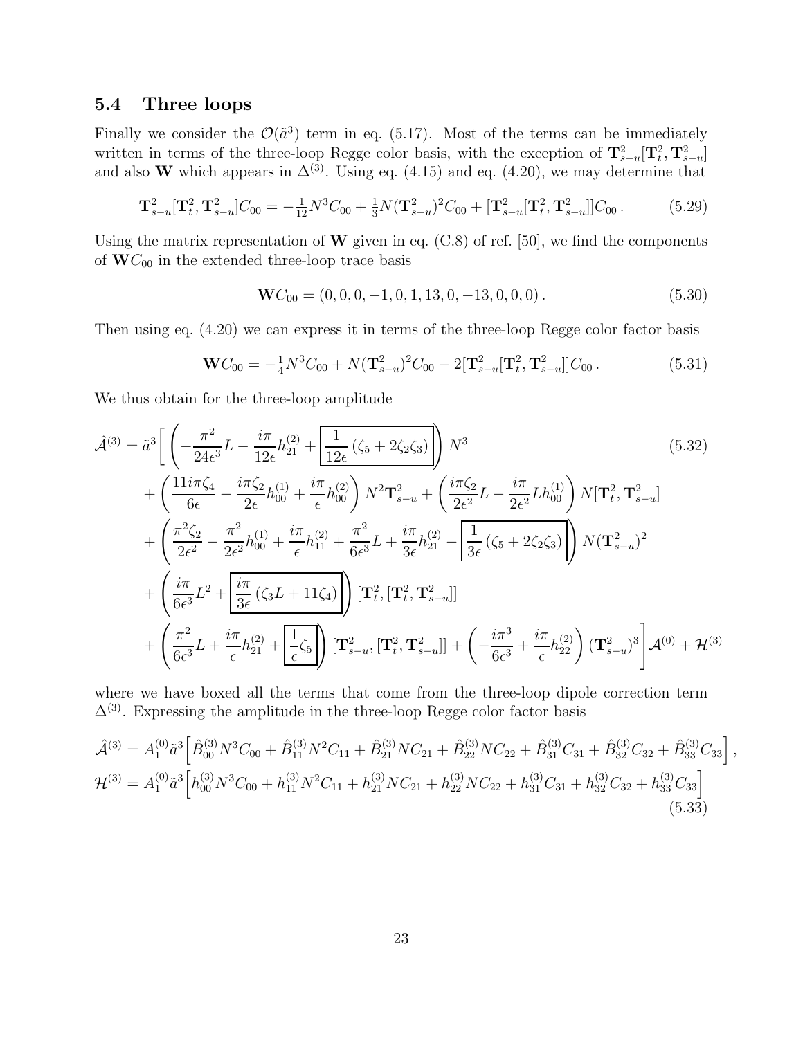### 5.4 Three loops

Finally we consider the $\mathcal{O}(\tilde{a}^3)$ term in eq. (5.17). Most of the terms can be immediately written in terms of the three-loop Regge color basis, with the exception of $\mathbf{T}^2_{s-u}[\mathbf{T}^2_t, \mathbf{T}^2_{s-u}]$ and also $\mathbf{W}$ which appears in $\Delta^{(3)}$. Using eq. (4.15) and eq. (4.20), we may determine that

$$\mathbf{T}^2_{s-u}[\mathbf{T}^2_t, \mathbf{T}^2_{s-u}]C_{00} = -\tfrac{1}{12}N^3 C_{00} + \tfrac{1}{3}N(\mathbf{T}^2_{s-u})^2 C_{00} + [\mathbf{T}^2_{s-u}[\mathbf{T}^2_t, \mathbf{T}^2_{s-u}]]C_{00}\,. \tag{5.29}$$

Using the matrix representation of $\mathbf{W}$ given in eq. (C.8) of ref. [50], we find the components of $\mathbf{W}C_{00}$ in the extended three-loop trace basis

$$\mathbf{W}C_{00} = (0,0,0,-1,0,1,13,0,-13,0,0,0)\,. \tag{5.30}$$

Then using eq. (4.20) we can express it in terms of the three-loop Regge color factor basis

$$\mathbf{W}C_{00} = -\tfrac{1}{4}N^3 C_{00} + N(\mathbf{T}^2_{s-u})^2 C_{00} - 2[\mathbf{T}^2_{s-u}[\mathbf{T}^2_t, \mathbf{T}^2_{s-u}]]C_{00}\,. \tag{5.31}$$

We thus obtain for the three-loop amplitude

$$\begin{aligned}
\hat{\mathcal{A}}^{(3)} = \tilde{a}^3 \Bigg[ &\left( -\frac{\pi^2}{24\epsilon^3}L - \frac{i\pi}{12\epsilon}h^{(2)}_{21} + \boxed{\frac{1}{12\epsilon}\left(\zeta_5 + 2\zeta_2\zeta_3\right)} \right) N^3 \\
&+ \left( \frac{11 i\pi\zeta_4}{6\epsilon} - \frac{i\pi\zeta_2}{2\epsilon}h^{(1)}_{00} + \frac{i\pi}{\epsilon}h^{(2)}_{00} \right) N^2 \mathbf{T}^2_{s-u} + \left( \frac{i\pi\zeta_2}{2\epsilon^2}L - \frac{i\pi}{2\epsilon^2}L h^{(1)}_{00} \right) N[\mathbf{T}^2_t, \mathbf{T}^2_{s-u}] \\
&+ \left( \frac{\pi^2\zeta_2}{2\epsilon^2} - \frac{\pi^2}{2\epsilon^2}h^{(1)}_{00} + \frac{i\pi}{\epsilon}h^{(2)}_{11} + \frac{\pi^2}{6\epsilon^3}L + \frac{i\pi}{3\epsilon}h^{(2)}_{21} - \boxed{\frac{1}{3\epsilon}\left(\zeta_5 + 2\zeta_2\zeta_3\right)} \right) N(\mathbf{T}^2_{s-u})^2 \\
&+ \left( \frac{i\pi}{6\epsilon^3}L^2 + \boxed{\frac{i\pi}{3\epsilon}\left(\zeta_3 L + 11\zeta_4\right)} \right) [\mathbf{T}^2_t, [\mathbf{T}^2_t, \mathbf{T}^2_{s-u}]] \\
&+ \left( \frac{\pi^2}{6\epsilon^3}L + \frac{i\pi}{\epsilon}h^{(2)}_{21} + \boxed{\frac{1}{\epsilon}\zeta_5} \right) [\mathbf{T}^2_{s-u}, [\mathbf{T}^2_t, \mathbf{T}^2_{s-u}]] + \left( -\frac{i\pi^3}{6\epsilon^3} + \frac{i\pi}{\epsilon}h^{(2)}_{22} \right) (\mathbf{T}^2_{s-u})^3 \Bigg] \mathcal{A}^{(0)} + \mathcal{H}^{(3)}
\end{aligned} \tag{5.32}$$

where we have boxed all the terms that come from the three-loop dipole correction term $\Delta^{(3)}$. Expressing the amplitude in the three-loop Regge color factor basis

$$\begin{aligned}
\hat{\mathcal{A}}^{(3)} &= A^{(0)}_1 \tilde{a}^3 \Big[ \hat{B}^{(3)}_{00} N^3 C_{00} + \hat{B}^{(3)}_{11} N^2 C_{11} + \hat{B}^{(3)}_{21} N C_{21} + \hat{B}^{(3)}_{22} N C_{22} + \hat{B}^{(3)}_{31} C_{31} + \hat{B}^{(3)}_{32} C_{32} + \hat{B}^{(3)}_{33} C_{33} \Big]\,, \\
\mathcal{H}^{(3)} &= A^{(0)}_1 \tilde{a}^3 \Big[ h^{(3)}_{00} N^3 C_{00} + h^{(3)}_{11} N^2 C_{11} + h^{(3)}_{21} N C_{21} + h^{(3)}_{22} N C_{22} + h^{(3)}_{31} C_{31} + h^{(3)}_{32} C_{32} + h^{(3)}_{33} C_{33} \Big]
\end{aligned} \tag{5.33}$$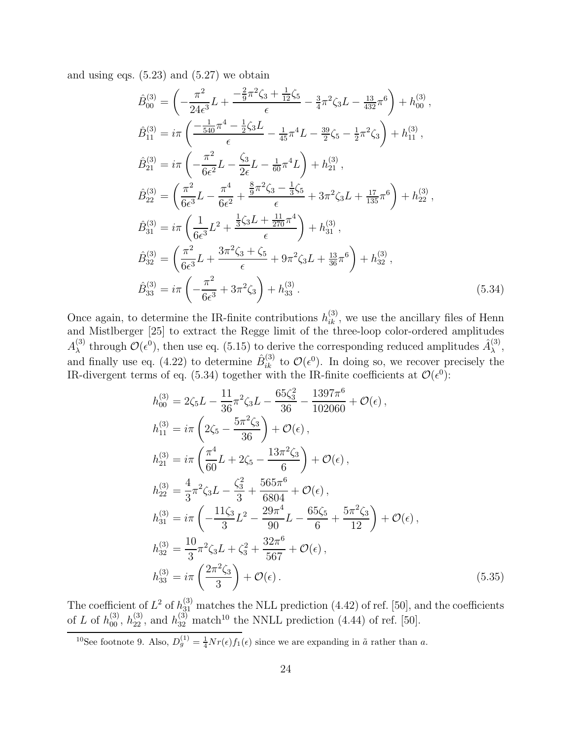and using eqs. (5.23) and (5.27) we obtain

$$
\begin{aligned}
\hat{B}_{00}^{(3)} &= \left( -\frac{\pi^2}{24\epsilon^3} L + \frac{-\frac{2}{9}\pi^2\zeta_3 + \frac{1}{12}\zeta_5}{\epsilon} - \tfrac{3}{4}\pi^2\zeta_3 L - \tfrac{13}{432}\pi^6 \right) + h_{00}^{(3)} \,, \\
\hat{B}_{11}^{(3)} &= i\pi \left( \frac{-\frac{1}{540}\pi^4 - \frac{1}{2}\zeta_3 L}{\epsilon} - \tfrac{1}{45}\pi^4 L - \tfrac{39}{2}\zeta_5 - \tfrac{1}{2}\pi^2\zeta_3 \right) + h_{11}^{(3)} \,, \\
\hat{B}_{21}^{(3)} &= i\pi \left( -\frac{\pi^2}{6\epsilon^2} L - \frac{\zeta_3}{2\epsilon} L - \tfrac{1}{60}\pi^4 L \right) + h_{21}^{(3)} \,, \\
\hat{B}_{22}^{(3)} &= \left( \frac{\pi^2}{6\epsilon^3} L - \frac{\pi^4}{6\epsilon^2} + \frac{\frac{8}{9}\pi^2\zeta_3 - \frac{1}{3}\zeta_5}{\epsilon} + 3\pi^2\zeta_3 L + \tfrac{17}{135}\pi^6 \right) + h_{22}^{(3)} \,, \\
\hat{B}_{31}^{(3)} &= i\pi \left( \frac{1}{6\epsilon^3} L^2 + \frac{\frac{1}{3}\zeta_3 L + \frac{11}{270}\pi^4}{\epsilon} \right) + h_{31}^{(3)} \,, \\
\hat{B}_{32}^{(3)} &= \left( \frac{\pi^2}{6\epsilon^3} L + \frac{3\pi^2\zeta_3 + \zeta_5}{\epsilon} + 9\pi^2\zeta_3 L + \tfrac{13}{36}\pi^6 \right) + h_{32}^{(3)} \,, \\
\hat{B}_{33}^{(3)} &= i\pi \left( -\frac{\pi^2}{6\epsilon^3} + 3\pi^2\zeta_3 \right) + h_{33}^{(3)} \,.
\end{aligned}
\tag{5.34}
$$

Once again, to determine the IR-finite contributions $h_{ik}^{(3)}$, we use the ancillary files of Henn and Mistlberger [25] to extract the Regge limit of the three-loop color-ordered amplitudes $A_\lambda^{(3)}$ through $\mathcal{O}(\epsilon^0)$, then use eq. (5.15) to derive the corresponding reduced amplitudes $\hat{A}_\lambda^{(3)}$, and finally use eq. (4.22) to determine $\hat{B}_{ik}^{(3)}$ to $\mathcal{O}(\epsilon^0)$. In doing so, we recover precisely the IR-divergent terms of eq. (5.34) together with the IR-finite coefficients at $\mathcal{O}(\epsilon^0)$:

$$
\begin{aligned}
h_{00}^{(3)} &= 2\zeta_5 L - \frac{11}{36}\pi^2\zeta_3 L - \frac{65\zeta_3^2}{36} - \frac{1397\pi^6}{102060} + \mathcal{O}(\epsilon) \,, \\
h_{11}^{(3)} &= i\pi \left( 2\zeta_5 - \frac{5\pi^2\zeta_3}{36} \right) + \mathcal{O}(\epsilon) \,, \\
h_{21}^{(3)} &= i\pi \left( \frac{\pi^4}{60} L + 2\zeta_5 - \frac{13\pi^2\zeta_3}{6} \right) + \mathcal{O}(\epsilon) \,, \\
h_{22}^{(3)} &= \frac{4}{3}\pi^2\zeta_3 L - \frac{\zeta_3^2}{3} + \frac{565\pi^6}{6804} + \mathcal{O}(\epsilon) \,, \\
h_{31}^{(3)} &= i\pi \left( -\frac{11\zeta_3}{3} L^2 - \frac{29\pi^4}{90} L - \frac{65\zeta_5}{6} + \frac{5\pi^2\zeta_3}{12} \right) + \mathcal{O}(\epsilon) \,, \\
h_{32}^{(3)} &= \frac{10}{3}\pi^2\zeta_3 L + \zeta_3^2 + \frac{32\pi^6}{567} + \mathcal{O}(\epsilon) \,, \\
h_{33}^{(3)} &= i\pi \left( \frac{2\pi^2\zeta_3}{3} \right) + \mathcal{O}(\epsilon) \,.
\end{aligned}
\tag{5.35}
$$

The coefficient of $L^2$ of $h_{31}^{(3)}$ matches the NLL prediction (4.42) of ref. [50], and the coefficients of $L$ of $h_{00}^{(3)}$, $h_{22}^{(3)}$, and $h_{32}^{(3)}$ match[10] the NNLL prediction (4.44) of ref. [50].

[10] See footnote 9. Also, $D_g^{(1)} = \frac{1}{4} N r(\epsilon) f_1(\epsilon)$ since we are expanding in $\tilde{a}$ rather than $a$.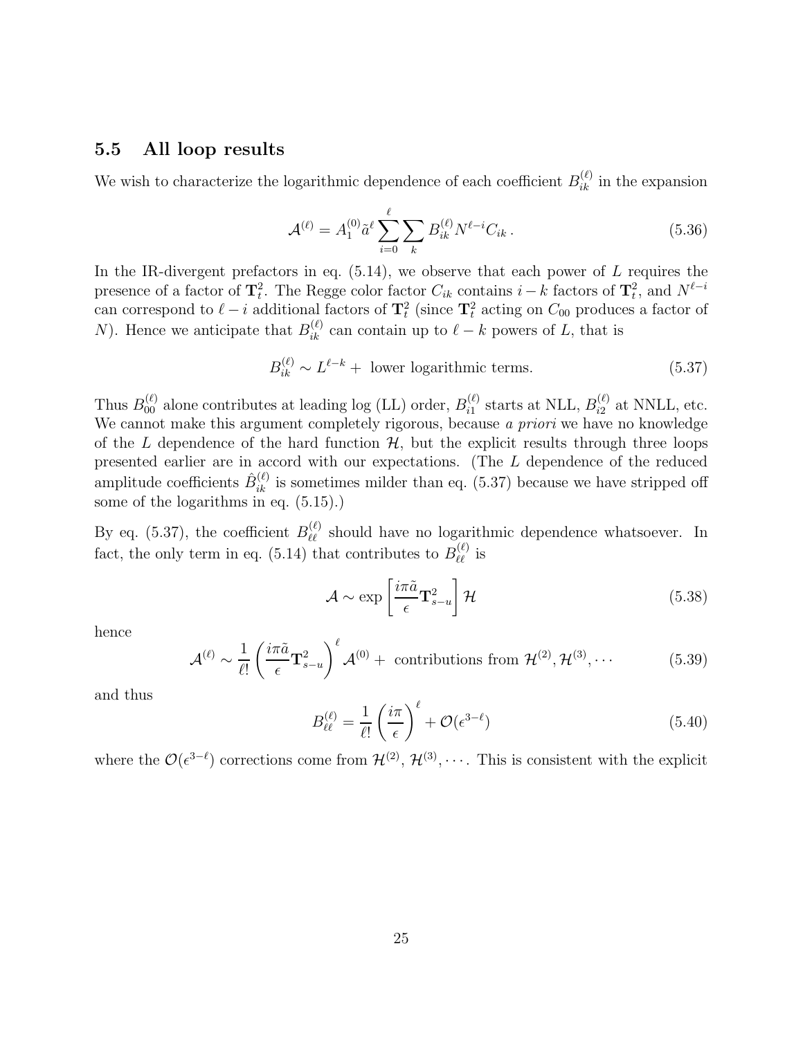### 5.5 All loop results

We wish to characterize the logarithmic dependence of each coefficient $B_{ik}^{(\ell)}$ in the expansion

$$\mathcal{A}^{(\ell)} = A_1^{(0)} \tilde{a}^\ell \sum_{i=0}^{\ell} \sum_k B_{ik}^{(\ell)} N^{\ell-i} C_{ik} \,. \tag{5.36}$$

In the IR-divergent prefactors in eq. (5.14), we observe that each power of $L$ requires the presence of a factor of $\mathbf{T}_t^2$. The Regge color factor $C_{ik}$ contains $i-k$ factors of $\mathbf{T}_t^2$, and $N^{\ell-i}$ can correspond to $\ell-i$ additional factors of $\mathbf{T}_t^2$ (since $\mathbf{T}_t^2$ acting on $C_{00}$ produces a factor of $N$). Hence we anticipate that $B_{ik}^{(\ell)}$ can contain up to $\ell-k$ powers of $L$, that is

$$B_{ik}^{(\ell)} \sim L^{\ell-k} + \text{ lower logarithmic terms.} \tag{5.37}$$

Thus $B_{00}^{(\ell)}$ alone contributes at leading log (LL) order, $B_{i1}^{(\ell)}$ starts at NLL, $B_{i2}^{(\ell)}$ at NNLL, etc. We cannot make this argument completely rigorous, because *a priori* we have no knowledge of the $L$ dependence of the hard function $\mathcal{H}$, but the explicit results through three loops presented earlier are in accord with our expectations. (The $L$ dependence of the reduced amplitude coefficients $\hat{B}_{ik}^{(\ell)}$ is sometimes milder than eq. (5.37) because we have stripped off some of the logarithms in eq. (5.15).)

By eq. (5.37), the coefficient $B_{\ell\ell}^{(\ell)}$ should have no logarithmic dependence whatsoever. In fact, the only term in eq. (5.14) that contributes to $B_{\ell\ell}^{(\ell)}$ is

$$\mathcal{A} \sim \exp\left[\frac{i\pi\tilde{a}}{\epsilon}\mathbf{T}_{s-u}^2\right]\mathcal{H} \tag{5.38}$$

hence

$$\mathcal{A}^{(\ell)} \sim \frac{1}{\ell!}\left(\frac{i\pi\tilde{a}}{\epsilon}\mathbf{T}_{s-u}^2\right)^\ell \mathcal{A}^{(0)} + \text{ contributions from } \mathcal{H}^{(2)}, \mathcal{H}^{(3)}, \cdots \tag{5.39}$$

and thus

$$B_{\ell\ell}^{(\ell)} = \frac{1}{\ell!}\left(\frac{i\pi}{\epsilon}\right)^\ell + \mathcal{O}(\epsilon^{3-\ell}) \tag{5.40}$$

where the $\mathcal{O}(\epsilon^{3-\ell})$ corrections come from $\mathcal{H}^{(2)}$, $\mathcal{H}^{(3)}$, $\cdots$. This is consistent with the explicit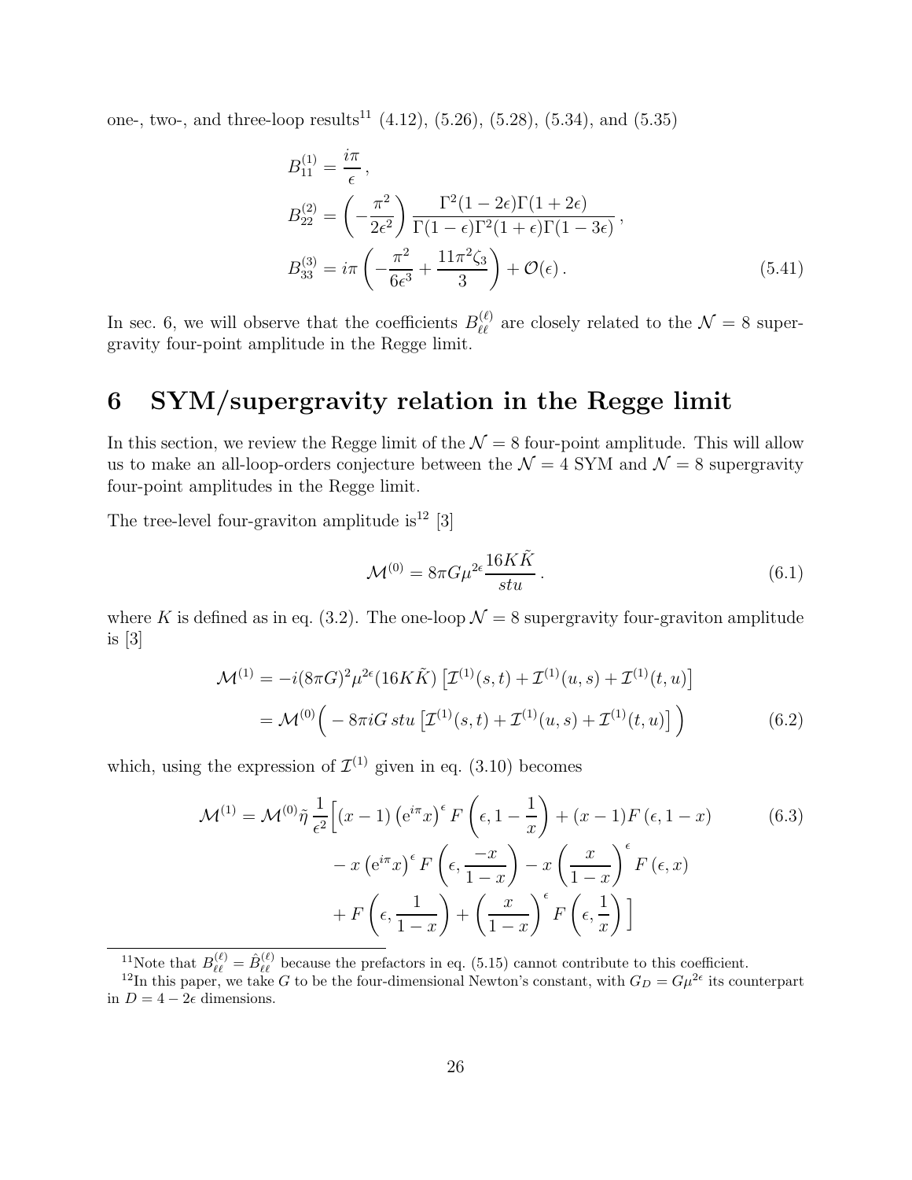one-, two-, and three-loop results[11] (4.12), (5.26), (5.28), (5.34), and (5.35)

$$
\begin{aligned}
B_{11}^{(1)} &= \frac{i\pi}{\epsilon}\,, \\
B_{22}^{(2)} &= \left(-\frac{\pi^2}{2\epsilon^2}\right)\frac{\Gamma^2(1-2\epsilon)\Gamma(1+2\epsilon)}{\Gamma(1-\epsilon)\Gamma^2(1+\epsilon)\Gamma(1-3\epsilon)}\,, \\
B_{33}^{(3)} &= i\pi\left(-\frac{\pi^2}{6\epsilon^3}+\frac{11\pi^2\zeta_3}{3}\right)+\mathcal{O}(\epsilon)\,.
\end{aligned}
\tag{5.41}
$$

In sec. 6, we will observe that the coefficients $B_{\ell\ell}^{(\ell)}$ are closely related to the $\mathcal{N}=8$ supergravity four-point amplitude in the Regge limit.

# 6 SYM/supergravity relation in the Regge limit

In this section, we review the Regge limit of the $\mathcal{N}=8$ four-point amplitude. This will allow us to make an all-loop-orders conjecture between the $\mathcal{N}=4$ SYM and $\mathcal{N}=8$ supergravity four-point amplitudes in the Regge limit.

The tree-level four-graviton amplitude is[12] [3]

$$
\mathcal{M}^{(0)} = 8\pi G\mu^{2\epsilon}\frac{16K\tilde{K}}{stu}\,. \tag{6.1}
$$

where $K$ is defined as in eq. (3.2). The one-loop $\mathcal{N}=8$ supergravity four-graviton amplitude is [3]

$$
\begin{aligned}
\mathcal{M}^{(1)} &= -i(8\pi G)^2\mu^{2\epsilon}(16K\tilde{K})\left[\mathcal{I}^{(1)}(s,t)+\mathcal{I}^{(1)}(u,s)+\mathcal{I}^{(1)}(t,u)\right] \\
&= \mathcal{M}^{(0)}\Big(-8\pi i G\, stu\left[\mathcal{I}^{(1)}(s,t)+\mathcal{I}^{(1)}(u,s)+\mathcal{I}^{(1)}(t,u)\right]\Big)
\end{aligned}
\tag{6.2}
$$

which, using the expression of $\mathcal{I}^{(1)}$ given in eq. (3.10) becomes

$$
\begin{aligned}
\mathcal{M}^{(1)} = \mathcal{M}^{(0)}\tilde{\eta}\frac{1}{\epsilon^2}\Big[&(x-1)\left(e^{i\pi}x\right)^{\epsilon}F\left(\epsilon,1-\frac{1}{x}\right)+(x-1)F\left(\epsilon,1-x\right) \\
&- x\left(e^{i\pi}x\right)^{\epsilon}F\left(\epsilon,\frac{-x}{1-x}\right)-x\left(\frac{x}{1-x}\right)^{\epsilon}F\left(\epsilon,x\right) \\
&+ F\left(\epsilon,\frac{1}{1-x}\right)+\left(\frac{x}{1-x}\right)^{\epsilon}F\left(\epsilon,\frac{1}{x}\right)\Big]
\end{aligned}
\tag{6.3}
$$

[11] Note that $B_{\ell\ell}^{(\ell)} = \hat{B}_{\ell\ell}^{(\ell)}$ because the prefactors in eq. (5.15) cannot contribute to this coefficient.

[12] In this paper, we take $G$ to be the four-dimensional Newton's constant, with $G_D = G\mu^{2\epsilon}$ its counterpart in $D = 4-2\epsilon$ dimensions.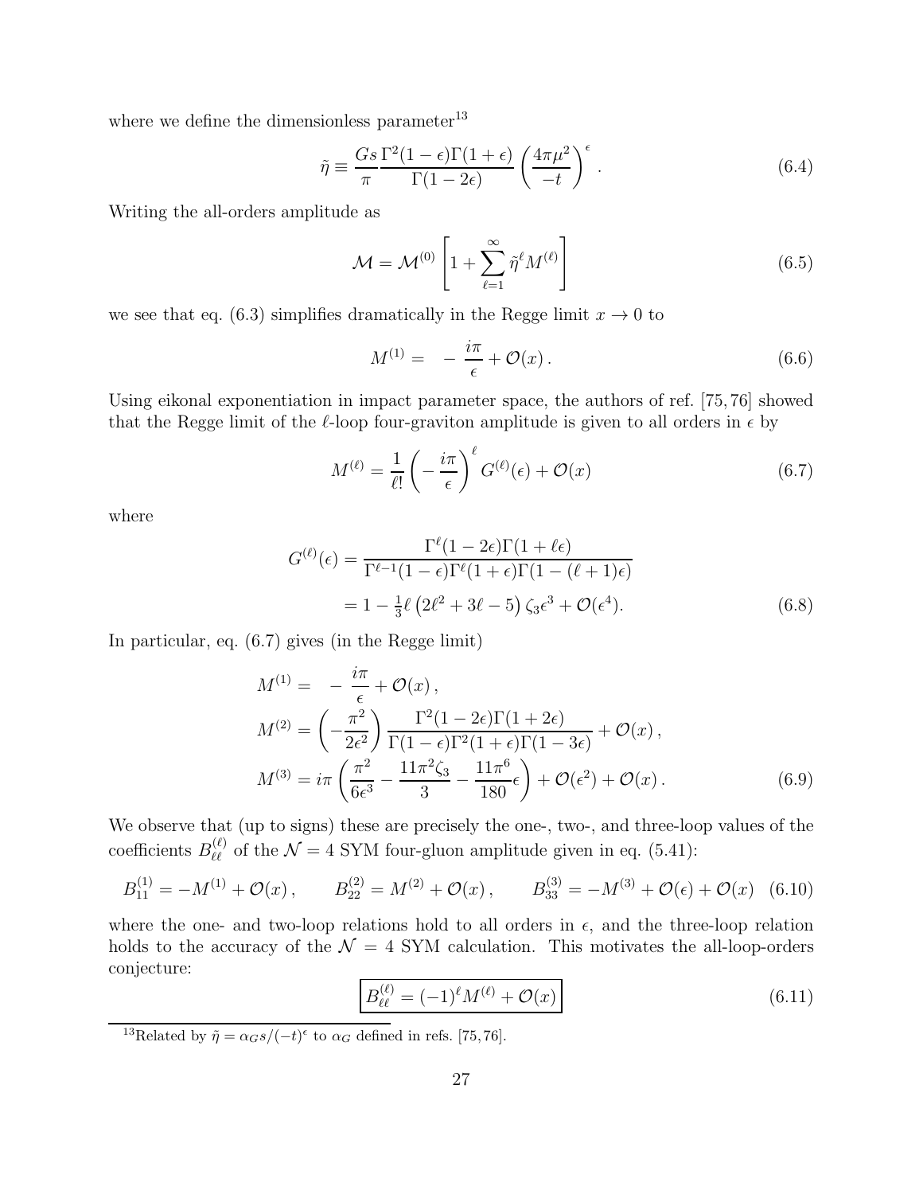where we define the dimensionless parameter[13]

$$\tilde{\eta} \equiv \frac{Gs}{\pi} \frac{\Gamma^2(1-\epsilon)\Gamma(1+\epsilon)}{\Gamma(1-2\epsilon)} \left(\frac{4\pi\mu^2}{-t}\right)^{\epsilon} . \tag{6.4}$$

Writing the all-orders amplitude as

$$\mathcal{M} = \mathcal{M}^{(0)} \left[ 1 + \sum_{\ell=1}^{\infty} \tilde{\eta}^{\ell} M^{(\ell)} \right] \tag{6.5}$$

we see that eq. (6.3) simplifies dramatically in the Regge limit $x \to 0$ to

$$M^{(1)} = \; - \frac{i\pi}{\epsilon} + \mathcal{O}(x) . \tag{6.6}$$

Using eikonal exponentiation in impact parameter space, the authors of ref. [75, 76] showed that the Regge limit of the $\ell$-loop four-graviton amplitude is given to all orders in $\epsilon$ by

$$M^{(\ell)} = \frac{1}{\ell!} \left( -\frac{i\pi}{\epsilon} \right)^{\ell} G^{(\ell)}(\epsilon) + \mathcal{O}(x) \tag{6.7}$$

where

$$\begin{aligned} G^{(\ell)}(\epsilon) &= \frac{\Gamma^{\ell}(1-2\epsilon)\Gamma(1+\ell\epsilon)}{\Gamma^{\ell-1}(1-\epsilon)\Gamma^{\ell}(1+\epsilon)\Gamma(1-(\ell+1)\epsilon)} \\ &= 1 - \tfrac{1}{3}\ell \left(2\ell^2 + 3\ell - 5\right) \zeta_3 \epsilon^3 + \mathcal{O}(\epsilon^4). \end{aligned} \tag{6.8}$$

In particular, eq. (6.7) gives (in the Regge limit)

$$\begin{aligned} M^{(1)} &= \; - \frac{i\pi}{\epsilon} + \mathcal{O}(x) , \\ M^{(2)} &= \left( -\frac{\pi^2}{2\epsilon^2} \right) \frac{\Gamma^2(1-2\epsilon)\Gamma(1+2\epsilon)}{\Gamma(1-\epsilon)\Gamma^2(1+\epsilon)\Gamma(1-3\epsilon)} + \mathcal{O}(x) , \\ M^{(3)} &= i\pi \left( \frac{\pi^2}{6\epsilon^3} - \frac{11\pi^2\zeta_3}{3} - \frac{11\pi^6}{180}\epsilon \right) + \mathcal{O}(\epsilon^2) + \mathcal{O}(x) . \end{aligned} \tag{6.9}$$

We observe that (up to signs) these are precisely the one-, two-, and three-loop values of the coefficients $B_{\ell\ell}^{(\ell)}$ of the $\mathcal{N}=4$ SYM four-gluon amplitude given in eq. (5.41):

$$B_{11}^{(1)} = -M^{(1)} + \mathcal{O}(x) , \qquad B_{22}^{(2)} = M^{(2)} + \mathcal{O}(x) , \qquad B_{33}^{(3)} = -M^{(3)} + \mathcal{O}(\epsilon) + \mathcal{O}(x) \tag{6.10}$$

where the one- and two-loop relations hold to all orders in $\epsilon$, and the three-loop relation holds to the accuracy of the $\mathcal{N}=4$ SYM calculation. This motivates the all-loop-orders conjecture:

$$\boxed{B_{\ell\ell}^{(\ell)} = (-1)^{\ell} M^{(\ell)} + \mathcal{O}(x)} \tag{6.11}$$

[13]Related by $\tilde{\eta} = \alpha_G s/(-t)^{\epsilon}$ to $\alpha_G$ defined in refs. [75, 76].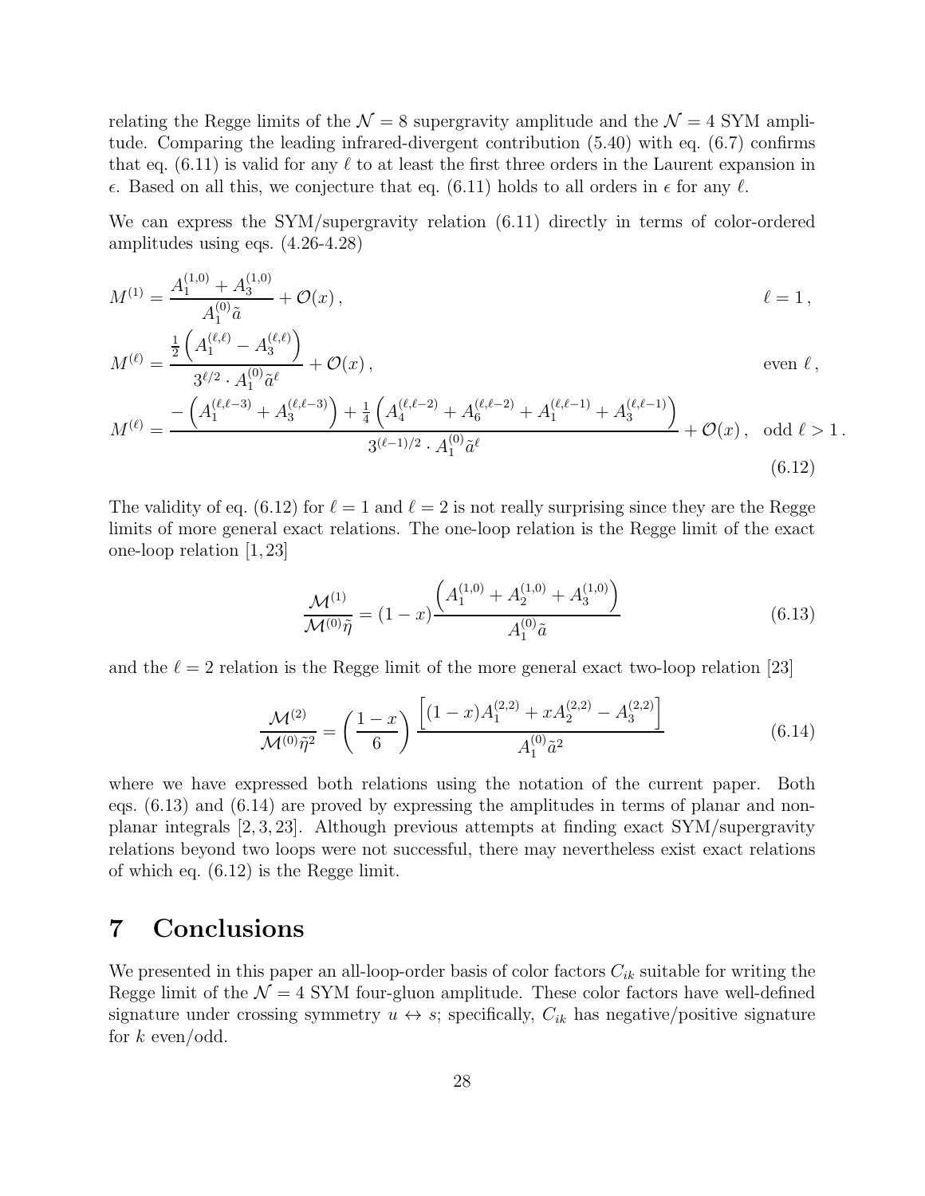relating the Regge limits of the $\mathcal{N}=8$ supergravity amplitude and the $\mathcal{N}=4$ SYM amplitude. Comparing the leading infrared-divergent contribution (5.40) with eq. (6.7) confirms that eq. (6.11) is valid for any $\ell$ to at least the first three orders in the Laurent expansion in $\epsilon$. Based on all this, we conjecture that eq. (6.11) holds to all orders in $\epsilon$ for any $\ell$.

We can express the SYM/supergravity relation (6.11) directly in terms of color-ordered amplitudes using eqs. (4.26-4.28)

$$
\begin{aligned}
M^{(1)} &= \frac{A_1^{(1,0)} + A_3^{(1,0)}}{A_1^{(0)}\tilde{a}} + \mathcal{O}(x)\,, && \ell = 1\,, \\
M^{(\ell)} &= \frac{\frac{1}{2}\left(A_1^{(\ell,\ell)} - A_3^{(\ell,\ell)}\right)}{3^{\ell/2}\cdot A_1^{(0)}\tilde{a}^\ell} + \mathcal{O}(x)\,, && \text{even } \ell\,, \\
M^{(\ell)} &= \frac{-\left(A_1^{(\ell,\ell-3)} + A_3^{(\ell,\ell-3)}\right) + \frac{1}{4}\left(A_4^{(\ell,\ell-2)} + A_6^{(\ell,\ell-2)} + A_1^{(\ell,\ell-1)} + A_3^{(\ell,\ell-1)}\right)}{3^{(\ell-1)/2}\cdot A_1^{(0)}\tilde{a}^\ell} + \mathcal{O}(x)\,, && \text{odd } \ell > 1\,.
\end{aligned}
\tag{6.12}
$$

The validity of eq. (6.12) for $\ell = 1$ and $\ell = 2$ is not really surprising since they are the Regge limits of more general exact relations. The one-loop relation is the Regge limit of the exact one-loop relation [1, 23]

$$
\frac{\mathcal{M}^{(1)}}{\mathcal{M}^{(0)}\tilde{\eta}} = (1-x)\frac{\left(A_1^{(1,0)} + A_2^{(1,0)} + A_3^{(1,0)}\right)}{A_1^{(0)}\tilde{a}} \tag{6.13}
$$

and the $\ell = 2$ relation is the Regge limit of the more general exact two-loop relation [23]

$$
\frac{\mathcal{M}^{(2)}}{\mathcal{M}^{(0)}\tilde{\eta}^2} = \left(\frac{1-x}{6}\right)\frac{\left[(1-x)A_1^{(2,2)} + xA_2^{(2,2)} - A_3^{(2,2)}\right]}{A_1^{(0)}\tilde{a}^2} \tag{6.14}
$$

where we have expressed both relations using the notation of the current paper. Both eqs. (6.13) and (6.14) are proved by expressing the amplitudes in terms of planar and nonplanar integrals [2, 3, 23]. Although previous attempts at finding exact SYM/supergravity relations beyond two loops were not successful, there may nevertheless exist exact relations of which eq. (6.12) is the Regge limit.

# 7 Conclusions

We presented in this paper an all-loop-order basis of color factors $C_{ik}$ suitable for writing the Regge limit of the $\mathcal{N}=4$ SYM four-gluon amplitude. These color factors have well-defined signature under crossing symmetry $u \leftrightarrow s$; specifically, $C_{ik}$ has negative/positive signature for $k$ even/odd.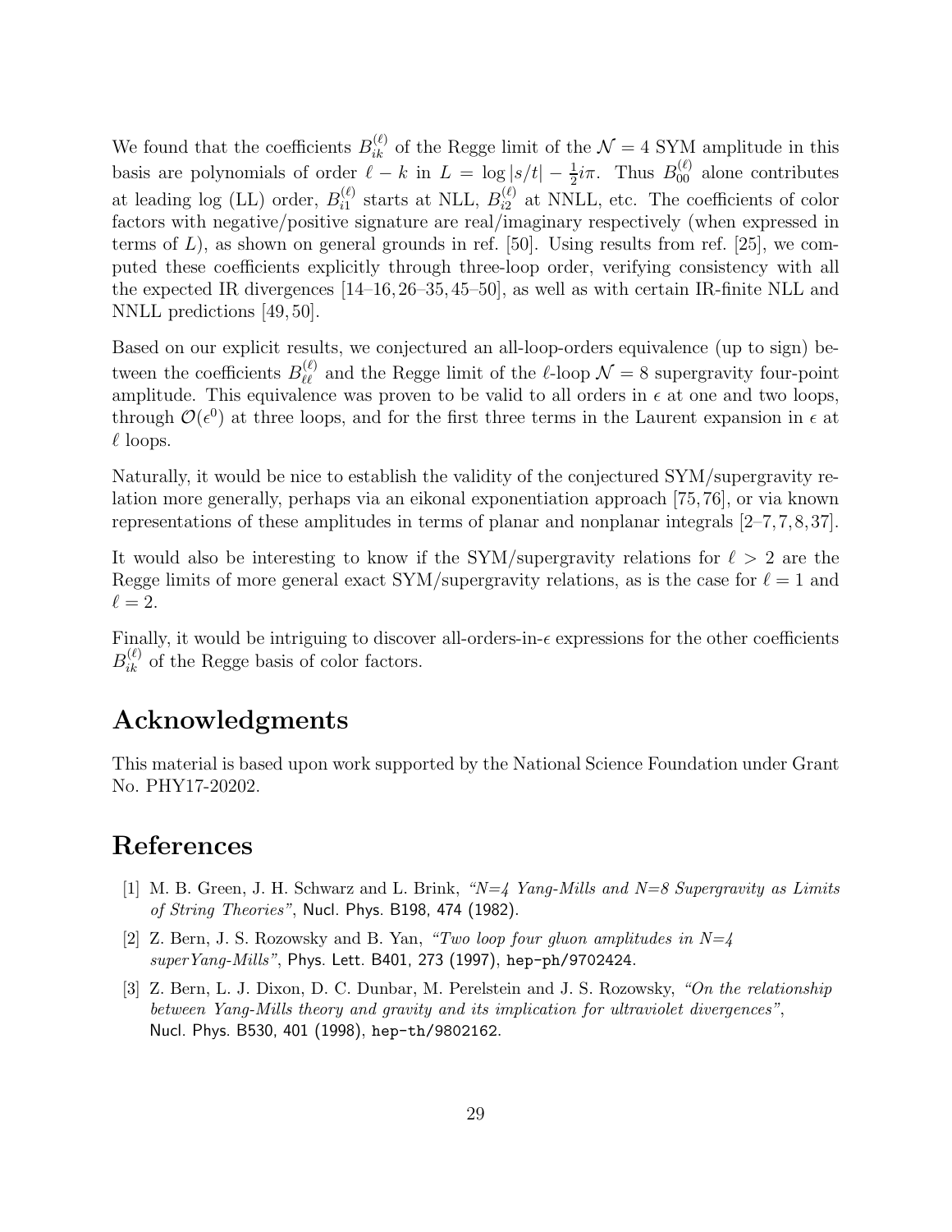We found that the coefficients $B_{ik}^{(\ell)}$ of the Regge limit of the $\mathcal{N}=4$ SYM amplitude in this basis are polynomials of order $\ell-k$ in $L=\log|s/t|-\frac{1}{2}i\pi$. Thus $B_{00}^{(\ell)}$ alone contributes at leading log (LL) order, $B_{i1}^{(\ell)}$ starts at NLL, $B_{i2}^{(\ell)}$ at NNLL, etc. The coefficients of color factors with negative/positive signature are real/imaginary respectively (when expressed in terms of $L$), as shown on general grounds in ref. [50]. Using results from ref. [25], we computed these coefficients explicitly through three-loop order, verifying consistency with all the expected IR divergences [14–16, 26–35, 45–50], as well as with certain IR-finite NLL and NNLL predictions [49, 50].

Based on our explicit results, we conjectured an all-loop-orders equivalence (up to sign) between the coefficients $B_{\ell\ell}^{(\ell)}$ and the Regge limit of the $\ell$-loop $\mathcal{N}=8$ supergravity four-point amplitude. This equivalence was proven to be valid to all orders in $\epsilon$ at one and two loops, through $\mathcal{O}(\epsilon^0)$ at three loops, and for the first three terms in the Laurent expansion in $\epsilon$ at $\ell$ loops.

Naturally, it would be nice to establish the validity of the conjectured SYM/supergravity relation more generally, perhaps via an eikonal exponentiation approach [75, 76], or via known representations of these amplitudes in terms of planar and nonplanar integrals [2–7, 7, 8, 37].

It would also be interesting to know if the SYM/supergravity relations for $\ell>2$ are the Regge limits of more general exact SYM/supergravity relations, as is the case for $\ell=1$ and $\ell=2$.

Finally, it would be intriguing to discover all-orders-in-$\epsilon$ expressions for the other coefficients $B_{ik}^{(\ell)}$ of the Regge basis of color factors.

## Acknowledgments

This material is based upon work supported by the National Science Foundation under Grant No. PHY17-20202.

## References

[1] M. B. Green, J. H. Schwarz and L. Brink, *"N=4 Yang-Mills and N=8 Supergravity as Limits of String Theories"*, Nucl. Phys. B198, 474 (1982).

[2] Z. Bern, J. S. Rozowsky and B. Yan, *"Two loop four gluon amplitudes in N=4 superYang-Mills"*, Phys. Lett. B401, 273 (1997), hep-ph/9702424.

[3] Z. Bern, L. J. Dixon, D. C. Dunbar, M. Perelstein and J. S. Rozowsky, *"On the relationship between Yang-Mills theory and gravity and its implication for ultraviolet divergences"*, Nucl. Phys. B530, 401 (1998), hep-th/9802162.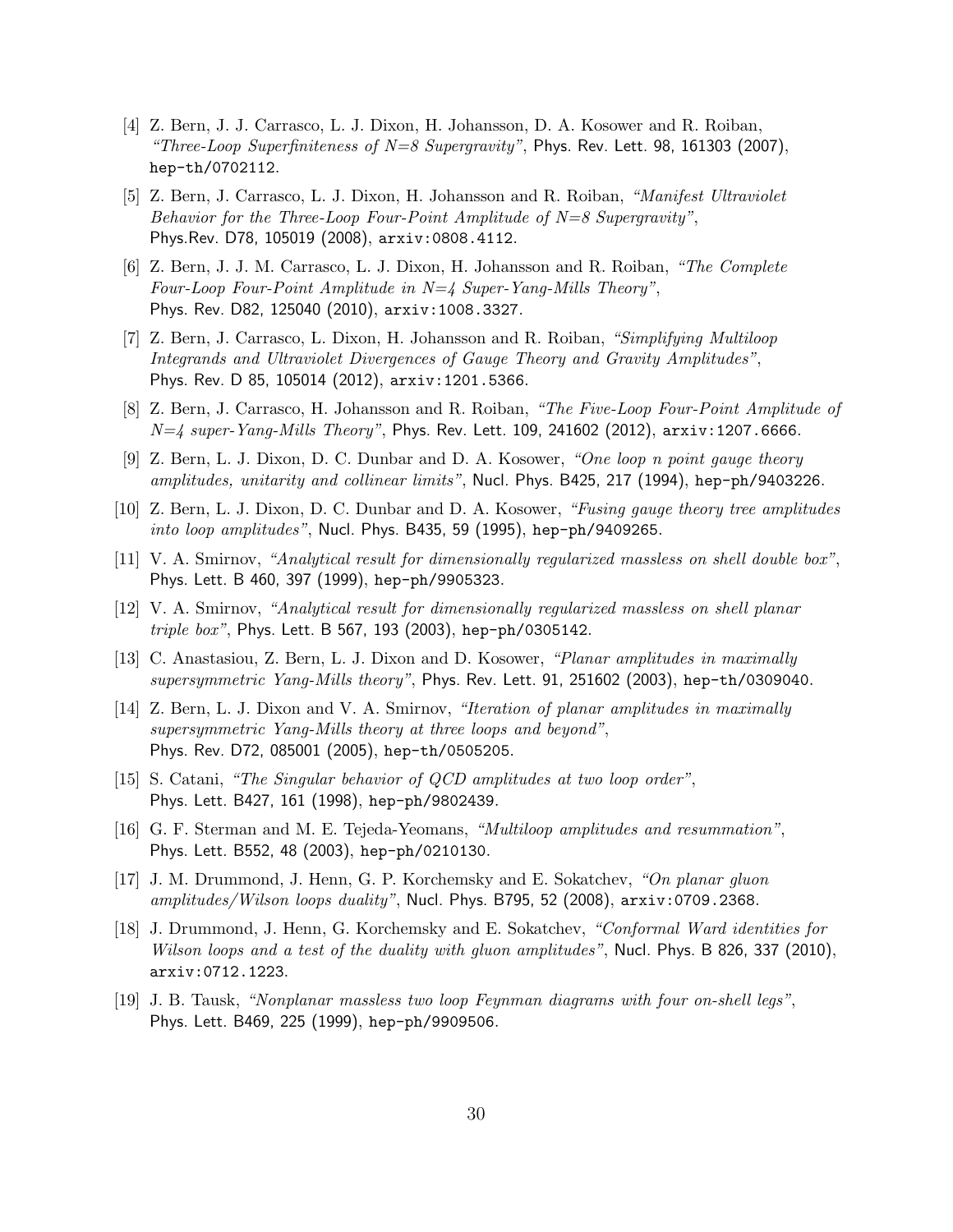[4] Z. Bern, J. J. Carrasco, L. J. Dixon, H. Johansson, D. A. Kosower and R. Roiban, *"Three-Loop Superfiniteness of N=8 Supergravity"*, Phys. Rev. Lett. 98, 161303 (2007), hep-th/0702112.

[5] Z. Bern, J. Carrasco, L. J. Dixon, H. Johansson and R. Roiban, *"Manifest Ultraviolet Behavior for the Three-Loop Four-Point Amplitude of N=8 Supergravity"*, Phys.Rev. D78, 105019 (2008), arxiv:0808.4112.

[6] Z. Bern, J. J. M. Carrasco, L. J. Dixon, H. Johansson and R. Roiban, *"The Complete Four-Loop Four-Point Amplitude in N=4 Super-Yang-Mills Theory"*, Phys. Rev. D82, 125040 (2010), arxiv:1008.3327.

[7] Z. Bern, J. Carrasco, L. Dixon, H. Johansson and R. Roiban, *"Simplifying Multiloop Integrands and Ultraviolet Divergences of Gauge Theory and Gravity Amplitudes"*, Phys. Rev. D 85, 105014 (2012), arxiv:1201.5366.

[8] Z. Bern, J. Carrasco, H. Johansson and R. Roiban, *"The Five-Loop Four-Point Amplitude of N=4 super-Yang-Mills Theory"*, Phys. Rev. Lett. 109, 241602 (2012), arxiv:1207.6666.

[9] Z. Bern, L. J. Dixon, D. C. Dunbar and D. A. Kosower, *"One loop n point gauge theory amplitudes, unitarity and collinear limits"*, Nucl. Phys. B425, 217 (1994), hep-ph/9403226.

[10] Z. Bern, L. J. Dixon, D. C. Dunbar and D. A. Kosower, *"Fusing gauge theory tree amplitudes into loop amplitudes"*, Nucl. Phys. B435, 59 (1995), hep-ph/9409265.

[11] V. A. Smirnov, *"Analytical result for dimensionally regularized massless on shell double box"*, Phys. Lett. B 460, 397 (1999), hep-ph/9905323.

[12] V. A. Smirnov, *"Analytical result for dimensionally regularized massless on shell planar triple box"*, Phys. Lett. B 567, 193 (2003), hep-ph/0305142.

[13] C. Anastasiou, Z. Bern, L. J. Dixon and D. Kosower, *"Planar amplitudes in maximally supersymmetric Yang-Mills theory"*, Phys. Rev. Lett. 91, 251602 (2003), hep-th/0309040.

[14] Z. Bern, L. J. Dixon and V. A. Smirnov, *"Iteration of planar amplitudes in maximally supersymmetric Yang-Mills theory at three loops and beyond"*, Phys. Rev. D72, 085001 (2005), hep-th/0505205.

[15] S. Catani, *"The Singular behavior of QCD amplitudes at two loop order"*, Phys. Lett. B427, 161 (1998), hep-ph/9802439.

[16] G. F. Sterman and M. E. Tejeda-Yeomans, *"Multiloop amplitudes and resummation"*, Phys. Lett. B552, 48 (2003), hep-ph/0210130.

[17] J. M. Drummond, J. Henn, G. P. Korchemsky and E. Sokatchev, *"On planar gluon amplitudes/Wilson loops duality"*, Nucl. Phys. B795, 52 (2008), arxiv:0709.2368.

[18] J. Drummond, J. Henn, G. Korchemsky and E. Sokatchev, *"Conformal Ward identities for Wilson loops and a test of the duality with gluon amplitudes"*, Nucl. Phys. B 826, 337 (2010), arxiv:0712.1223.

[19] J. B. Tausk, *"Nonplanar massless two loop Feynman diagrams with four on-shell legs"*, Phys. Lett. B469, 225 (1999), hep-ph/9909506.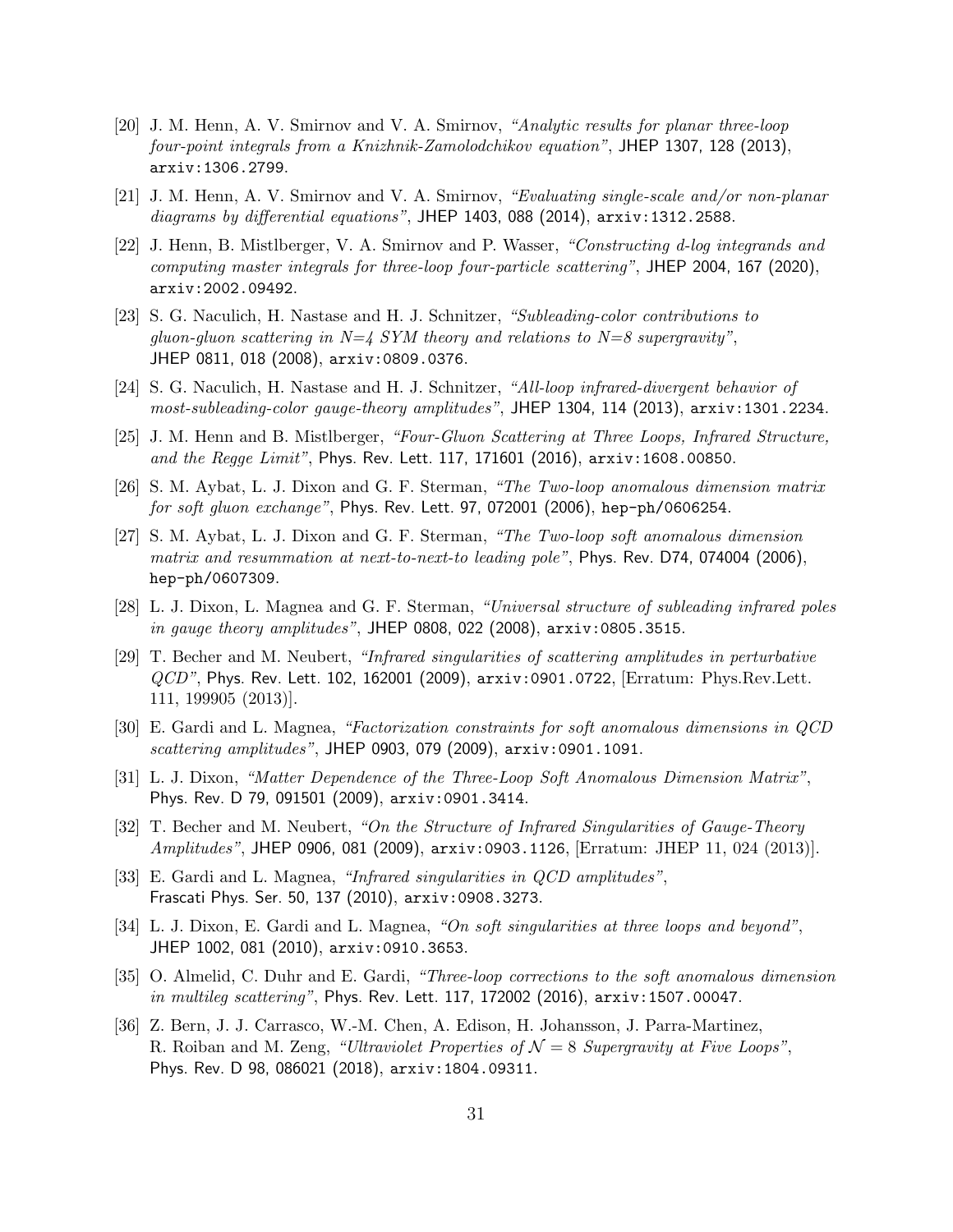[20] J. M. Henn, A. V. Smirnov and V. A. Smirnov, *"Analytic results for planar three-loop four-point integrals from a Knizhnik-Zamolodchikov equation"*, JHEP 1307, 128 (2013), arxiv:1306.2799.

[21] J. M. Henn, A. V. Smirnov and V. A. Smirnov, *"Evaluating single-scale and/or non-planar diagrams by differential equations"*, JHEP 1403, 088 (2014), arxiv:1312.2588.

[22] J. Henn, B. Mistlberger, V. A. Smirnov and P. Wasser, *"Constructing d-log integrands and computing master integrals for three-loop four-particle scattering"*, JHEP 2004, 167 (2020), arxiv:2002.09492.

[23] S. G. Naculich, H. Nastase and H. J. Schnitzer, *"Subleading-color contributions to gluon-gluon scattering in N=4 SYM theory and relations to N=8 supergravity"*, JHEP 0811, 018 (2008), arxiv:0809.0376.

[24] S. G. Naculich, H. Nastase and H. J. Schnitzer, *"All-loop infrared-divergent behavior of most-subleading-color gauge-theory amplitudes"*, JHEP 1304, 114 (2013), arxiv:1301.2234.

[25] J. M. Henn and B. Mistlberger, *"Four-Gluon Scattering at Three Loops, Infrared Structure, and the Regge Limit"*, Phys. Rev. Lett. 117, 171601 (2016), arxiv:1608.00850.

[26] S. M. Aybat, L. J. Dixon and G. F. Sterman, *"The Two-loop anomalous dimension matrix for soft gluon exchange"*, Phys. Rev. Lett. 97, 072001 (2006), hep-ph/0606254.

[27] S. M. Aybat, L. J. Dixon and G. F. Sterman, *"The Two-loop soft anomalous dimension matrix and resummation at next-to-next-to leading pole"*, Phys. Rev. D74, 074004 (2006), hep-ph/0607309.

[28] L. J. Dixon, L. Magnea and G. F. Sterman, *"Universal structure of subleading infrared poles in gauge theory amplitudes"*, JHEP 0808, 022 (2008), arxiv:0805.3515.

[29] T. Becher and M. Neubert, *"Infrared singularities of scattering amplitudes in perturbative QCD"*, Phys. Rev. Lett. 102, 162001 (2009), arxiv:0901.0722, [Erratum: Phys.Rev.Lett. 111, 199905 (2013)].

[30] E. Gardi and L. Magnea, *"Factorization constraints for soft anomalous dimensions in QCD scattering amplitudes"*, JHEP 0903, 079 (2009), arxiv:0901.1091.

[31] L. J. Dixon, *"Matter Dependence of the Three-Loop Soft Anomalous Dimension Matrix"*, Phys. Rev. D 79, 091501 (2009), arxiv:0901.3414.

[32] T. Becher and M. Neubert, *"On the Structure of Infrared Singularities of Gauge-Theory Amplitudes"*, JHEP 0906, 081 (2009), arxiv:0903.1126, [Erratum: JHEP 11, 024 (2013)].

[33] E. Gardi and L. Magnea, *"Infrared singularities in QCD amplitudes"*, Frascati Phys. Ser. 50, 137 (2010), arxiv:0908.3273.

[34] L. J. Dixon, E. Gardi and L. Magnea, *"On soft singularities at three loops and beyond"*, JHEP 1002, 081 (2010), arxiv:0910.3653.

[35] O. Almelid, C. Duhr and E. Gardi, *"Three-loop corrections to the soft anomalous dimension in multileg scattering"*, Phys. Rev. Lett. 117, 172002 (2016), arxiv:1507.00047.

[36] Z. Bern, J. J. Carrasco, W.-M. Chen, A. Edison, H. Johansson, J. Parra-Martinez, R. Roiban and M. Zeng, *"Ultraviolet Properties of $\mathcal{N} = 8$ Supergravity at Five Loops"*, Phys. Rev. D 98, 086021 (2018), arxiv:1804.09311.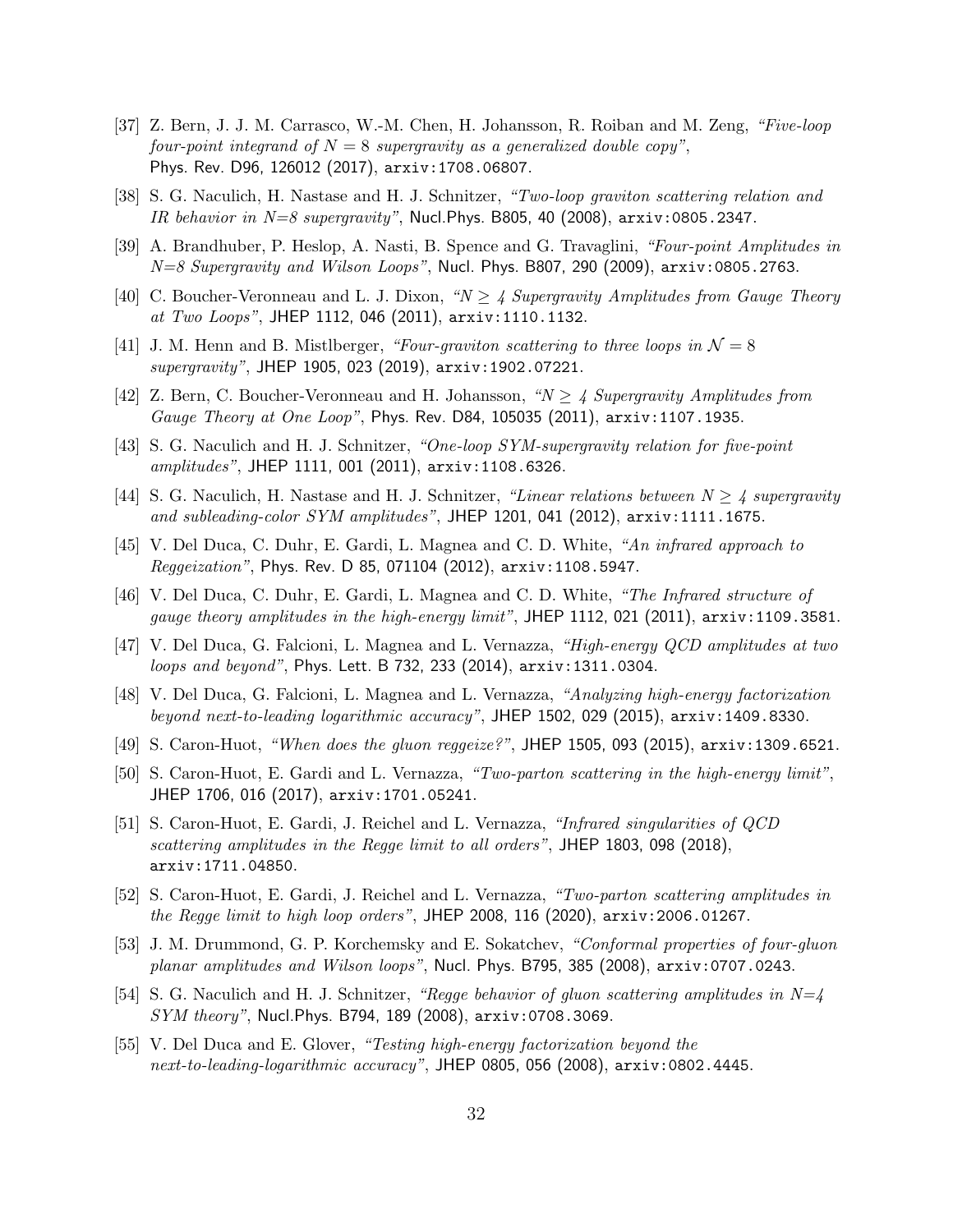[37] Z. Bern, J. J. M. Carrasco, W.-M. Chen, H. Johansson, R. Roiban and M. Zeng, *"Five-loop four-point integrand of $N = 8$ supergravity as a generalized double copy"*, Phys. Rev. D96, 126012 (2017), arxiv:1708.06807.

[38] S. G. Naculich, H. Nastase and H. J. Schnitzer, *"Two-loop graviton scattering relation and IR behavior in N=8 supergravity"*, Nucl.Phys. B805, 40 (2008), arxiv:0805.2347.

[39] A. Brandhuber, P. Heslop, A. Nasti, B. Spence and G. Travaglini, *"Four-point Amplitudes in N=8 Supergravity and Wilson Loops"*, Nucl. Phys. B807, 290 (2009), arxiv:0805.2763.

[40] C. Boucher-Veronneau and L. J. Dixon, *"$N \geq 4$ Supergravity Amplitudes from Gauge Theory at Two Loops"*, JHEP 1112, 046 (2011), arxiv:1110.1132.

[41] J. M. Henn and B. Mistlberger, *"Four-graviton scattering to three loops in $\mathcal{N} = 8$ supergravity"*, JHEP 1905, 023 (2019), arxiv:1902.07221.

[42] Z. Bern, C. Boucher-Veronneau and H. Johansson, *"$N \geq 4$ Supergravity Amplitudes from Gauge Theory at One Loop"*, Phys. Rev. D84, 105035 (2011), arxiv:1107.1935.

[43] S. G. Naculich and H. J. Schnitzer, *"One-loop SYM-supergravity relation for five-point amplitudes"*, JHEP 1111, 001 (2011), arxiv:1108.6326.

[44] S. G. Naculich, H. Nastase and H. J. Schnitzer, *"Linear relations between $N \geq 4$ supergravity and subleading-color SYM amplitudes"*, JHEP 1201, 041 (2012), arxiv:1111.1675.

[45] V. Del Duca, C. Duhr, E. Gardi, L. Magnea and C. D. White, *"An infrared approach to Reggeization"*, Phys. Rev. D 85, 071104 (2012), arxiv:1108.5947.

[46] V. Del Duca, C. Duhr, E. Gardi, L. Magnea and C. D. White, *"The Infrared structure of gauge theory amplitudes in the high-energy limit"*, JHEP 1112, 021 (2011), arxiv:1109.3581.

[47] V. Del Duca, G. Falcioni, L. Magnea and L. Vernazza, *"High-energy QCD amplitudes at two loops and beyond"*, Phys. Lett. B 732, 233 (2014), arxiv:1311.0304.

[48] V. Del Duca, G. Falcioni, L. Magnea and L. Vernazza, *"Analyzing high-energy factorization beyond next-to-leading logarithmic accuracy"*, JHEP 1502, 029 (2015), arxiv:1409.8330.

[49] S. Caron-Huot, *"When does the gluon reggeize?"*, JHEP 1505, 093 (2015), arxiv:1309.6521.

[50] S. Caron-Huot, E. Gardi and L. Vernazza, *"Two-parton scattering in the high-energy limit"*, JHEP 1706, 016 (2017), arxiv:1701.05241.

[51] S. Caron-Huot, E. Gardi, J. Reichel and L. Vernazza, *"Infrared singularities of QCD scattering amplitudes in the Regge limit to all orders"*, JHEP 1803, 098 (2018), arxiv:1711.04850.

[52] S. Caron-Huot, E. Gardi, J. Reichel and L. Vernazza, *"Two-parton scattering amplitudes in the Regge limit to high loop orders"*, JHEP 2008, 116 (2020), arxiv:2006.01267.

[53] J. M. Drummond, G. P. Korchemsky and E. Sokatchev, *"Conformal properties of four-gluon planar amplitudes and Wilson loops"*, Nucl. Phys. B795, 385 (2008), arxiv:0707.0243.

[54] S. G. Naculich and H. J. Schnitzer, *"Regge behavior of gluon scattering amplitudes in N=4 SYM theory"*, Nucl.Phys. B794, 189 (2008), arxiv:0708.3069.

[55] V. Del Duca and E. Glover, *"Testing high-energy factorization beyond the next-to-leading-logarithmic accuracy"*, JHEP 0805, 056 (2008), arxiv:0802.4445.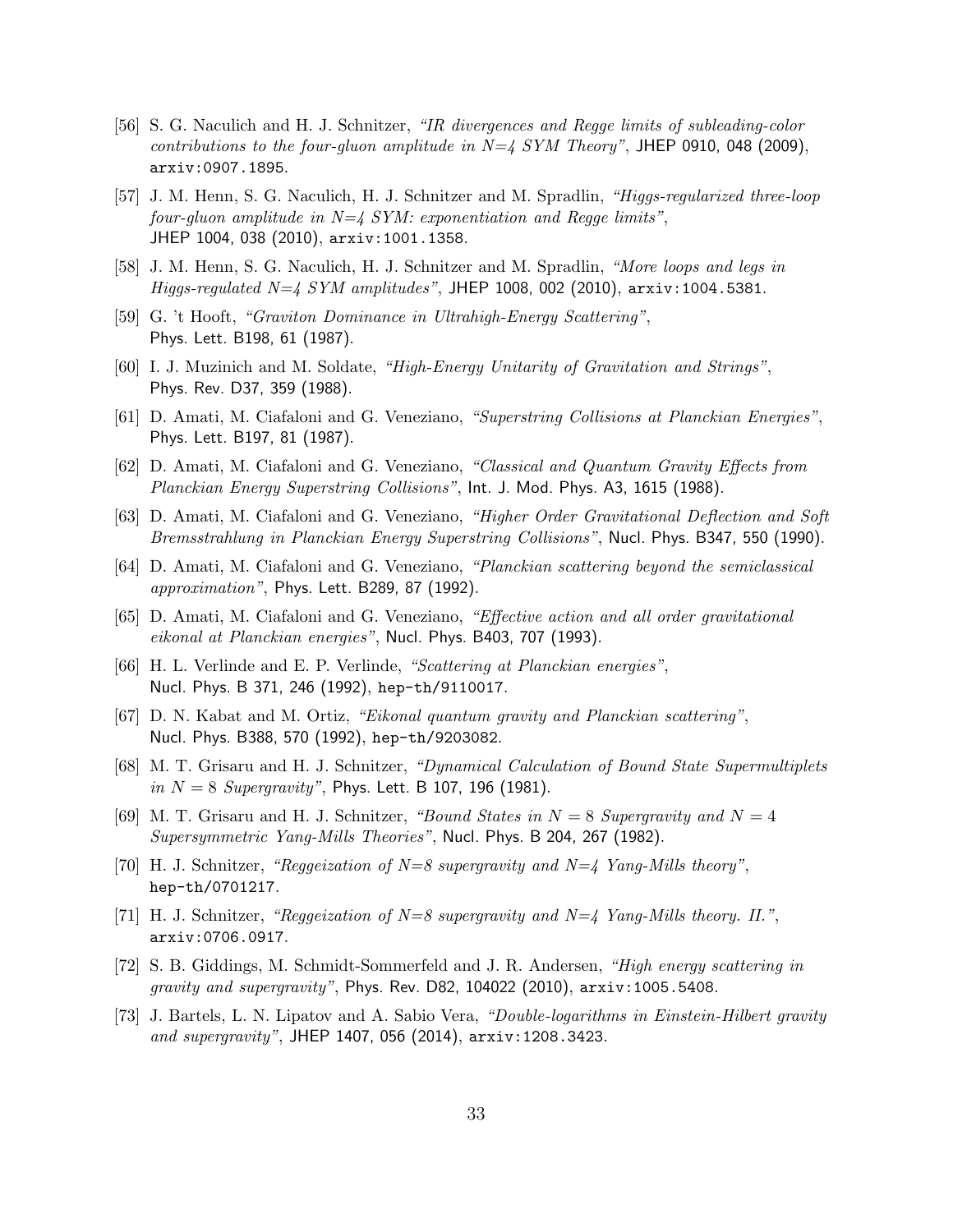[56] S. G. Naculich and H. J. Schnitzer, *"IR divergences and Regge limits of subleading-color contributions to the four-gluon amplitude in N=4 SYM Theory"*, JHEP 0910, 048 (2009), arxiv:0907.1895.

[57] J. M. Henn, S. G. Naculich, H. J. Schnitzer and M. Spradlin, *"Higgs-regularized three-loop four-gluon amplitude in N=4 SYM: exponentiation and Regge limits"*, JHEP 1004, 038 (2010), arxiv:1001.1358.

[58] J. M. Henn, S. G. Naculich, H. J. Schnitzer and M. Spradlin, *"More loops and legs in Higgs-regulated N=4 SYM amplitudes"*, JHEP 1008, 002 (2010), arxiv:1004.5381.

[59] G. 't Hooft, *"Graviton Dominance in Ultrahigh-Energy Scattering"*, Phys. Lett. B198, 61 (1987).

[60] I. J. Muzinich and M. Soldate, *"High-Energy Unitarity of Gravitation and Strings"*, Phys. Rev. D37, 359 (1988).

[61] D. Amati, M. Ciafaloni and G. Veneziano, *"Superstring Collisions at Planckian Energies"*, Phys. Lett. B197, 81 (1987).

[62] D. Amati, M. Ciafaloni and G. Veneziano, *"Classical and Quantum Gravity Effects from Planckian Energy Superstring Collisions"*, Int. J. Mod. Phys. A3, 1615 (1988).

[63] D. Amati, M. Ciafaloni and G. Veneziano, *"Higher Order Gravitational Deflection and Soft Bremsstrahlung in Planckian Energy Superstring Collisions"*, Nucl. Phys. B347, 550 (1990).

[64] D. Amati, M. Ciafaloni and G. Veneziano, *"Planckian scattering beyond the semiclassical approximation"*, Phys. Lett. B289, 87 (1992).

[65] D. Amati, M. Ciafaloni and G. Veneziano, *"Effective action and all order gravitational eikonal at Planckian energies"*, Nucl. Phys. B403, 707 (1993).

[66] H. L. Verlinde and E. P. Verlinde, *"Scattering at Planckian energies"*, Nucl. Phys. B 371, 246 (1992), hep-th/9110017.

[67] D. N. Kabat and M. Ortiz, *"Eikonal quantum gravity and Planckian scattering"*, Nucl. Phys. B388, 570 (1992), hep-th/9203082.

[68] M. T. Grisaru and H. J. Schnitzer, *"Dynamical Calculation of Bound State Supermultiplets in $N = 8$ Supergravity"*, Phys. Lett. B 107, 196 (1981).

[69] M. T. Grisaru and H. J. Schnitzer, *"Bound States in $N = 8$ Supergravity and $N = 4$ Supersymmetric Yang-Mills Theories"*, Nucl. Phys. B 204, 267 (1982).

[70] H. J. Schnitzer, *"Reggeization of N=8 supergravity and N=4 Yang-Mills theory"*, hep-th/0701217.

[71] H. J. Schnitzer, *"Reggeization of N=8 supergravity and N=4 Yang-Mills theory. II."*, arxiv:0706.0917.

[72] S. B. Giddings, M. Schmidt-Sommerfeld and J. R. Andersen, *"High energy scattering in gravity and supergravity"*, Phys. Rev. D82, 104022 (2010), arxiv:1005.5408.

[73] J. Bartels, L. N. Lipatov and A. Sabio Vera, *"Double-logarithms in Einstein-Hilbert gravity and supergravity"*, JHEP 1407, 056 (2014), arxiv:1208.3423.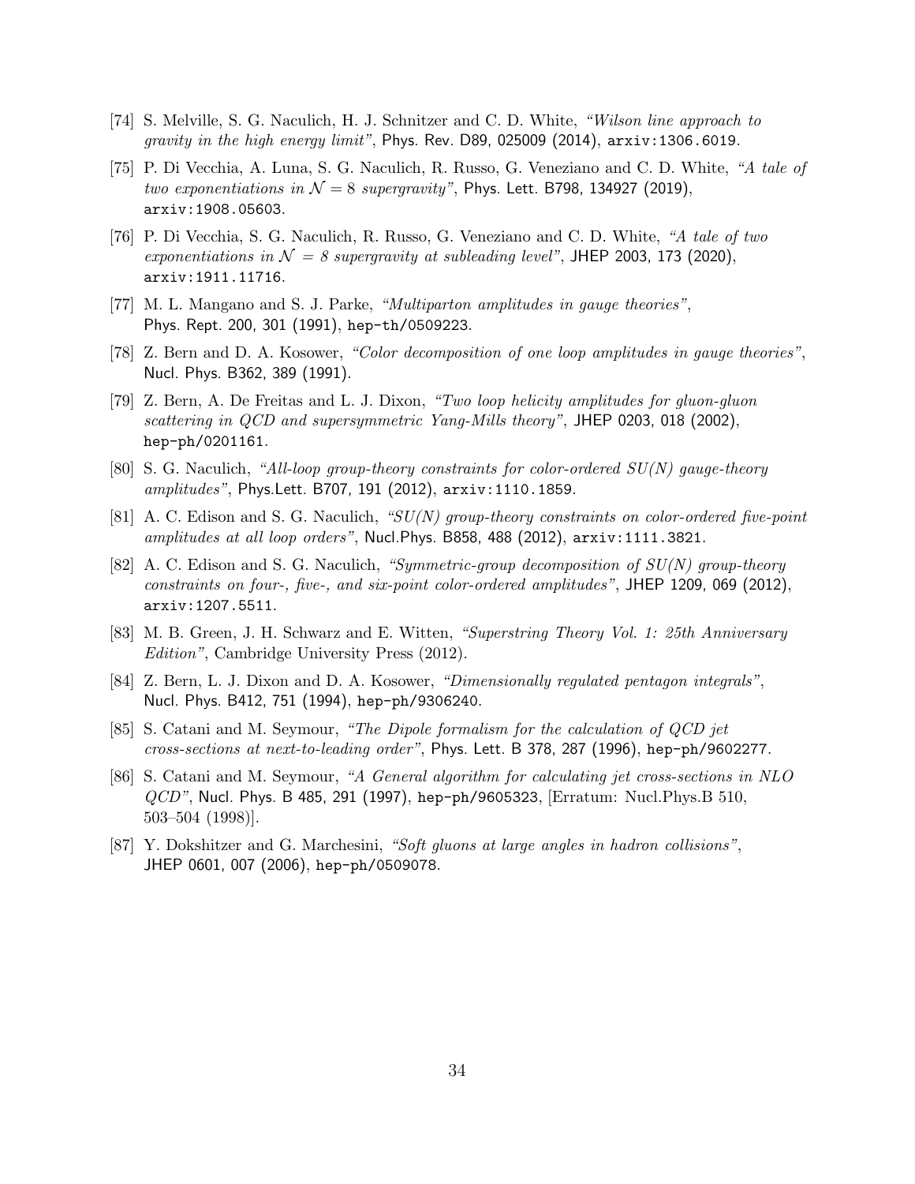[74] S. Melville, S. G. Naculich, H. J. Schnitzer and C. D. White, *"Wilson line approach to gravity in the high energy limit"*, Phys. Rev. D89, 025009 (2014), arxiv:1306.6019.

[75] P. Di Vecchia, A. Luna, S. G. Naculich, R. Russo, G. Veneziano and C. D. White, *"A tale of two exponentiations in $\mathcal{N}=8$ supergravity"*, Phys. Lett. B798, 134927 (2019), arxiv:1908.05603.

[76] P. Di Vecchia, S. G. Naculich, R. Russo, G. Veneziano and C. D. White, *"A tale of two exponentiations in $\mathcal{N}=8$ supergravity at subleading level"*, JHEP 2003, 173 (2020), arxiv:1911.11716.

[77] M. L. Mangano and S. J. Parke, *"Multiparton amplitudes in gauge theories"*, Phys. Rept. 200, 301 (1991), hep-th/0509223.

[78] Z. Bern and D. A. Kosower, *"Color decomposition of one loop amplitudes in gauge theories"*, Nucl. Phys. B362, 389 (1991).

[79] Z. Bern, A. De Freitas and L. J. Dixon, *"Two loop helicity amplitudes for gluon-gluon scattering in QCD and supersymmetric Yang-Mills theory"*, JHEP 0203, 018 (2002), hep-ph/0201161.

[80] S. G. Naculich, *"All-loop group-theory constraints for color-ordered SU(N) gauge-theory amplitudes"*, Phys.Lett. B707, 191 (2012), arxiv:1110.1859.

[81] A. C. Edison and S. G. Naculich, *"SU(N) group-theory constraints on color-ordered five-point amplitudes at all loop orders"*, Nucl.Phys. B858, 488 (2012), arxiv:1111.3821.

[82] A. C. Edison and S. G. Naculich, *"Symmetric-group decomposition of SU(N) group-theory constraints on four-, five-, and six-point color-ordered amplitudes"*, JHEP 1209, 069 (2012), arxiv:1207.5511.

[83] M. B. Green, J. H. Schwarz and E. Witten, *"Superstring Theory Vol. 1: 25th Anniversary Edition"*, Cambridge University Press (2012).

[84] Z. Bern, L. J. Dixon and D. A. Kosower, *"Dimensionally regulated pentagon integrals"*, Nucl. Phys. B412, 751 (1994), hep-ph/9306240.

[85] S. Catani and M. Seymour, *"The Dipole formalism for the calculation of QCD jet cross-sections at next-to-leading order"*, Phys. Lett. B 378, 287 (1996), hep-ph/9602277.

[86] S. Catani and M. Seymour, *"A General algorithm for calculating jet cross-sections in NLO QCD"*, Nucl. Phys. B 485, 291 (1997), hep-ph/9605323, [Erratum: Nucl.Phys.B 510, 503–504 (1998)].

[87] Y. Dokshitzer and G. Marchesini, *"Soft gluons at large angles in hadron collisions"*, JHEP 0601, 007 (2006), hep-ph/0509078.